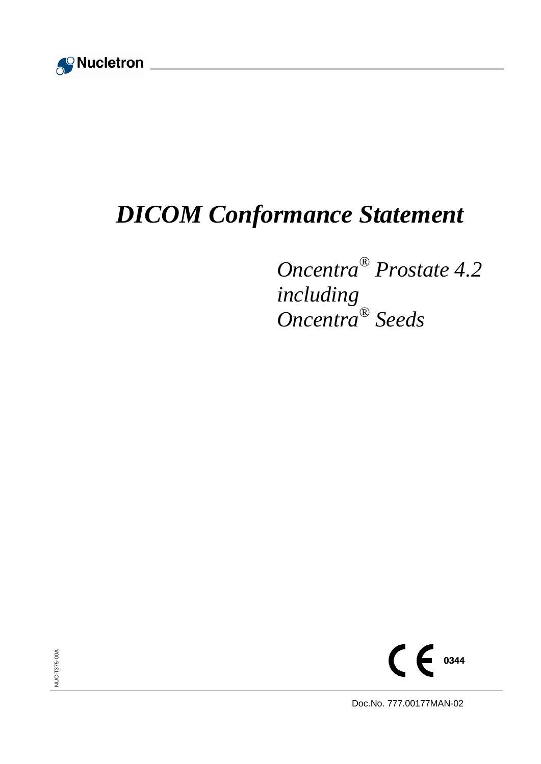Nucletron

# *DICOM Conformance Statement*

*Oncentra® Prostate 4.2*
*including*
*Oncentra® Seeds*

CE 0344

NUC-T375-00A

Doc.No. 777.00177MAN-02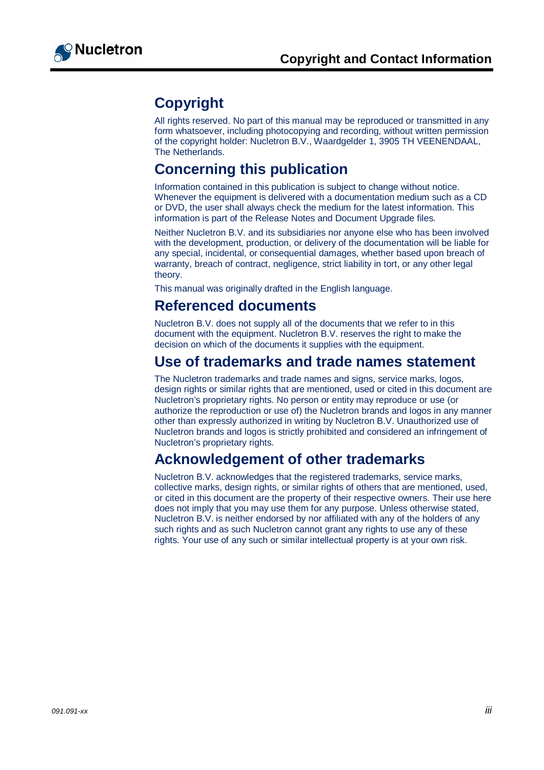# Copyright and Contact Information

## Copyright

All rights reserved. No part of this manual may be reproduced or transmitted in any form whatsoever, including photocopying and recording, without written permission of the copyright holder: Nucletron B.V., Waardgelder 1, 3905 TH VEENENDAAL, The Netherlands.

## Concerning this publication

Information contained in this publication is subject to change without notice. Whenever the equipment is delivered with a documentation medium such as a CD or DVD, the user shall always check the medium for the latest information. This information is part of the Release Notes and Document Upgrade files.

Neither Nucletron B.V. and its subsidiaries nor anyone else who has been involved with the development, production, or delivery of the documentation will be liable for any special, incidental, or consequential damages, whether based upon breach of warranty, breach of contract, negligence, strict liability in tort, or any other legal theory.

This manual was originally drafted in the English language.

## Referenced documents

Nucletron B.V. does not supply all of the documents that we refer to in this document with the equipment. Nucletron B.V. reserves the right to make the decision on which of the documents it supplies with the equipment.

## Use of trademarks and trade names statement

The Nucletron trademarks and trade names and signs, service marks, logos, design rights or similar rights that are mentioned, used or cited in this document are Nucletron's proprietary rights. No person or entity may reproduce or use (or authorize the reproduction or use of) the Nucletron brands and logos in any manner other than expressly authorized in writing by Nucletron B.V. Unauthorized use of Nucletron brands and logos is strictly prohibited and considered an infringement of Nucletron's proprietary rights.

## Acknowledgement of other trademarks

Nucletron B.V. acknowledges that the registered trademarks, service marks, collective marks, design rights, or similar rights of others that are mentioned, used, or cited in this document are the property of their respective owners. Their use here does not imply that you may use them for any purpose. Unless otherwise stated, Nucletron B.V. is neither endorsed by nor affiliated with any of the holders of any such rights and as such Nucletron cannot grant any rights to use any of these rights. Your use of any such or similar intellectual property is at your own risk.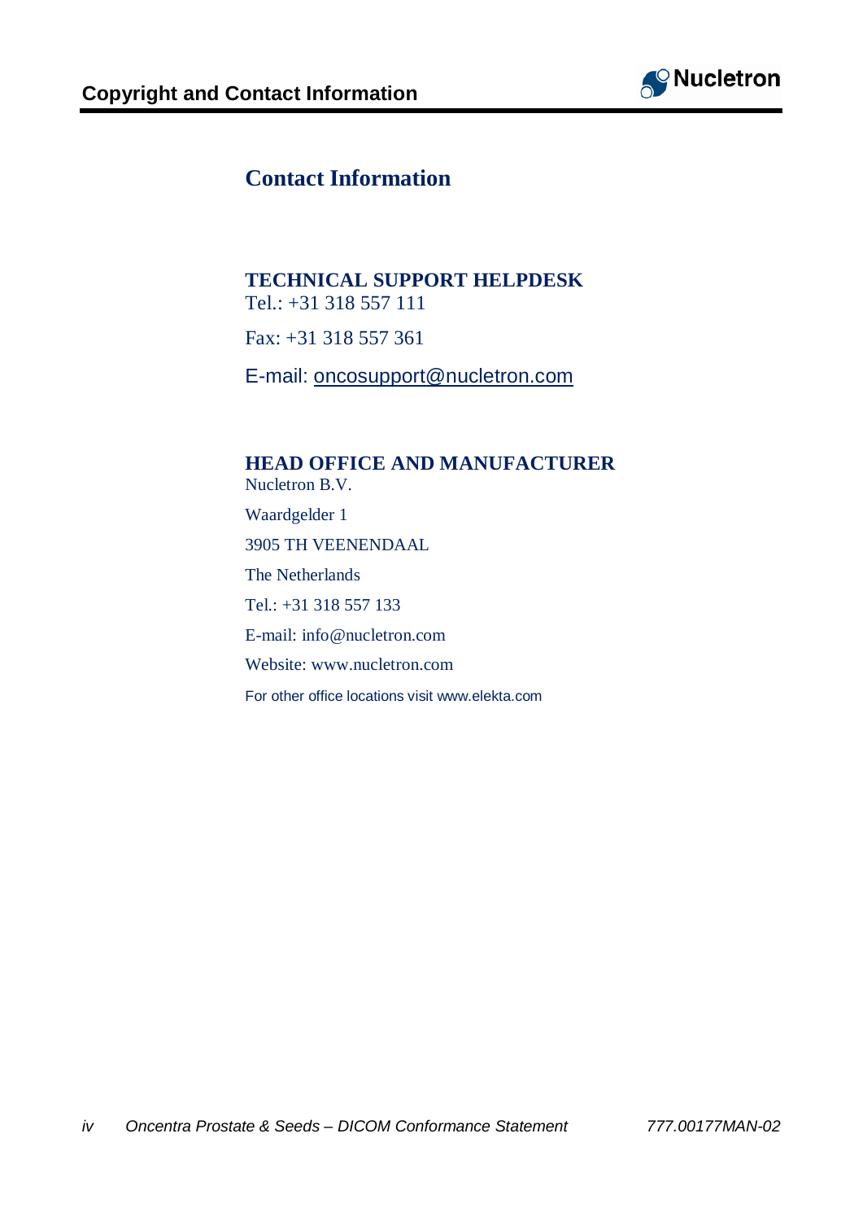## Contact Information

**TECHNICAL SUPPORT HELPDESK**

Tel.: +31 318 557 111

Fax: +31 318 557 361

E-mail: oncosupport@nucletron.com

**HEAD OFFICE AND MANUFACTURER**

Nucletron B.V.

Waardgelder 1

3905 TH VEENENDAAL

The Netherlands

Tel.: +31 318 557 133

E-mail: info@nucletron.com

Website: www.nucletron.com

For other office locations visit www.elekta.com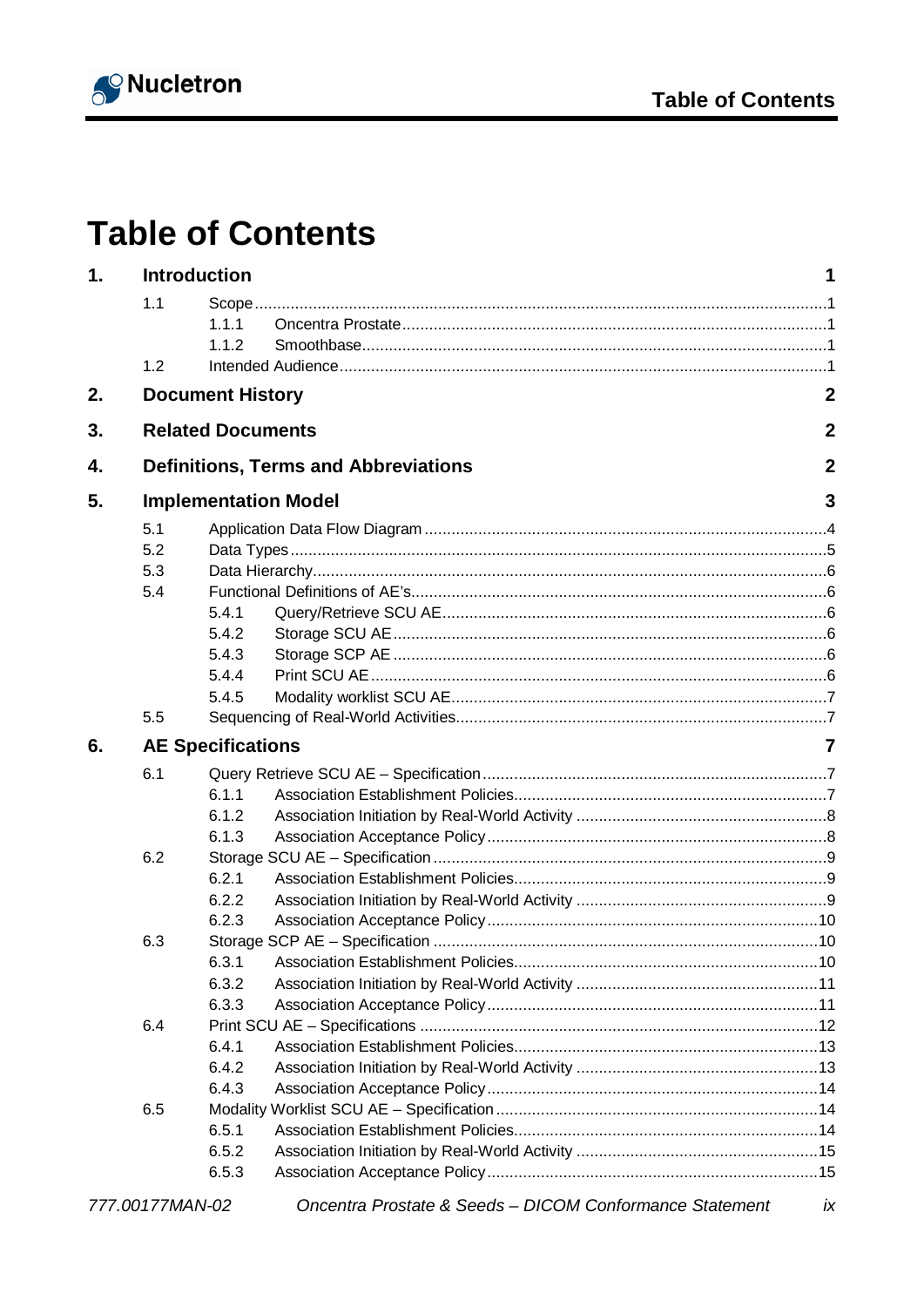# Table of Contents

**1. Introduction** **1**

- 1.1 Scope ... 1
  - 1.1.1 Oncentra Prostate ... 1
  - 1.1.2 Smoothbase ... 1
- 1.2 Intended Audience ... 1

**2. Document History** **2**

**3. Related Documents** **2**

**4. Definitions, Terms and Abbreviations** **2**

**5. Implementation Model** **3**

- 5.1 Application Data Flow Diagram ... 4
- 5.2 Data Types ... 5
- 5.3 Data Hierarchy ... 6
- 5.4 Functional Definitions of AE's ... 6
  - 5.4.1 Query/Retrieve SCU AE ... 6
  - 5.4.2 Storage SCU AE ... 6
  - 5.4.3 Storage SCP AE ... 6
  - 5.4.4 Print SCU AE ... 6
  - 5.4.5 Modality worklist SCU AE ... 7
- 5.5 Sequencing of Real-World Activities ... 7

**6. AE Specifications** **7**

- 6.1 Query Retrieve SCU AE – Specification ... 7
  - 6.1.1 Association Establishment Policies ... 7
  - 6.1.2 Association Initiation by Real-World Activity ... 8
  - 6.1.3 Association Acceptance Policy ... 8
- 6.2 Storage SCU AE – Specification ... 9
  - 6.2.1 Association Establishment Policies ... 9
  - 6.2.2 Association Initiation by Real-World Activity ... 9
  - 6.2.3 Association Acceptance Policy ... 10
- 6.3 Storage SCP AE – Specification ... 10
  - 6.3.1 Association Establishment Policies ... 10
  - 6.3.2 Association Initiation by Real-World Activity ... 11
  - 6.3.3 Association Acceptance Policy ... 11
- 6.4 Print SCU AE – Specifications ... 12
  - 6.4.1 Association Establishment Policies ... 13
  - 6.4.2 Association Initiation by Real-World Activity ... 13
  - 6.4.3 Association Acceptance Policy ... 14
- 6.5 Modality Worklist SCU AE – Specification ... 14
  - 6.5.1 Association Establishment Policies ... 14
  - 6.5.2 Association Initiation by Real-World Activity ... 15
  - 6.5.3 Association Acceptance Policy ... 15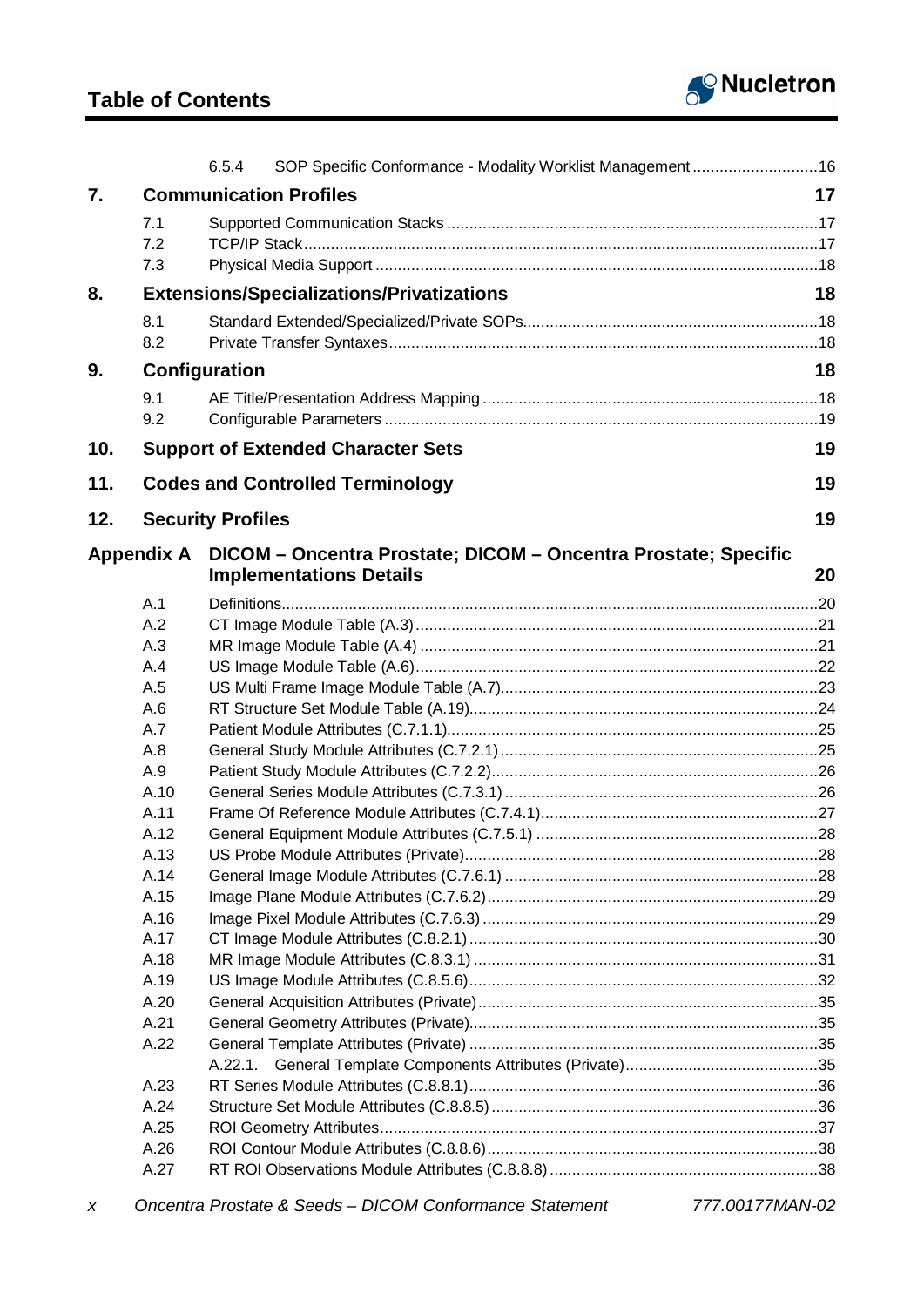6.5.4 SOP Specific Conformance - Modality Worklist Management ....16

**7. Communication Profiles** **17**

- 7.1 Supported Communication Stacks ....17
- 7.2 TCP/IP Stack ....17
- 7.3 Physical Media Support ....18

**8. Extensions/Specializations/Privatizations** **18**

- 8.1 Standard Extended/Specialized/Private SOPs ....18
- 8.2 Private Transfer Syntaxes ....18

**9. Configuration** **18**

- 9.1 AE Title/Presentation Address Mapping ....18
- 9.2 Configurable Parameters ....19

**10. Support of Extended Character Sets** **19**

**11. Codes and Controlled Terminology** **19**

**12. Security Profiles** **19**

**Appendix A DICOM – Oncentra Prostate; DICOM – Oncentra Prostate; Specific Implementations Details** **20**

- A.1 Definitions ....20
- A.2 CT Image Module Table (A.3) ....21
- A.3 MR Image Module Table (A.4) ....21
- A.4 US Image Module Table (A.6) ....22
- A.5 US Multi Frame Image Module Table (A.7) ....23
- A.6 RT Structure Set Module Table (A.19) ....24
- A.7 Patient Module Attributes (C.7.1.1) ....25
- A.8 General Study Module Attributes (C.7.2.1) ....25
- A.9 Patient Study Module Attributes (C.7.2.2) ....26
- A.10 General Series Module Attributes (C.7.3.1) ....26
- A.11 Frame Of Reference Module Attributes (C.7.4.1) ....27
- A.12 General Equipment Module Attributes (C.7.5.1) ....28
- A.13 US Probe Module Attributes (Private) ....28
- A.14 General Image Module Attributes (C.7.6.1) ....28
- A.15 Image Plane Module Attributes (C.7.6.2) ....29
- A.16 Image Pixel Module Attributes (C.7.6.3) ....29
- A.17 CT Image Module Attributes (C.8.2.1) ....30
- A.18 MR Image Module Attributes (C.8.3.1) ....31
- A.19 US Image Module Attributes (C.8.5.6) ....32
- A.20 General Acquisition Attributes (Private) ....35
- A.21 General Geometry Attributes (Private) ....35
- A.22 General Template Attributes (Private) ....35
  - A.22.1. General Template Components Attributes (Private) ....35
- A.23 RT Series Module Attributes (C.8.8.1) ....36
- A.24 Structure Set Module Attributes (C.8.8.5) ....36
- A.25 ROI Geometry Attributes ....37
- A.26 ROI Contour Module Attributes (C.8.8.6) ....38
- A.27 RT ROI Observations Module Attributes (C.8.8.8) ....38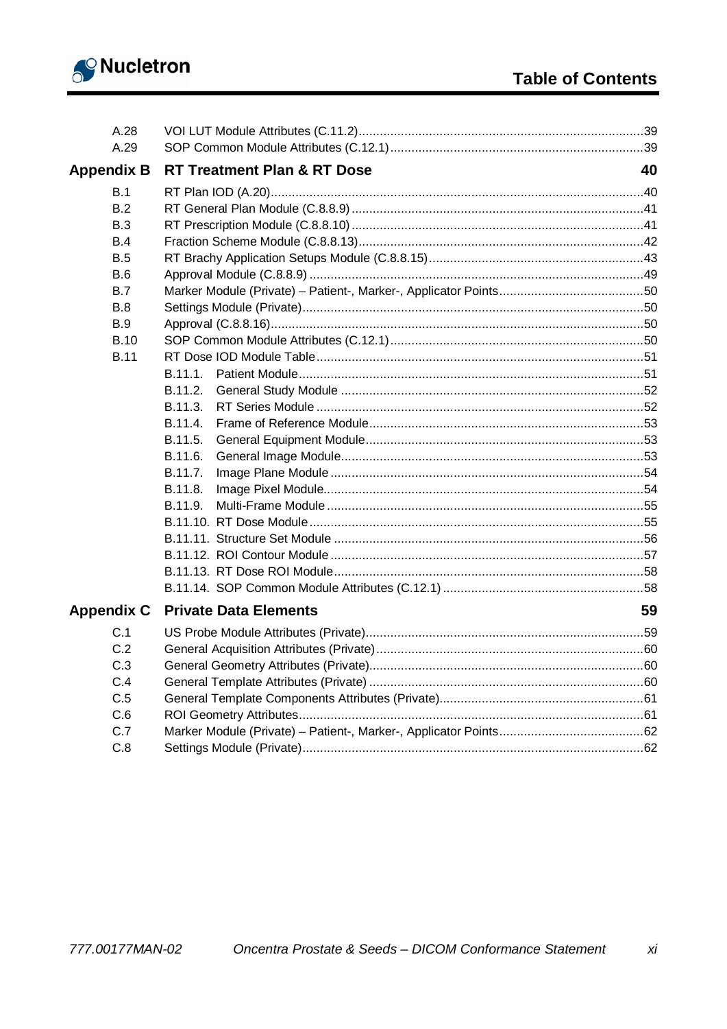A.28 VOI LUT Module Attributes (C.11.2) ....... 39
A.29 SOP Common Module Attributes (C.12.1) ....... 39

**Appendix B RT Treatment Plan & RT Dose** **40**

B.1 RT Plan IOD (A.20) ....... 40
B.2 RT General Plan Module (C.8.8.9) ....... 41
B.3 RT Prescription Module (C.8.8.10) ....... 41
B.4 Fraction Scheme Module (C.8.8.13) ....... 42
B.5 RT Brachy Application Setups Module (C.8.8.15) ....... 43
B.6 Approval Module (C.8.8.9) ....... 49
B.7 Marker Module (Private) – Patient-, Marker-, Applicator Points ....... 50
B.8 Settings Module (Private) ....... 50
B.9 Approval (C.8.8.16) ....... 50
B.10 SOP Common Module Attributes (C.12.1) ....... 50
B.11 RT Dose IOD Module Table ....... 51
- B.11.1. Patient Module ....... 51
- B.11.2. General Study Module ....... 52
- B.11.3. RT Series Module ....... 52
- B.11.4. Frame of Reference Module ....... 53
- B.11.5. General Equipment Module ....... 53
- B.11.6. General Image Module ....... 53
- B.11.7. Image Plane Module ....... 54
- B.11.8. Image Pixel Module ....... 54
- B.11.9. Multi-Frame Module ....... 55
- B.11.10. RT Dose Module ....... 55
- B.11.11. Structure Set Module ....... 56
- B.11.12. ROI Contour Module ....... 57
- B.11.13. RT Dose ROI Module ....... 58
- B.11.14. SOP Common Module Attributes (C.12.1) ....... 58

**Appendix C Private Data Elements** **59**

C.1 US Probe Module Attributes (Private) ....... 59
C.2 General Acquisition Attributes (Private) ....... 60
C.3 General Geometry Attributes (Private) ....... 60
C.4 General Template Attributes (Private) ....... 60
C.5 General Template Components Attributes (Private) ....... 61
C.6 ROI Geometry Attributes ....... 61
C.7 Marker Module (Private) – Patient-, Marker-, Applicator Points ....... 62
C.8 Settings Module (Private) ....... 62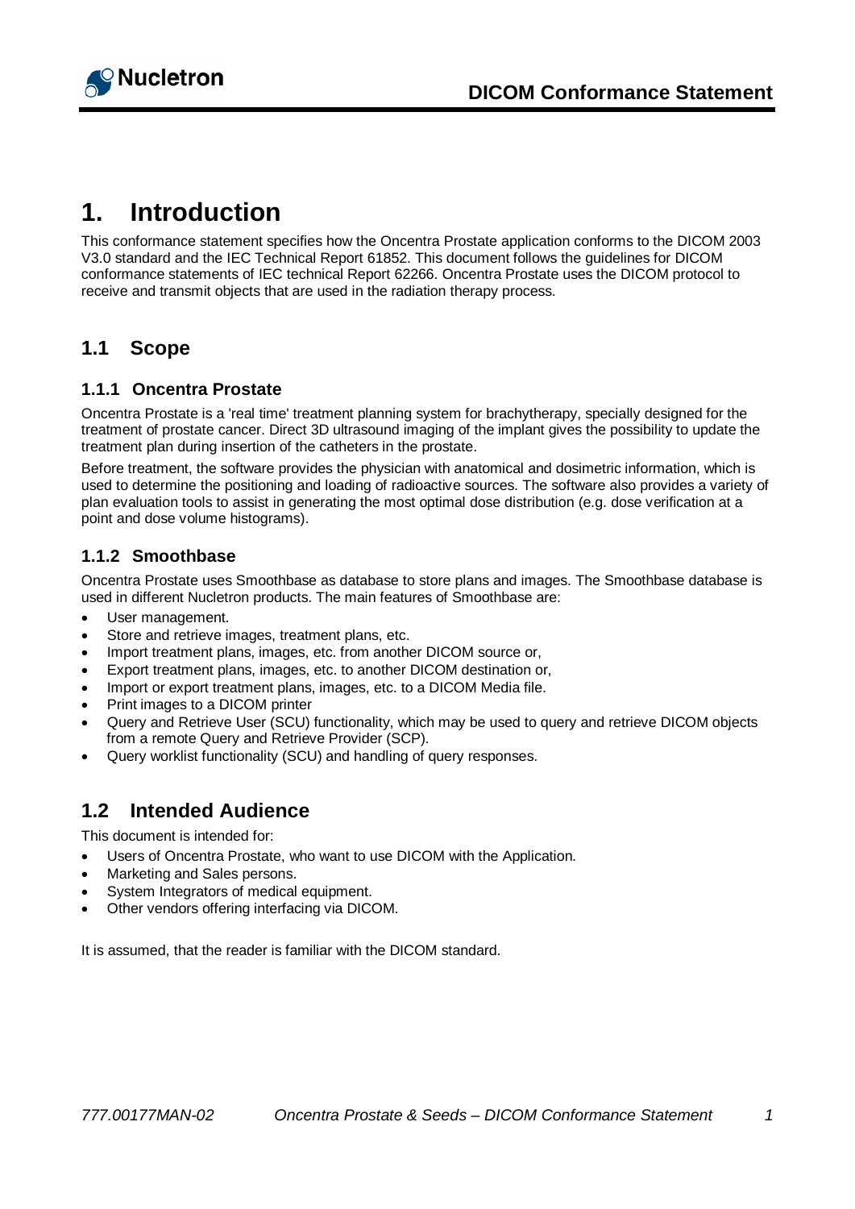# 1. Introduction

This conformance statement specifies how the Oncentra Prostate application conforms to the DICOM 2003 V3.0 standard and the IEC Technical Report 61852. This document follows the guidelines for DICOM conformance statements of IEC technical Report 62266. Oncentra Prostate uses the DICOM protocol to receive and transmit objects that are used in the radiation therapy process.

## 1.1 Scope

### 1.1.1 Oncentra Prostate

Oncentra Prostate is a 'real time' treatment planning system for brachytherapy, specially designed for the treatment of prostate cancer. Direct 3D ultrasound imaging of the implant gives the possibility to update the treatment plan during insertion of the catheters in the prostate.

Before treatment, the software provides the physician with anatomical and dosimetric information, which is used to determine the positioning and loading of radioactive sources. The software also provides a variety of plan evaluation tools to assist in generating the most optimal dose distribution (e.g. dose verification at a point and dose volume histograms).

### 1.1.2 Smoothbase

Oncentra Prostate uses Smoothbase as database to store plans and images. The Smoothbase database is used in different Nucletron products. The main features of Smoothbase are:

- User management.
- Store and retrieve images, treatment plans, etc.
- Import treatment plans, images, etc. from another DICOM source or,
- Export treatment plans, images, etc. to another DICOM destination or,
- Import or export treatment plans, images, etc. to a DICOM Media file.
- Print images to a DICOM printer
- Query and Retrieve User (SCU) functionality, which may be used to query and retrieve DICOM objects from a remote Query and Retrieve Provider (SCP).
- Query worklist functionality (SCU) and handling of query responses.

## 1.2 Intended Audience

This document is intended for:

- Users of Oncentra Prostate, who want to use DICOM with the Application.
- Marketing and Sales persons.
- System Integrators of medical equipment.
- Other vendors offering interfacing via DICOM.

It is assumed, that the reader is familiar with the DICOM standard.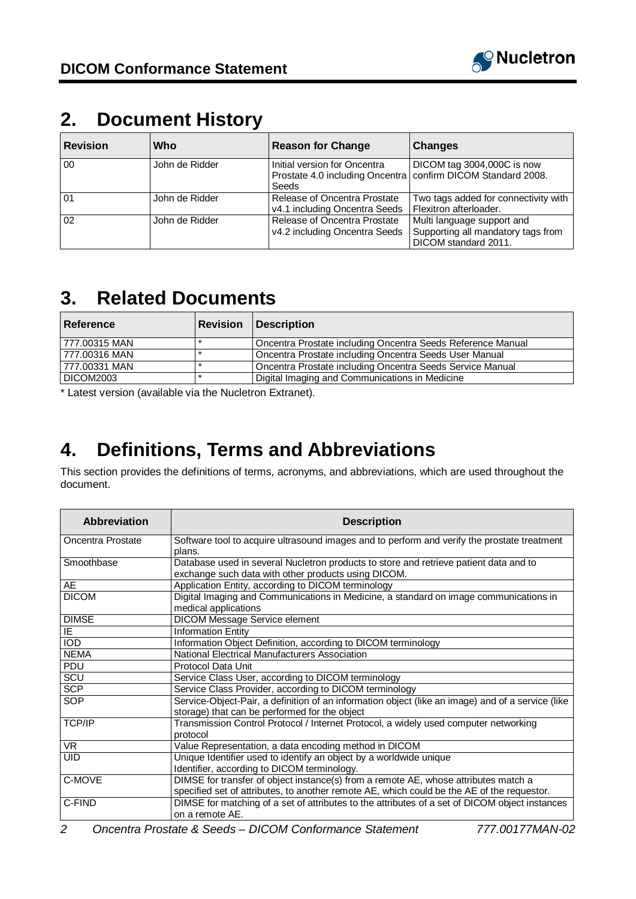## 2. Document History

| Revision | Who | Reason for Change | Changes |
|---|---|---|---|
| 00 | John de Ridder | Initial version for Oncentra Prostate 4.0 including Oncentra Seeds | DICOM tag 3004,000C is now confirm DICOM Standard 2008. |
| 01 | John de Ridder | Release of Oncentra Prostate v4.1 including Oncentra Seeds | Two tags added for connectivity with Flexitron afterloader. |
| 02 | John de Ridder | Release of Oncentra Prostate v4.2 including Oncentra Seeds | Multi language support and Supporting all mandatory tags from DICOM standard 2011. |

## 3. Related Documents

| Reference | Revision | Description |
|---|---|---|
| 777.00315 MAN | * | Oncentra Prostate including Oncentra Seeds Reference Manual |
| 777.00316 MAN | * | Oncentra Prostate including Oncentra Seeds User Manual |
| 777.00331 MAN | * | Oncentra Prostate including Oncentra Seeds Service Manual |
| DICOM2003 | * | Digital Imaging and Communications in Medicine |

* Latest version (available via the Nucletron Extranet).

## 4. Definitions, Terms and Abbreviations

This section provides the definitions of terms, acronyms, and abbreviations, which are used throughout the document.

| Abbreviation | Description |
|---|---|
| Oncentra Prostate | Software tool to acquire ultrasound images and to perform and verify the prostate treatment plans. |
| Smoothbase | Database used in several Nucletron products to store and retrieve patient data and to exchange such data with other products using DICOM. |
| AE | Application Entity, according to DICOM terminology |
| DICOM | Digital Imaging and Communications in Medicine, a standard on image communications in medical applications |
| DIMSE | DICOM Message Service element |
| IE | Information Entity |
| IOD | Information Object Definition, according to DICOM terminology |
| NEMA | National Electrical Manufacturers Association |
| PDU | Protocol Data Unit |
| SCU | Service Class User, according to DICOM terminology |
| SCP | Service Class Provider, according to DICOM terminology |
| SOP | Service-Object-Pair, a definition of an information object (like an image) and of a service (like storage) that can be performed for the object |
| TCP/IP | Transmission Control Protocol / Internet Protocol, a widely used computer networking protocol |
| VR | Value Representation, a data encoding method in DICOM |
| UID | Unique Identifier used to identify an object by a worldwide unique Identifier, according to DICOM terminology. |
| C-MOVE | DIMSE for transfer of object instance(s) from a remote AE, whose attributes match a specified set of attributes, to another remote AE, which could be the AE of the requestor. |
| C-FIND | DIMSE for matching of a set of attributes to the attributes of a set of DICOM object instances on a remote AE. |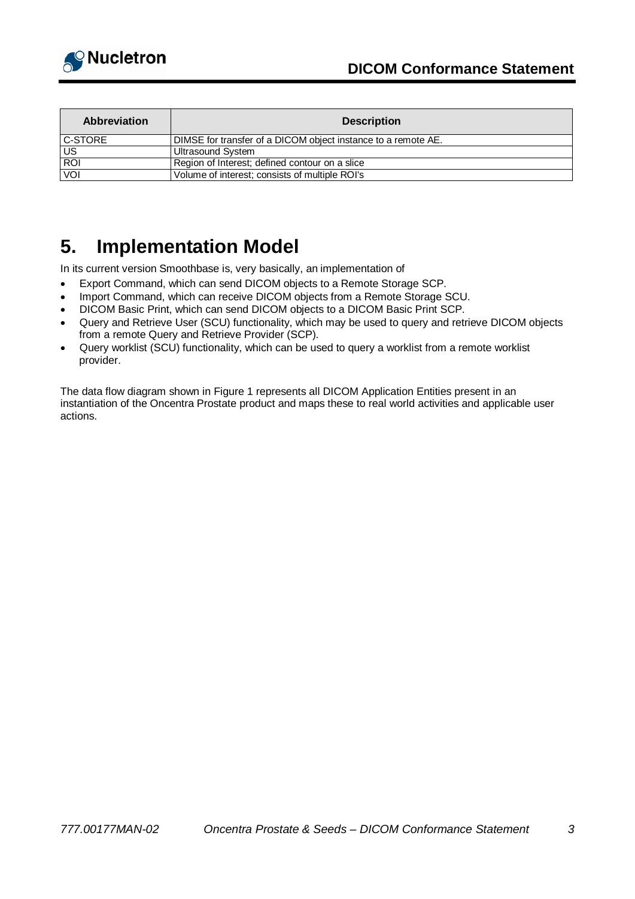| Abbreviation | Description |
|---|---|
| C-STORE | DIMSE for transfer of a DICOM object instance to a remote AE. |
| US | Ultrasound System |
| ROI | Region of Interest; defined contour on a slice |
| VOI | Volume of interest; consists of multiple ROI's |

# 5. Implementation Model

In its current version Smoothbase is, very basically, an implementation of

- Export Command, which can send DICOM objects to a Remote Storage SCP.
- Import Command, which can receive DICOM objects from a Remote Storage SCU.
- DICOM Basic Print, which can send DICOM objects to a DICOM Basic Print SCP.
- Query and Retrieve User (SCU) functionality, which may be used to query and retrieve DICOM objects from a remote Query and Retrieve Provider (SCP).
- Query worklist (SCU) functionality, which can be used to query a worklist from a remote worklist provider.

The data flow diagram shown in Figure 1 represents all DICOM Application Entities present in an instantiation of the Oncentra Prostate product and maps these to real world activities and applicable user actions.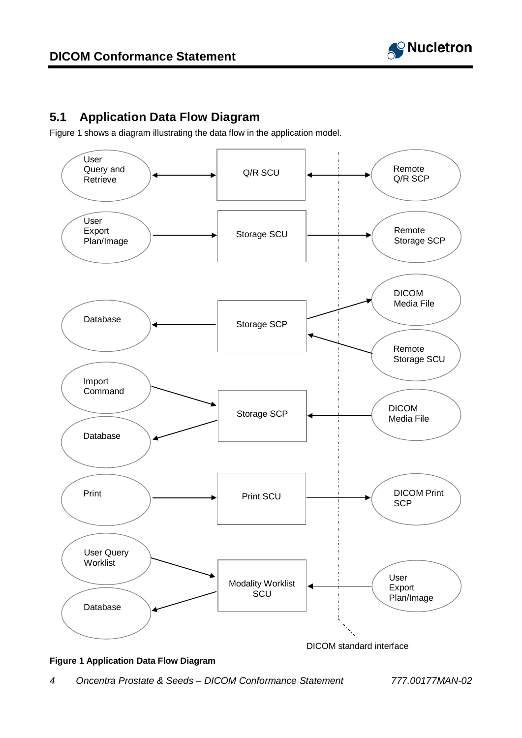## 5.1 Application Data Flow Diagram

Figure 1 shows a diagram illustrating the data flow in the application model.

User Query and Retrieve ↔ Q/R SCU ↔ Remote Q/R SCP

User Export Plan/Image → Storage SCU → Remote Storage SCP

Database ← Storage SCP → DICOM Media File; Remote Storage SCU → Storage SCP

Import Command → Storage SCP → Database; DICOM Media File → Storage SCP

Print → Print SCU → DICOM Print SCP

User Query Worklist → Modality Worklist SCU → Database; User Export Plan/Image → Modality Worklist SCU

DICOM standard interface

**Figure 1 Application Data Flow Diagram**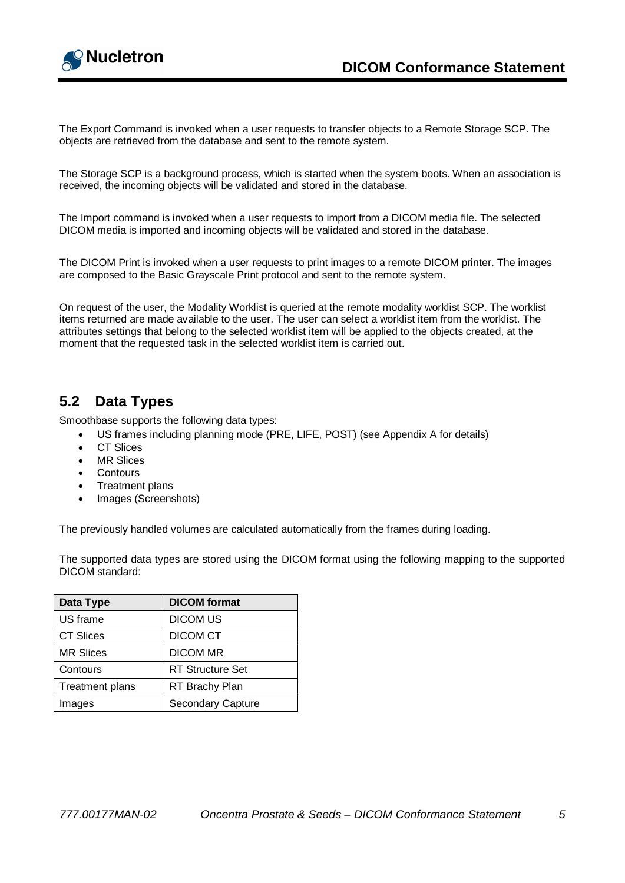The Export Command is invoked when a user requests to transfer objects to a Remote Storage SCP. The objects are retrieved from the database and sent to the remote system.

The Storage SCP is a background process, which is started when the system boots. When an association is received, the incoming objects will be validated and stored in the database.

The Import command is invoked when a user requests to import from a DICOM media file. The selected DICOM media is imported and incoming objects will be validated and stored in the database.

The DICOM Print is invoked when a user requests to print images to a remote DICOM printer. The images are composed to the Basic Grayscale Print protocol and sent to the remote system.

On request of the user, the Modality Worklist is queried at the remote modality worklist SCP. The worklist items returned are made available to the user. The user can select a worklist item from the worklist. The attributes settings that belong to the selected worklist item will be applied to the objects created, at the moment that the requested task in the selected worklist item is carried out.

## 5.2 Data Types

Smoothbase supports the following data types:

- US frames including planning mode (PRE, LIFE, POST) (see Appendix A for details)
- CT Slices
- MR Slices
- Contours
- Treatment plans
- Images (Screenshots)

The previously handled volumes are calculated automatically from the frames during loading.

The supported data types are stored using the DICOM format using the following mapping to the supported DICOM standard:

| Data Type | DICOM format |
|---|---|
| US frame | DICOM US |
| CT Slices | DICOM CT |
| MR Slices | DICOM MR |
| Contours | RT Structure Set |
| Treatment plans | RT Brachy Plan |
| Images | Secondary Capture |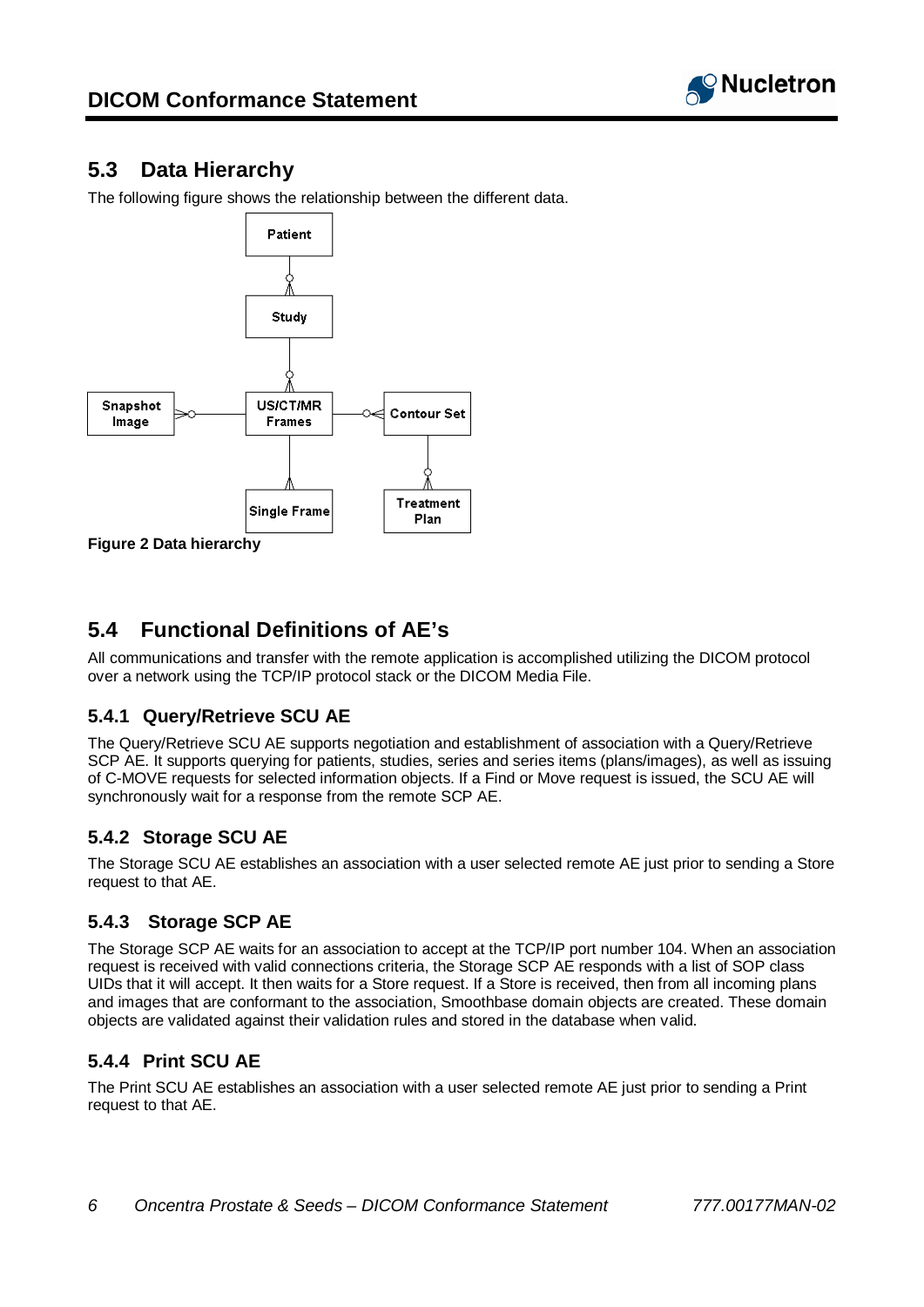## 5.3 Data Hierarchy

The following figure shows the relationship between the different data.

**Figure 2 Data hierarchy**

## 5.4 Functional Definitions of AE's

All communications and transfer with the remote application is accomplished utilizing the DICOM protocol over a network using the TCP/IP protocol stack or the DICOM Media File.

### 5.4.1 Query/Retrieve SCU AE

The Query/Retrieve SCU AE supports negotiation and establishment of association with a Query/Retrieve SCP AE. It supports querying for patients, studies, series and series items (plans/images), as well as issuing of C-MOVE requests for selected information objects. If a Find or Move request is issued, the SCU AE will synchronously wait for a response from the remote SCP AE.

### 5.4.2 Storage SCU AE

The Storage SCU AE establishes an association with a user selected remote AE just prior to sending a Store request to that AE.

### 5.4.3 Storage SCP AE

The Storage SCP AE waits for an association to accept at the TCP/IP port number 104. When an association request is received with valid connections criteria, the Storage SCP AE responds with a list of SOP class UIDs that it will accept. It then waits for a Store request. If a Store is received, then from all incoming plans and images that are conformant to the association, Smoothbase domain objects are created. These domain objects are validated against their validation rules and stored in the database when valid.

### 5.4.4 Print SCU AE

The Print SCU AE establishes an association with a user selected remote AE just prior to sending a Print request to that AE.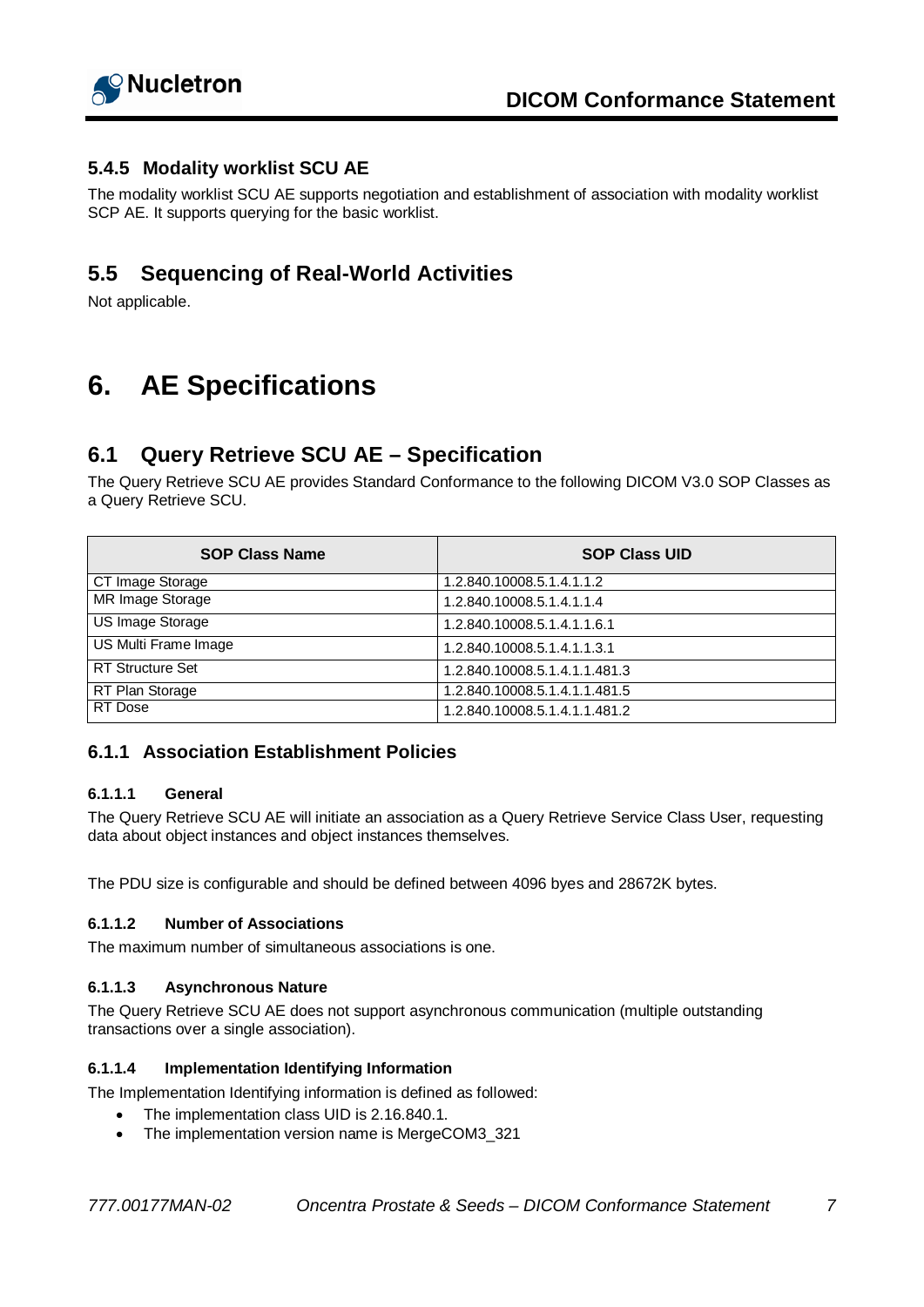### 5.4.5 Modality worklist SCU AE

The modality worklist SCU AE supports negotiation and establishment of association with modality worklist SCP AE. It supports querying for the basic worklist.

## 5.5 Sequencing of Real-World Activities

Not applicable.

# 6. AE Specifications

## 6.1 Query Retrieve SCU AE – Specification

The Query Retrieve SCU AE provides Standard Conformance to the following DICOM V3.0 SOP Classes as a Query Retrieve SCU.

| SOP Class Name | SOP Class UID |
| --- | --- |
| CT Image Storage | 1.2.840.10008.5.1.4.1.1.2 |
| MR Image Storage | 1.2.840.10008.5.1.4.1.1.4 |
| US Image Storage | 1.2.840.10008.5.1.4.1.1.6.1 |
| US Multi Frame Image | 1.2.840.10008.5.1.4.1.1.3.1 |
| RT Structure Set | 1.2.840.10008.5.1.4.1.1.481.3 |
| RT Plan Storage | 1.2.840.10008.5.1.4.1.1.481.5 |
| RT Dose | 1.2.840.10008.5.1.4.1.1.481.2 |

### 6.1.1 Association Establishment Policies

#### 6.1.1.1 General

The Query Retrieve SCU AE will initiate an association as a Query Retrieve Service Class User, requesting data about object instances and object instances themselves.

The PDU size is configurable and should be defined between 4096 byes and 28672K bytes.

#### 6.1.1.2 Number of Associations

The maximum number of simultaneous associations is one.

#### 6.1.1.3 Asynchronous Nature

The Query Retrieve SCU AE does not support asynchronous communication (multiple outstanding transactions over a single association).

#### 6.1.1.4 Implementation Identifying Information

The Implementation Identifying information is defined as followed:

- The implementation class UID is 2.16.840.1.
- The implementation version name is MergeCOM3_321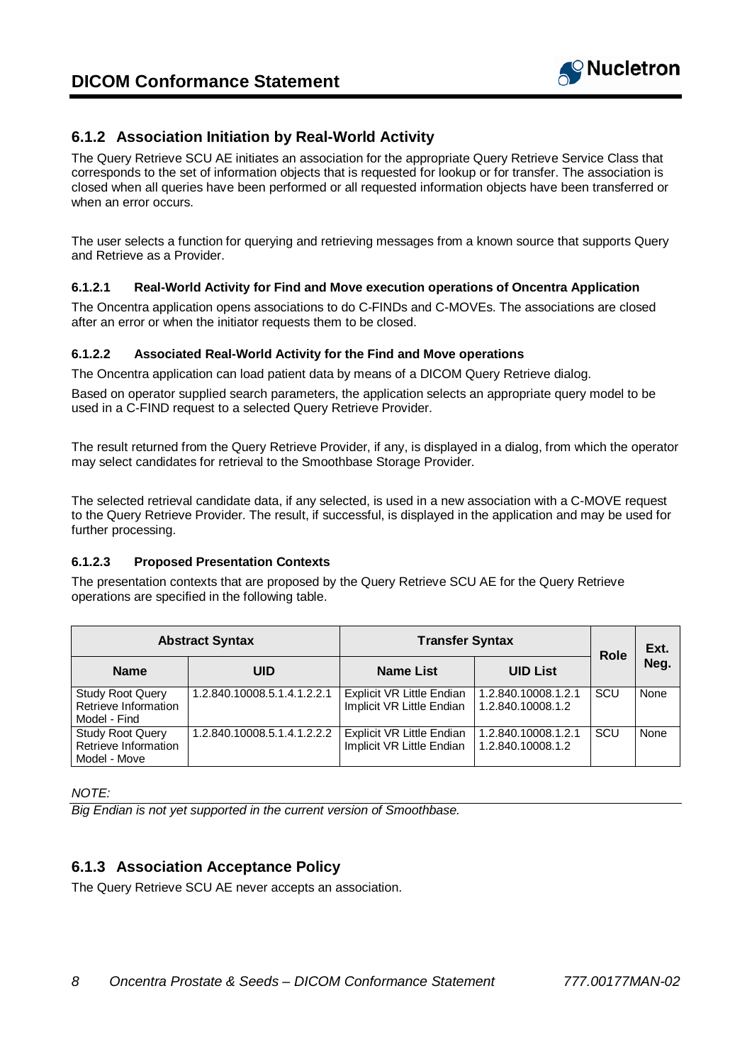### 6.1.2 Association Initiation by Real-World Activity

The Query Retrieve SCU AE initiates an association for the appropriate Query Retrieve Service Class that corresponds to the set of information objects that is requested for lookup or for transfer. The association is closed when all queries have been performed or all requested information objects have been transferred or when an error occurs.

The user selects a function for querying and retrieving messages from a known source that supports Query and Retrieve as a Provider.

#### 6.1.2.1 Real-World Activity for Find and Move execution operations of Oncentra Application

The Oncentra application opens associations to do C-FINDs and C-MOVEs. The associations are closed after an error or when the initiator requests them to be closed.

#### 6.1.2.2 Associated Real-World Activity for the Find and Move operations

The Oncentra application can load patient data by means of a DICOM Query Retrieve dialog.

Based on operator supplied search parameters, the application selects an appropriate query model to be used in a C-FIND request to a selected Query Retrieve Provider.

The result returned from the Query Retrieve Provider, if any, is displayed in a dialog, from which the operator may select candidates for retrieval to the Smoothbase Storage Provider.

The selected retrieval candidate data, if any selected, is used in a new association with a C-MOVE request to the Query Retrieve Provider. The result, if successful, is displayed in the application and may be used for further processing.

#### 6.1.2.3 Proposed Presentation Contexts

The presentation contexts that are proposed by the Query Retrieve SCU AE for the Query Retrieve operations are specified in the following table.

| Abstract Syntax | | Transfer Syntax | | Role | Ext. Neg. |
|---|---|---|---|---|---|
| **Name** | **UID** | **Name List** | **UID List** | | |
| Study Root Query Retrieve Information Model - Find | 1.2.840.10008.5.1.4.1.2.2.1 | Explicit VR Little Endian<br>Implicit VR Little Endian | 1.2.840.10008.1.2.1<br>1.2.840.10008.1.2 | SCU | None |
| Study Root Query Retrieve Information Model - Move | 1.2.840.10008.5.1.4.1.2.2.2 | Explicit VR Little Endian<br>Implicit VR Little Endian | 1.2.840.10008.1.2.1<br>1.2.840.10008.1.2 | SCU | None |

*NOTE:*

*Big Endian is not yet supported in the current version of Smoothbase.*

### 6.1.3 Association Acceptance Policy

The Query Retrieve SCU AE never accepts an association.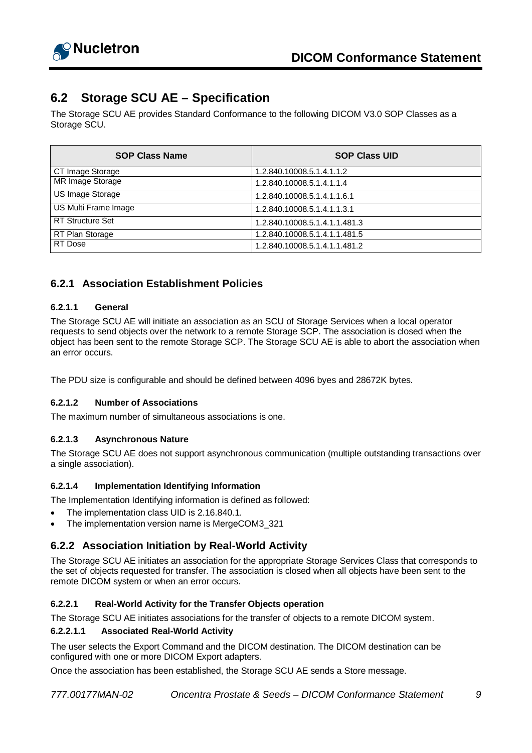## 6.2 Storage SCU AE – Specification

The Storage SCU AE provides Standard Conformance to the following DICOM V3.0 SOP Classes as a Storage SCU.

| SOP Class Name | SOP Class UID |
|---|---|
| CT Image Storage | 1.2.840.10008.5.1.4.1.1.2 |
| MR Image Storage | 1.2.840.10008.5.1.4.1.1.4 |
| US Image Storage | 1.2.840.10008.5.1.4.1.1.6.1 |
| US Multi Frame Image | 1.2.840.10008.5.1.4.1.1.3.1 |
| RT Structure Set | 1.2.840.10008.5.1.4.1.1.481.3 |
| RT Plan Storage | 1.2.840.10008.5.1.4.1.1.481.5 |
| RT Dose | 1.2.840.10008.5.1.4.1.1.481.2 |

### 6.2.1 Association Establishment Policies

#### 6.2.1.1 General

The Storage SCU AE will initiate an association as an SCU of Storage Services when a local operator requests to send objects over the network to a remote Storage SCP. The association is closed when the object has been sent to the remote Storage SCP. The Storage SCU AE is able to abort the association when an error occurs.

The PDU size is configurable and should be defined between 4096 byes and 28672K bytes.

#### 6.2.1.2 Number of Associations

The maximum number of simultaneous associations is one.

#### 6.2.1.3 Asynchronous Nature

The Storage SCU AE does not support asynchronous communication (multiple outstanding transactions over a single association).

#### 6.2.1.4 Implementation Identifying Information

The Implementation Identifying information is defined as followed:

- The implementation class UID is 2.16.840.1.
- The implementation version name is MergeCOM3_321

### 6.2.2 Association Initiation by Real-World Activity

The Storage SCU AE initiates an association for the appropriate Storage Services Class that corresponds to the set of objects requested for transfer. The association is closed when all objects have been sent to the remote DICOM system or when an error occurs.

#### 6.2.2.1 Real-World Activity for the Transfer Objects operation

The Storage SCU AE initiates associations for the transfer of objects to a remote DICOM system.

##### 6.2.2.1.1 Associated Real-World Activity

The user selects the Export Command and the DICOM destination. The DICOM destination can be configured with one or more DICOM Export adapters.

Once the association has been established, the Storage SCU AE sends a Store message.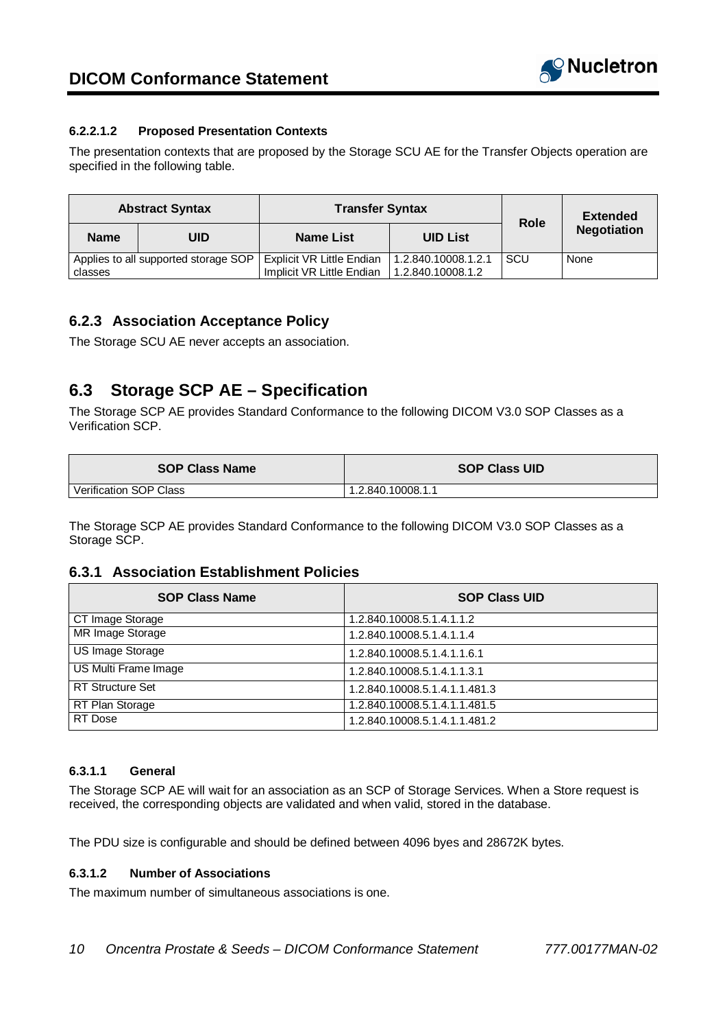#### 6.2.2.1.2 Proposed Presentation Contexts

The presentation contexts that are proposed by the Storage SCU AE for the Transfer Objects operation are specified in the following table.

| Abstract Syntax | | Transfer Syntax | | Role | Extended Negotiation |
|---|---|---|---|---|---|
| **Name** | **UID** | **Name List** | **UID List** | | |
| Applies to all supported storage SOP classes | | Explicit VR Little Endian<br>Implicit VR Little Endian | 1.2.840.10008.1.2.1<br>1.2.840.10008.1.2 | SCU | None |

### 6.2.3 Association Acceptance Policy

The Storage SCU AE never accepts an association.

## 6.3 Storage SCP AE – Specification

The Storage SCP AE provides Standard Conformance to the following DICOM V3.0 SOP Classes as a Verification SCP.

| SOP Class Name | SOP Class UID |
|---|---|
| Verification SOP Class | 1.2.840.10008.1.1 |

The Storage SCP AE provides Standard Conformance to the following DICOM V3.0 SOP Classes as a Storage SCP.

### 6.3.1 Association Establishment Policies

| SOP Class Name | SOP Class UID |
|---|---|
| CT Image Storage | 1.2.840.10008.5.1.4.1.1.2 |
| MR Image Storage | 1.2.840.10008.5.1.4.1.1.4 |
| US Image Storage | 1.2.840.10008.5.1.4.1.1.6.1 |
| US Multi Frame Image | 1.2.840.10008.5.1.4.1.1.3.1 |
| RT Structure Set | 1.2.840.10008.5.1.4.1.1.481.3 |
| RT Plan Storage | 1.2.840.10008.5.1.4.1.1.481.5 |
| RT Dose | 1.2.840.10008.5.1.4.1.1.481.2 |

#### 6.3.1.1 General

The Storage SCP AE will wait for an association as an SCP of Storage Services. When a Store request is received, the corresponding objects are validated and when valid, stored in the database.

The PDU size is configurable and should be defined between 4096 byes and 28672K bytes.

#### 6.3.1.2 Number of Associations

The maximum number of simultaneous associations is one.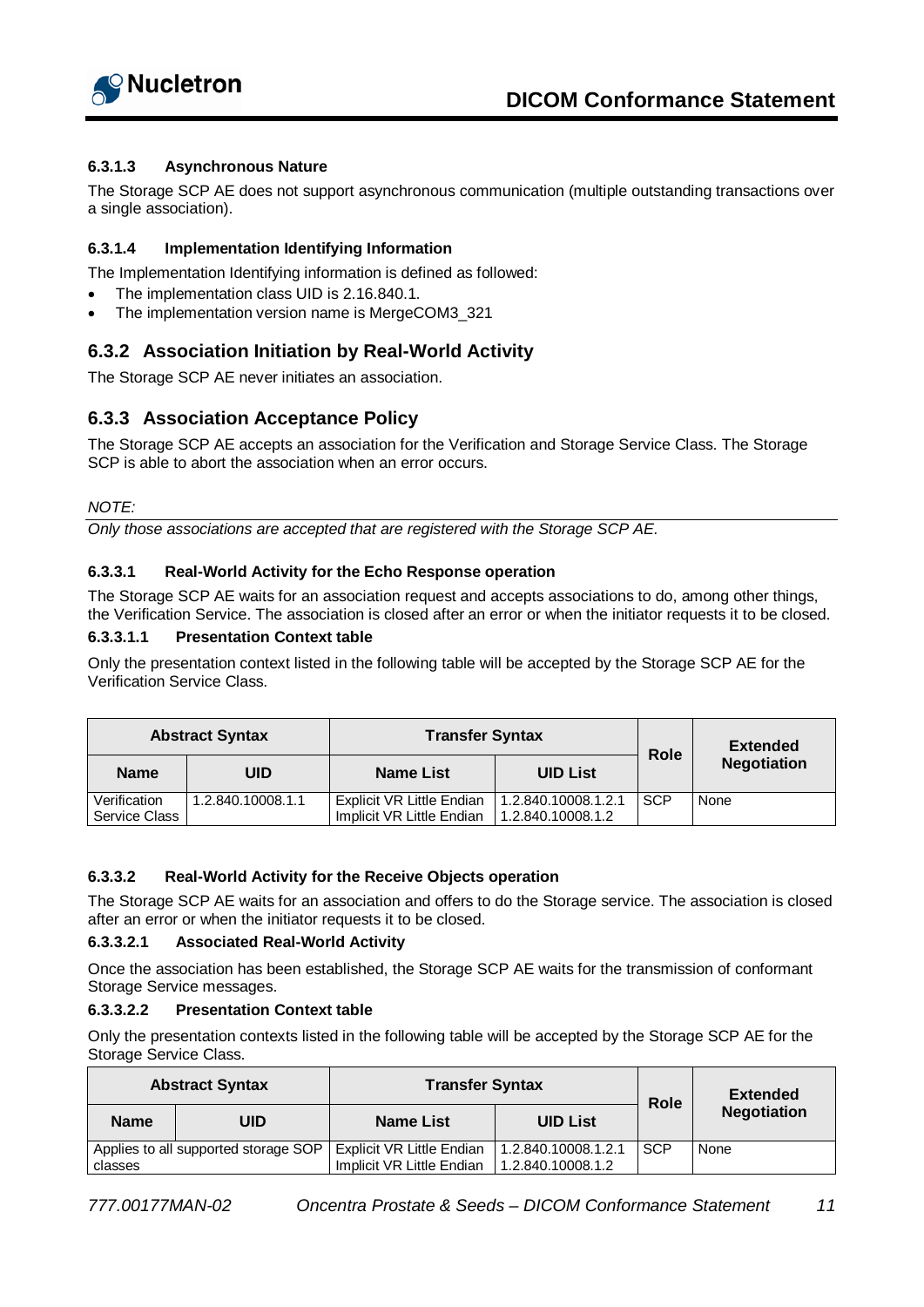#### 6.3.1.3 Asynchronous Nature

The Storage SCP AE does not support asynchronous communication (multiple outstanding transactions over a single association).

#### 6.3.1.4 Implementation Identifying Information

The Implementation Identifying information is defined as followed:

- The implementation class UID is 2.16.840.1.
- The implementation version name is MergeCOM3_321

### 6.3.2 Association Initiation by Real-World Activity

The Storage SCP AE never initiates an association.

### 6.3.3 Association Acceptance Policy

The Storage SCP AE accepts an association for the Verification and Storage Service Class. The Storage SCP is able to abort the association when an error occurs.

*NOTE:*

*Only those associations are accepted that are registered with the Storage SCP AE.*

#### 6.3.3.1 Real-World Activity for the Echo Response operation

The Storage SCP AE waits for an association request and accepts associations to do, among other things, the Verification Service. The association is closed after an error or when the initiator requests it to be closed.

##### 6.3.3.1.1 Presentation Context table

Only the presentation context listed in the following table will be accepted by the Storage SCP AE for the Verification Service Class.

| Abstract Syntax | | Transfer Syntax | | Role | Extended Negotiation |
|---|---|---|---|---|---|
| **Name** | **UID** | **Name List** | **UID List** | | |
| Verification Service Class | 1.2.840.10008.1.1 | Explicit VR Little Endian<br>Implicit VR Little Endian | 1.2.840.10008.1.2.1<br>1.2.840.10008.1.2 | SCP | None |

#### 6.3.3.2 Real-World Activity for the Receive Objects operation

The Storage SCP AE waits for an association and offers to do the Storage service. The association is closed after an error or when the initiator requests it to be closed.

##### 6.3.3.2.1 Associated Real-World Activity

Once the association has been established, the Storage SCP AE waits for the transmission of conformant Storage Service messages.

##### 6.3.3.2.2 Presentation Context table

Only the presentation contexts listed in the following table will be accepted by the Storage SCP AE for the Storage Service Class.

| Abstract Syntax | | Transfer Syntax | | Role | Extended Negotiation |
|---|---|---|---|---|---|
| **Name** | **UID** | **Name List** | **UID List** | | |
| Applies to all supported storage SOP classes | | Explicit VR Little Endian<br>Implicit VR Little Endian | 1.2.840.10008.1.2.1<br>1.2.840.10008.1.2 | SCP | None |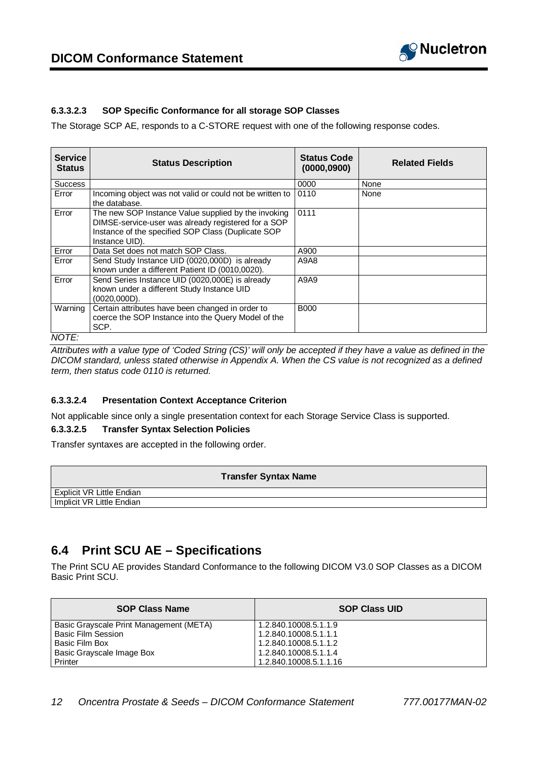#### 6.3.3.2.3 SOP Specific Conformance for all storage SOP Classes

The Storage SCP AE, responds to a C-STORE request with one of the following response codes.

| Service Status | Status Description | Status Code (0000,0900) | Related Fields |
|---|---|---|---|
| Success | | 0000 | None |
| Error | Incoming object was not valid or could not be written to the database. | 0110 | None |
| Error | The new SOP Instance Value supplied by the invoking DIMSE-service-user was already registered for a SOP Instance of the specified SOP Class (Duplicate SOP Instance UID). | 0111 | |
| Error | Data Set does not match SOP Class. | A900 | |
| Error | Send Study Instance UID (0020,000D) is already known under a different Patient ID (0010,0020). | A9A8 | |
| Error | Send Series Instance UID (0020,000E) is already known under a different Study Instance UID (0020,000D). | A9A9 | |
| Warning | Certain attributes have been changed in order to coerce the SOP Instance into the Query Model of the SCP. | B000 | |

*NOTE:*

*Attributes with a value type of 'Coded String (CS)' will only be accepted if they have a value as defined in the DICOM standard, unless stated otherwise in Appendix A. When the CS value is not recognized as a defined term, then status code 0110 is returned.*

#### 6.3.3.2.4 Presentation Context Acceptance Criterion

Not applicable since only a single presentation context for each Storage Service Class is supported.

#### 6.3.3.2.5 Transfer Syntax Selection Policies

Transfer syntaxes are accepted in the following order.

| Transfer Syntax Name |
|---|
| Explicit VR Little Endian |
| Implicit VR Little Endian |

## 6.4 Print SCU AE – Specifications

The Print SCU AE provides Standard Conformance to the following DICOM V3.0 SOP Classes as a DICOM Basic Print SCU.

| SOP Class Name | SOP Class UID |
|---|---|
| Basic Grayscale Print Management (META) | 1.2.840.10008.5.1.1.9 |
| Basic Film Session | 1.2.840.10008.5.1.1.1 |
| Basic Film Box | 1.2.840.10008.5.1.1.2 |
| Basic Grayscale Image Box | 1.2.840.10008.5.1.1.4 |
| Printer | 1.2.840.10008.5.1.1.16 |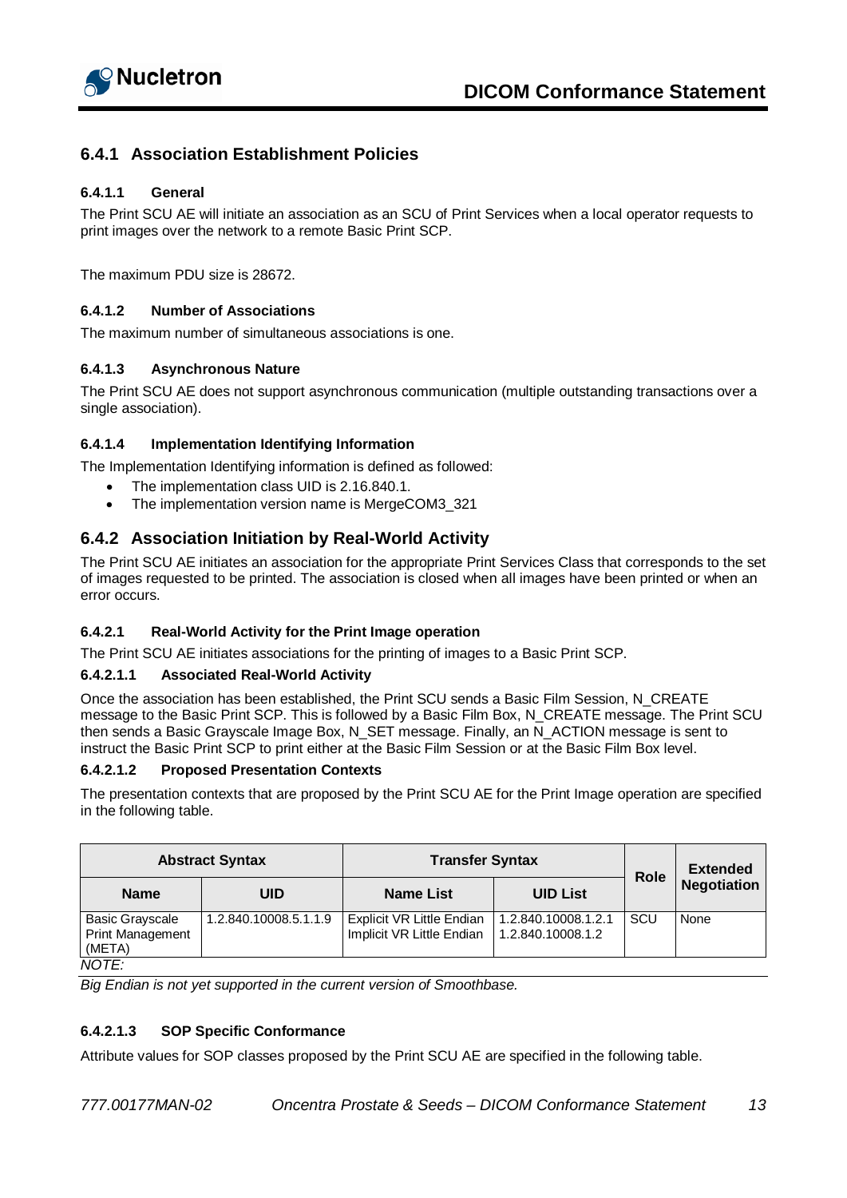## 6.4.1 Association Establishment Policies

### 6.4.1.1 General

The Print SCU AE will initiate an association as an SCU of Print Services when a local operator requests to print images over the network to a remote Basic Print SCP.

The maximum PDU size is 28672.

### 6.4.1.2 Number of Associations

The maximum number of simultaneous associations is one.

### 6.4.1.3 Asynchronous Nature

The Print SCU AE does not support asynchronous communication (multiple outstanding transactions over a single association).

### 6.4.1.4 Implementation Identifying Information

The Implementation Identifying information is defined as followed:

- The implementation class UID is 2.16.840.1.
- The implementation version name is MergeCOM3_321

## 6.4.2 Association Initiation by Real-World Activity

The Print SCU AE initiates an association for the appropriate Print Services Class that corresponds to the set of images requested to be printed. The association is closed when all images have been printed or when an error occurs.

### 6.4.2.1 Real-World Activity for the Print Image operation

The Print SCU AE initiates associations for the printing of images to a Basic Print SCP.

#### 6.4.2.1.1 Associated Real-World Activity

Once the association has been established, the Print SCU sends a Basic Film Session, N_CREATE message to the Basic Print SCP. This is followed by a Basic Film Box, N_CREATE message. The Print SCU then sends a Basic Grayscale Image Box, N_SET message. Finally, an N_ACTION message is sent to instruct the Basic Print SCP to print either at the Basic Film Session or at the Basic Film Box level.

#### 6.4.2.1.2 Proposed Presentation Contexts

The presentation contexts that are proposed by the Print SCU AE for the Print Image operation are specified in the following table.

| Abstract Syntax | | Transfer Syntax | | Role | Extended Negotiation |
|---|---|---|---|---|---|
| **Name** | **UID** | **Name List** | **UID List** | | |
| Basic Grayscale Print Management (META) | 1.2.840.10008.5.1.1.9 | Explicit VR Little Endian<br>Implicit VR Little Endian | 1.2.840.10008.1.2.1<br>1.2.840.10008.1.2 | SCU | None |

*NOTE:*

*Big Endian is not yet supported in the current version of Smoothbase.*

#### 6.4.2.1.3 SOP Specific Conformance

Attribute values for SOP classes proposed by the Print SCU AE are specified in the following table.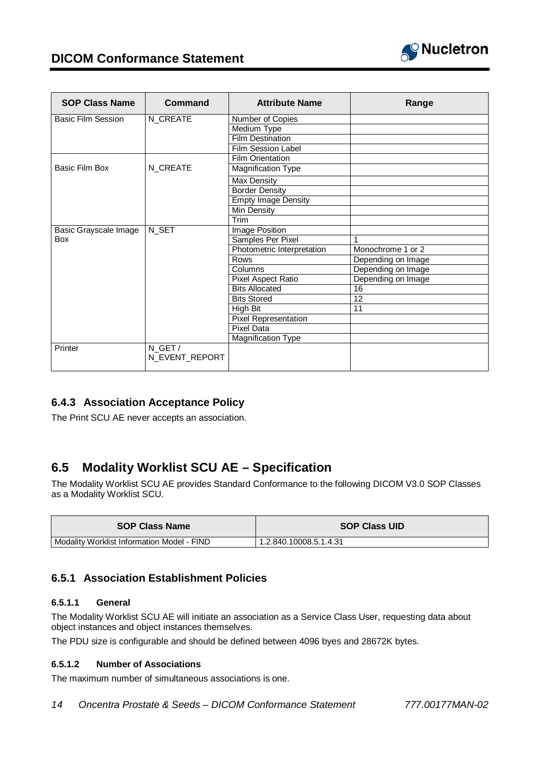| SOP Class Name | Command | Attribute Name | Range |
| --- | --- | --- | --- |
| Basic Film Session | N_CREATE | Number of Copies | |
| | | Medium Type | |
| | | Film Destination | |
| | | Film Session Label | |
| Basic Film Box | N_CREATE | Film Orientation | |
| | | Magnification Type | |
| | | Max Density | |
| | | Border Density | |
| | | Empty Image Density | |
| | | Min Density | |
| | | Trim | |
| Basic Grayscale Image Box | N_SET | Image Position | |
| | | Samples Per Pixel | 1 |
| | | Photometric Interpretation | Monochrome 1 or 2 |
| | | Rows | Depending on Image |
| | | Columns | Depending on Image |
| | | Pixel Aspect Ratio | Depending on Image |
| | | Bits Allocated | 16 |
| | | Bits Stored | 12 |
| | | High Bit | 11 |
| | | Pixel Representation | |
| | | Pixel Data | |
| | | Magnification Type | |
| Printer | N_GET / N_EVENT_REPORT | | |

### 6.4.3 Association Acceptance Policy

The Print SCU AE never accepts an association.

## 6.5 Modality Worklist SCU AE – Specification

The Modality Worklist SCU AE provides Standard Conformance to the following DICOM V3.0 SOP Classes as a Modality Worklist SCU.

| SOP Class Name | SOP Class UID |
| --- | --- |
| Modality Worklist Information Model - FIND | 1.2.840.10008.5.1.4.31 |

### 6.5.1 Association Establishment Policies

#### 6.5.1.1 General

The Modality Worklist SCU AE will initiate an association as a Service Class User, requesting data about object instances and object instances themselves.

The PDU size is configurable and should be defined between 4096 byes and 28672K bytes.

#### 6.5.1.2 Number of Associations

The maximum number of simultaneous associations is one.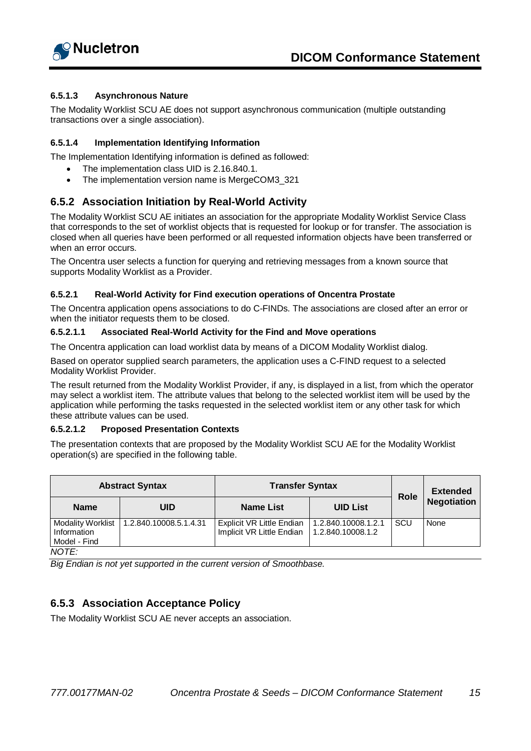#### 6.5.1.3 Asynchronous Nature

The Modality Worklist SCU AE does not support asynchronous communication (multiple outstanding transactions over a single association).

#### 6.5.1.4 Implementation Identifying Information

The Implementation Identifying information is defined as followed:

- The implementation class UID is 2.16.840.1.
- The implementation version name is MergeCOM3_321

### 6.5.2 Association Initiation by Real-World Activity

The Modality Worklist SCU AE initiates an association for the appropriate Modality Worklist Service Class that corresponds to the set of worklist objects that is requested for lookup or for transfer. The association is closed when all queries have been performed or all requested information objects have been transferred or when an error occurs.

The Oncentra user selects a function for querying and retrieving messages from a known source that supports Modality Worklist as a Provider.

#### 6.5.2.1 Real-World Activity for Find execution operations of Oncentra Prostate

The Oncentra application opens associations to do C-FINDs. The associations are closed after an error or when the initiator requests them to be closed.

##### 6.5.2.1.1 Associated Real-World Activity for the Find and Move operations

The Oncentra application can load worklist data by means of a DICOM Modality Worklist dialog.

Based on operator supplied search parameters, the application uses a C-FIND request to a selected Modality Worklist Provider.

The result returned from the Modality Worklist Provider, if any, is displayed in a list, from which the operator may select a worklist item. The attribute values that belong to the selected worklist item will be used by the application while performing the tasks requested in the selected worklist item or any other task for which these attribute values can be used.

##### 6.5.2.1.2 Proposed Presentation Contexts

The presentation contexts that are proposed by the Modality Worklist SCU AE for the Modality Worklist operation(s) are specified in the following table.

| Abstract Syntax | | Transfer Syntax | | Role | Extended Negotiation |
|---|---|---|---|---|---|
| Name | UID | Name List | UID List | | |
| Modality Worklist Information Model - Find | 1.2.840.10008.5.1.4.31 | Explicit VR Little Endian<br>Implicit VR Little Endian | 1.2.840.10008.1.2.1<br>1.2.840.10008.1.2 | SCU | None |

*NOTE:*

*Big Endian is not yet supported in the current version of Smoothbase.*

### 6.5.3 Association Acceptance Policy

The Modality Worklist SCU AE never accepts an association.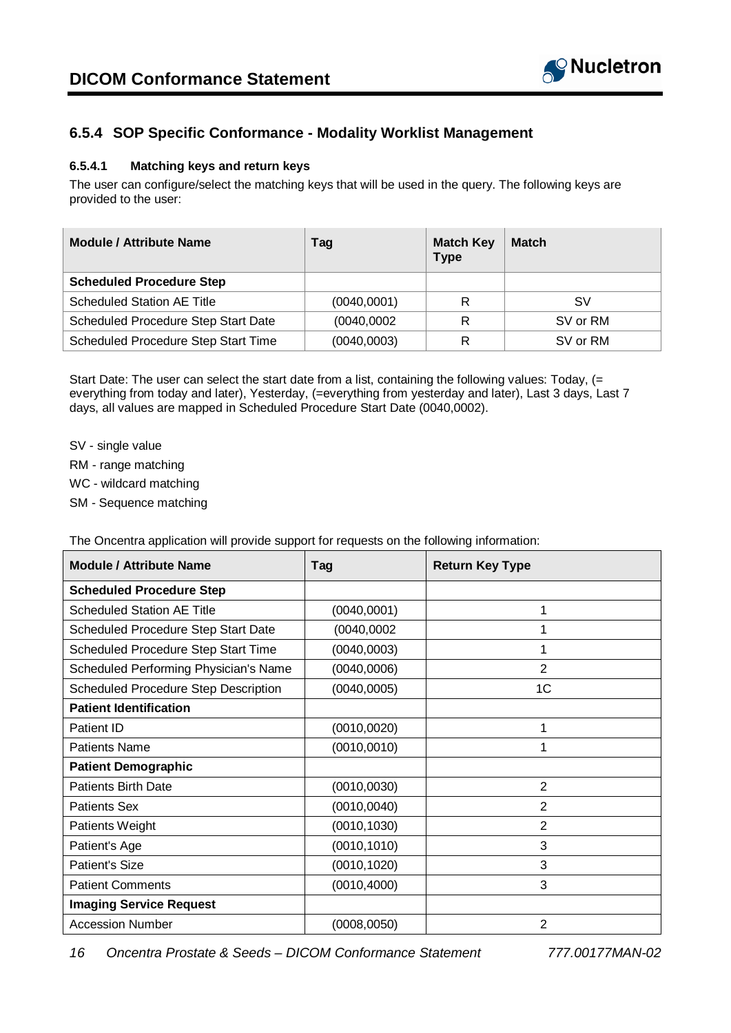### 6.5.4 SOP Specific Conformance - Modality Worklist Management

#### 6.5.4.1 Matching keys and return keys

The user can configure/select the matching keys that will be used in the query. The following keys are provided to the user:

| Module / Attribute Name | Tag | Match Key Type | Match |
|---|---|---|---|
| **Scheduled Procedure Step** | | | |
| Scheduled Station AE Title | (0040,0001) | R | SV |
| Scheduled Procedure Step Start Date | (0040,0002 | R | SV or RM |
| Scheduled Procedure Step Start Time | (0040,0003) | R | SV or RM |

Start Date: The user can select the start date from a list, containing the following values: Today, (= everything from today and later), Yesterday, (=everything from yesterday and later), Last 3 days, Last 7 days, all values are mapped in Scheduled Procedure Start Date (0040,0002).

SV - single value

RM - range matching

WC - wildcard matching

SM - Sequence matching

The Oncentra application will provide support for requests on the following information:

| Module / Attribute Name | Tag | Return Key Type |
|---|---|---|
| **Scheduled Procedure Step** | | |
| Scheduled Station AE Title | (0040,0001) | 1 |
| Scheduled Procedure Step Start Date | (0040,0002 | 1 |
| Scheduled Procedure Step Start Time | (0040,0003) | 1 |
| Scheduled Performing Physician's Name | (0040,0006) | 2 |
| Scheduled Procedure Step Description | (0040,0005) | 1C |
| **Patient Identification** | | |
| Patient ID | (0010,0020) | 1 |
| Patients Name | (0010,0010) | 1 |
| **Patient Demographic** | | |
| Patients Birth Date | (0010,0030) | 2 |
| Patients Sex | (0010,0040) | 2 |
| Patients Weight | (0010,1030) | 2 |
| Patient's Age | (0010,1010) | 3 |
| Patient's Size | (0010,1020) | 3 |
| Patient Comments | (0010,4000) | 3 |
| **Imaging Service Request** | | |
| Accession Number | (0008,0050) | 2 |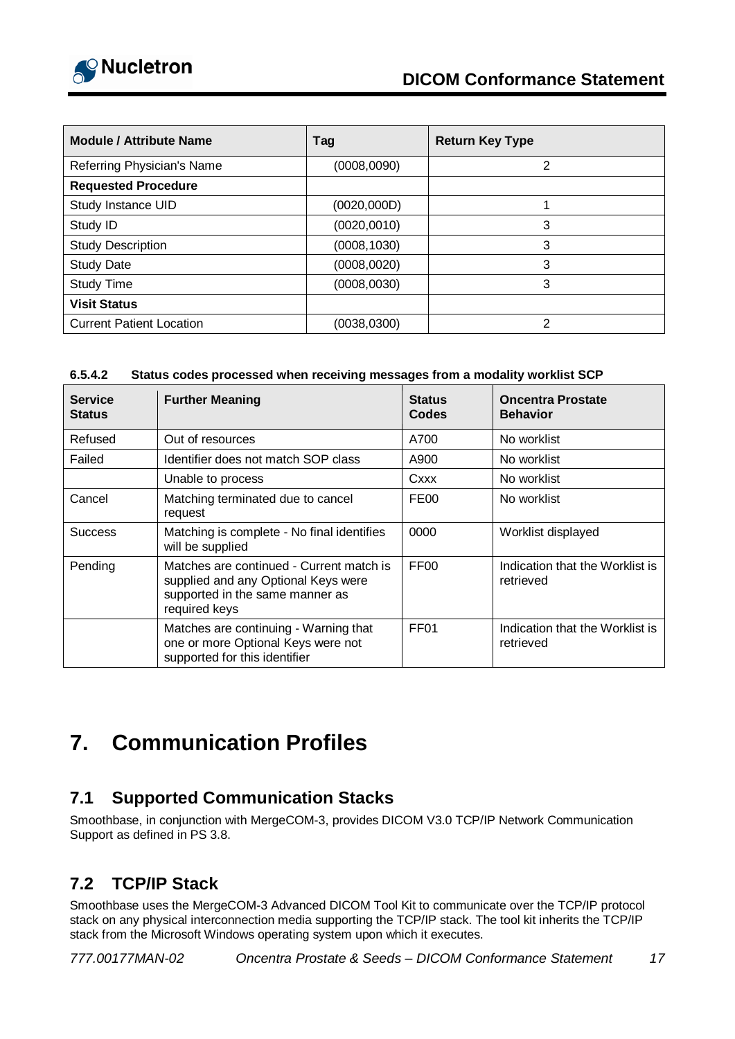| Module / Attribute Name | Tag | Return Key Type |
|---|---|---|
| Referring Physician's Name | (0008,0090) | 2 |
| **Requested Procedure** | | |
| Study Instance UID | (0020,000D) | 1 |
| Study ID | (0020,0010) | 3 |
| Study Description | (0008,1030) | 3 |
| Study Date | (0008,0020) | 3 |
| Study Time | (0008,0030) | 3 |
| **Visit Status** | | |
| Current Patient Location | (0038,0300) | 2 |

#### 6.5.4.2 Status codes processed when receiving messages from a modality worklist SCP

| Service Status | Further Meaning | Status Codes | Oncentra Prostate Behavior |
|---|---|---|---|
| Refused | Out of resources | A700 | No worklist |
| Failed | Identifier does not match SOP class | A900 | No worklist |
| | Unable to process | Cxxx | No worklist |
| Cancel | Matching terminated due to cancel request | FE00 | No worklist |
| Success | Matching is complete - No final identifies will be supplied | 0000 | Worklist displayed |
| Pending | Matches are continued - Current match is supplied and any Optional Keys were supported in the same manner as required keys | FF00 | Indication that the Worklist is retrieved |
| | Matches are continuing - Warning that one or more Optional Keys were not supported for this identifier | FF01 | Indication that the Worklist is retrieved |

# 7. Communication Profiles

## 7.1 Supported Communication Stacks

Smoothbase, in conjunction with MergeCOM-3, provides DICOM V3.0 TCP/IP Network Communication Support as defined in PS 3.8.

## 7.2 TCP/IP Stack

Smoothbase uses the MergeCOM-3 Advanced DICOM Tool Kit to communicate over the TCP/IP protocol stack on any physical interconnection media supporting the TCP/IP stack. The tool kit inherits the TCP/IP stack from the Microsoft Windows operating system upon which it executes.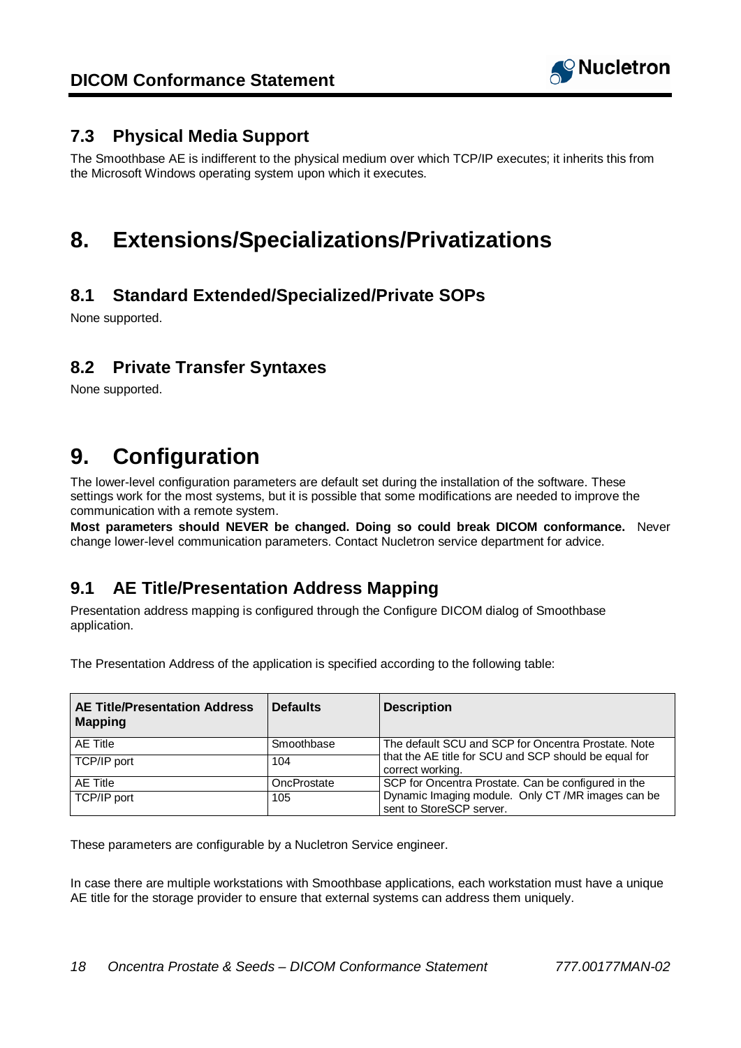## 7.3 Physical Media Support

The Smoothbase AE is indifferent to the physical medium over which TCP/IP executes; it inherits this from the Microsoft Windows operating system upon which it executes.

# 8. Extensions/Specializations/Privatizations

## 8.1 Standard Extended/Specialized/Private SOPs

None supported.

## 8.2 Private Transfer Syntaxes

None supported.

# 9. Configuration

The lower-level configuration parameters are default set during the installation of the software. These settings work for the most systems, but it is possible that some modifications are needed to improve the communication with a remote system.

**Most parameters should NEVER be changed. Doing so could break DICOM conformance.** Never change lower-level communication parameters. Contact Nucletron service department for advice.

## 9.1 AE Title/Presentation Address Mapping

Presentation address mapping is configured through the Configure DICOM dialog of Smoothbase application.

The Presentation Address of the application is specified according to the following table:

| AE Title/Presentation Address Mapping | Defaults | Description |
|---|---|---|
| AE Title | Smoothbase | The default SCU and SCP for Oncentra Prostate. Note that the AE title for SCU and SCP should be equal for correct working. |
| TCP/IP port | 104 | |
| AE Title | OncProstate | SCP for Oncentra Prostate. Can be configured in the Dynamic Imaging module. Only CT /MR images can be sent to StoreSCP server. |
| TCP/IP port | 105 | |

These parameters are configurable by a Nucletron Service engineer.

In case there are multiple workstations with Smoothbase applications, each workstation must have a unique AE title for the storage provider to ensure that external systems can address them uniquely.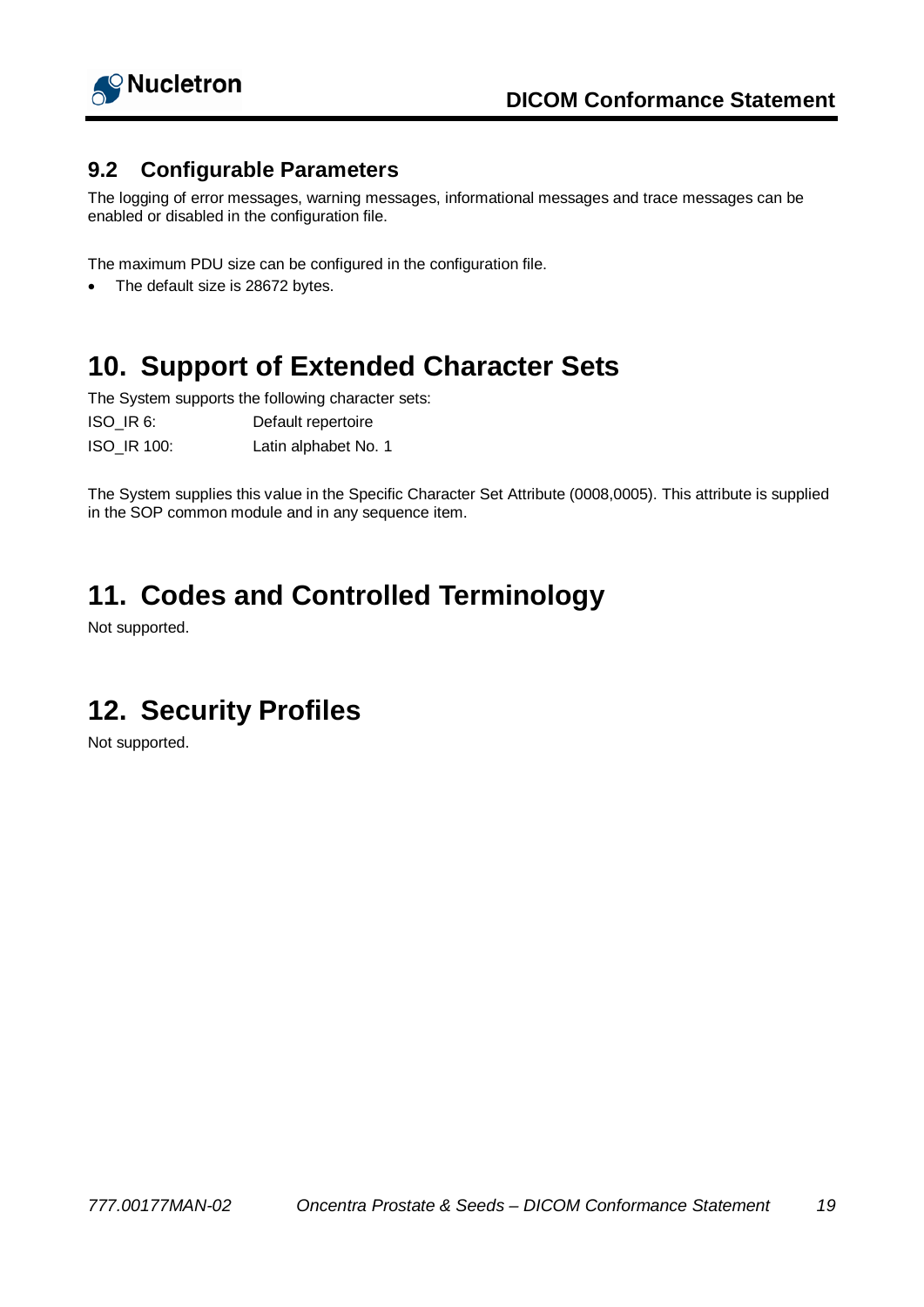## 9.2 Configurable Parameters

The logging of error messages, warning messages, informational messages and trace messages can be enabled or disabled in the configuration file.

The maximum PDU size can be configured in the configuration file.

- The default size is 28672 bytes.

# 10. Support of Extended Character Sets

The System supports the following character sets:

| | |
|---|---|
| ISO_IR 6: | Default repertoire |
| ISO_IR 100: | Latin alphabet No. 1 |

The System supplies this value in the Specific Character Set Attribute (0008,0005). This attribute is supplied in the SOP common module and in any sequence item.

# 11. Codes and Controlled Terminology

Not supported.

# 12. Security Profiles

Not supported.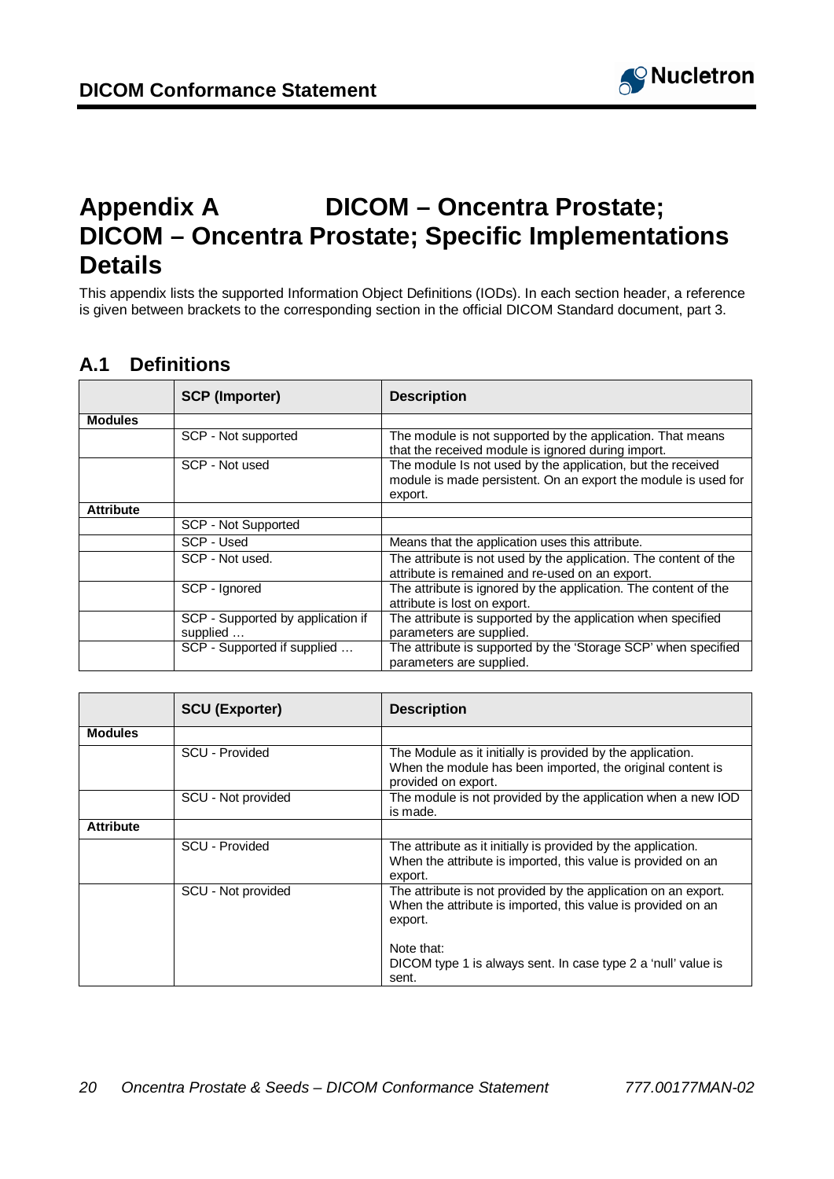# Appendix A DICOM – Oncentra Prostate; DICOM – Oncentra Prostate; Specific Implementations Details

This appendix lists the supported Information Object Definitions (IODs). In each section header, a reference is given between brackets to the corresponding section in the official DICOM Standard document, part 3.

## A.1 Definitions

| | SCP (Importer) | Description |
|---|---|---|
| **Modules** | | |
| | SCP - Not supported | The module is not supported by the application. That means that the received module is ignored during import. |
| | SCP - Not used | The module Is not used by the application, but the received module is made persistent. On an export the module is used for export. |
| **Attribute** | | |
| | SCP - Not Supported | |
| | SCP - Used | Means that the application uses this attribute. |
| | SCP - Not used. | The attribute is not used by the application. The content of the attribute is remained and re-used on an export. |
| | SCP - Ignored | The attribute is ignored by the application. The content of the attribute is lost on export. |
| | SCP - Supported by application if supplied … | The attribute is supported by the application when specified parameters are supplied. |
| | SCP - Supported if supplied … | The attribute is supported by the 'Storage SCP' when specified parameters are supplied. |

| | SCU (Exporter) | Description |
|---|---|---|
| **Modules** | | |
| | SCU - Provided | The Module as it initially is provided by the application. When the module has been imported, the original content is provided on export. |
| | SCU - Not provided | The module is not provided by the application when a new IOD is made. |
| **Attribute** | | |
| | SCU - Provided | The attribute as it initially is provided by the application. When the attribute is imported, this value is provided on an export. |
| | SCU - Not provided | The attribute is not provided by the application on an export. When the attribute is imported, this value is provided on an export.<br><br>Note that:<br>DICOM type 1 is always sent. In case type 2 a 'null' value is sent. |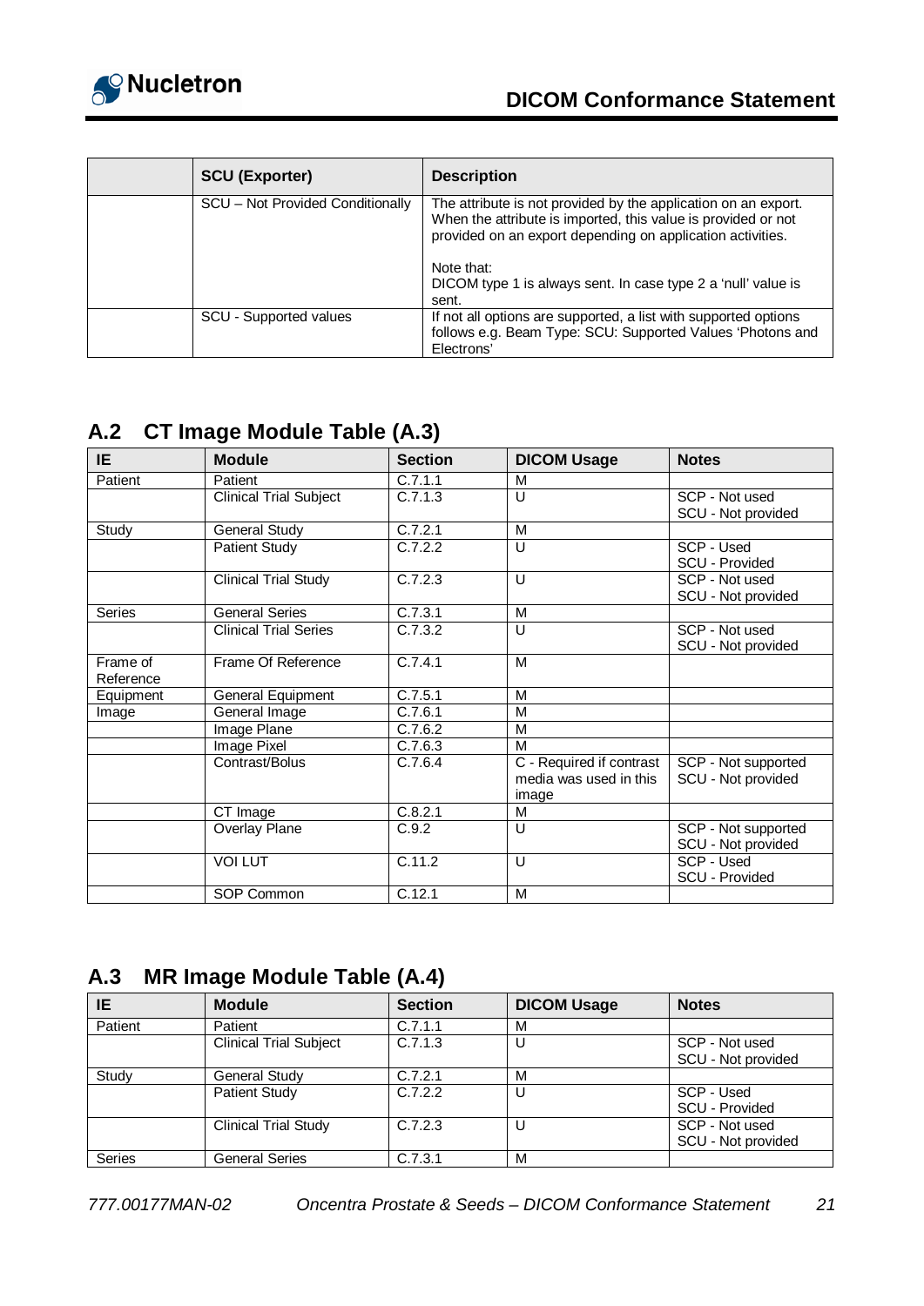| | SCU (Exporter) | Description |
| --- | --- | --- |
| | SCU – Not Provided Conditionally | The attribute is not provided by the application on an export. When the attribute is imported, this value is provided or not provided on an export depending on application activities.<br><br>Note that:<br>DICOM type 1 is always sent. In case type 2 a 'null' value is sent. |
| | SCU - Supported values | If not all options are supported, a list with supported options follows e.g. Beam Type: SCU: Supported Values 'Photons and Electrons' |

## A.2 CT Image Module Table (A.3)

| IE | Module | Section | DICOM Usage | Notes |
| --- | --- | --- | --- | --- |
| Patient | Patient | C.7.1.1 | M | |
| | Clinical Trial Subject | C.7.1.3 | U | SCP - Not used<br>SCU - Not provided |
| Study | General Study | C.7.2.1 | M | |
| | Patient Study | C.7.2.2 | U | SCP - Used<br>SCU - Provided |
| | Clinical Trial Study | C.7.2.3 | U | SCP - Not used<br>SCU - Not provided |
| Series | General Series | C.7.3.1 | M | |
| | Clinical Trial Series | C.7.3.2 | U | SCP - Not used<br>SCU - Not provided |
| Frame of Reference | Frame Of Reference | C.7.4.1 | M | |
| Equipment | General Equipment | C.7.5.1 | M | |
| Image | General Image | C.7.6.1 | M | |
| | Image Plane | C.7.6.2 | M | |
| | Image Pixel | C.7.6.3 | M | |
| | Contrast/Bolus | C.7.6.4 | C - Required if contrast media was used in this image | SCP - Not supported<br>SCU - Not provided |
| | CT Image | C.8.2.1 | M | |
| | Overlay Plane | C.9.2 | U | SCP - Not supported<br>SCU - Not provided |
| | VOI LUT | C.11.2 | U | SCP - Used<br>SCU - Provided |
| | SOP Common | C.12.1 | M | |

## A.3 MR Image Module Table (A.4)

| IE | Module | Section | DICOM Usage | Notes |
| --- | --- | --- | --- | --- |
| Patient | Patient | C.7.1.1 | M | |
| | Clinical Trial Subject | C.7.1.3 | U | SCP - Not used<br>SCU - Not provided |
| Study | General Study | C.7.2.1 | M | |
| | Patient Study | C.7.2.2 | U | SCP - Used<br>SCU - Provided |
| | Clinical Trial Study | C.7.2.3 | U | SCP - Not used<br>SCU - Not provided |
| Series | General Series | C.7.3.1 | M | |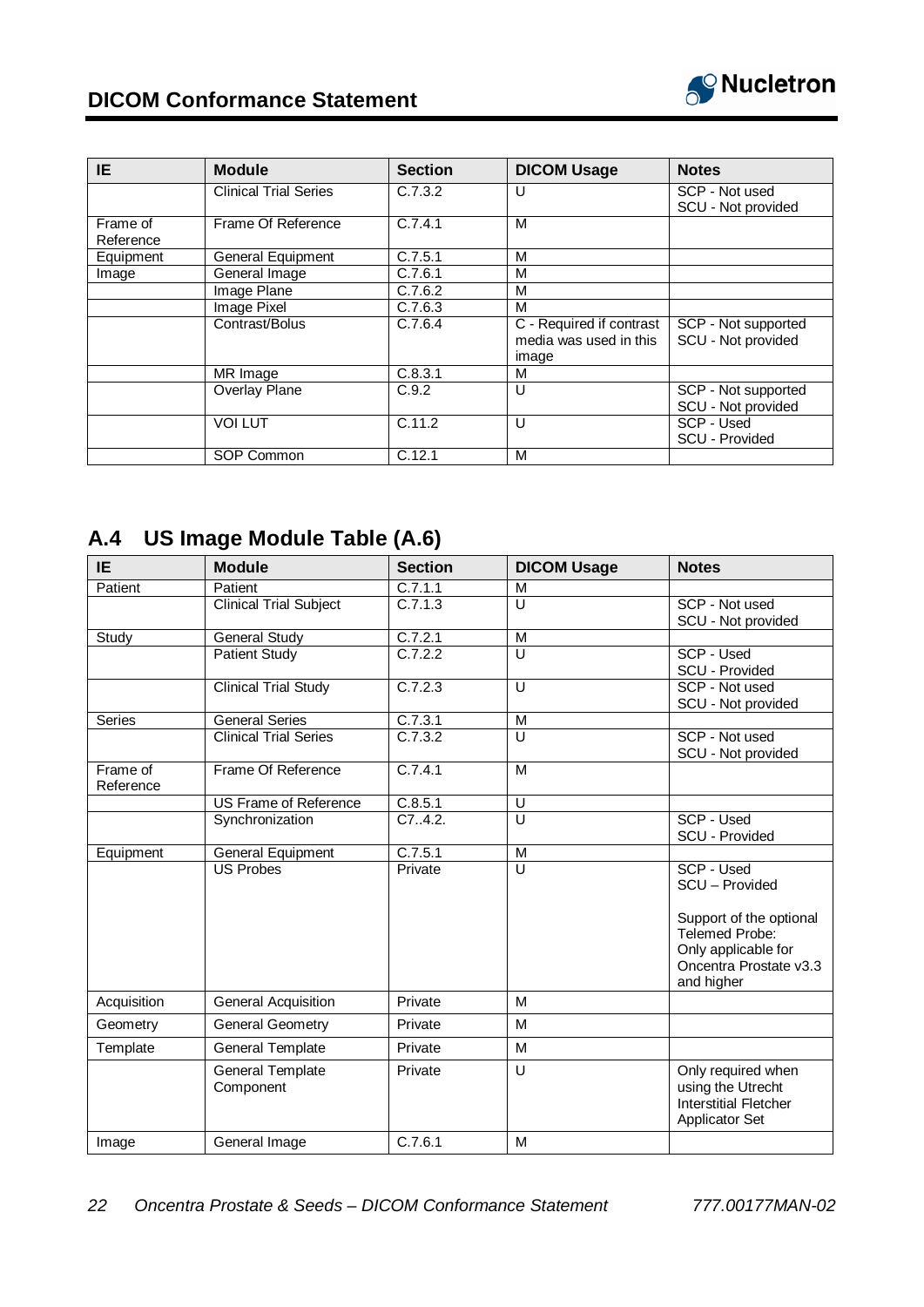| IE | Module | Section | DICOM Usage | Notes |
|---|---|---|---|---|
| | Clinical Trial Series | C.7.3.2 | U | SCP - Not used<br>SCU - Not provided |
| Frame of Reference | Frame Of Reference | C.7.4.1 | M | |
| Equipment | General Equipment | C.7.5.1 | M | |
| Image | General Image | C.7.6.1 | M | |
| | Image Plane | C.7.6.2 | M | |
| | Image Pixel | C.7.6.3 | M | |
| | Contrast/Bolus | C.7.6.4 | C - Required if contrast media was used in this image | SCP - Not supported<br>SCU - Not provided |
| | MR Image | C.8.3.1 | M | |
| | Overlay Plane | C.9.2 | U | SCP - Not supported<br>SCU - Not provided |
| | VOI LUT | C.11.2 | U | SCP - Used<br>SCU - Provided |
| | SOP Common | C.12.1 | M | |

## A.4 US Image Module Table (A.6)

| IE | Module | Section | DICOM Usage | Notes |
|---|---|---|---|---|
| Patient | Patient | C.7.1.1 | M | |
| | Clinical Trial Subject | C.7.1.3 | U | SCP - Not used<br>SCU - Not provided |
| Study | General Study | C.7.2.1 | M | |
| | Patient Study | C.7.2.2 | U | SCP - Used<br>SCU - Provided |
| | Clinical Trial Study | C.7.2.3 | U | SCP - Not used<br>SCU - Not provided |
| Series | General Series | C.7.3.1 | M | |
| | Clinical Trial Series | C.7.3.2 | U | SCP - Not used<br>SCU - Not provided |
| Frame of Reference | Frame Of Reference | C.7.4.1 | M | |
| | US Frame of Reference | C.8.5.1 | U | |
| | Synchronization | C7..4.2. | U | SCP - Used<br>SCU - Provided |
| Equipment | General Equipment | C.7.5.1 | M | |
| | US Probes | Private | U | SCP - Used<br>SCU – Provided<br><br>Support of the optional Telemed Probe: Only applicable for Oncentra Prostate v3.3 and higher |
| Acquisition | General Acquisition | Private | M | |
| Geometry | General Geometry | Private | M | |
| Template | General Template | Private | M | |
| | General Template Component | Private | U | Only required when using the Utrecht Interstitial Fletcher Applicator Set |
| Image | General Image | C.7.6.1 | M | |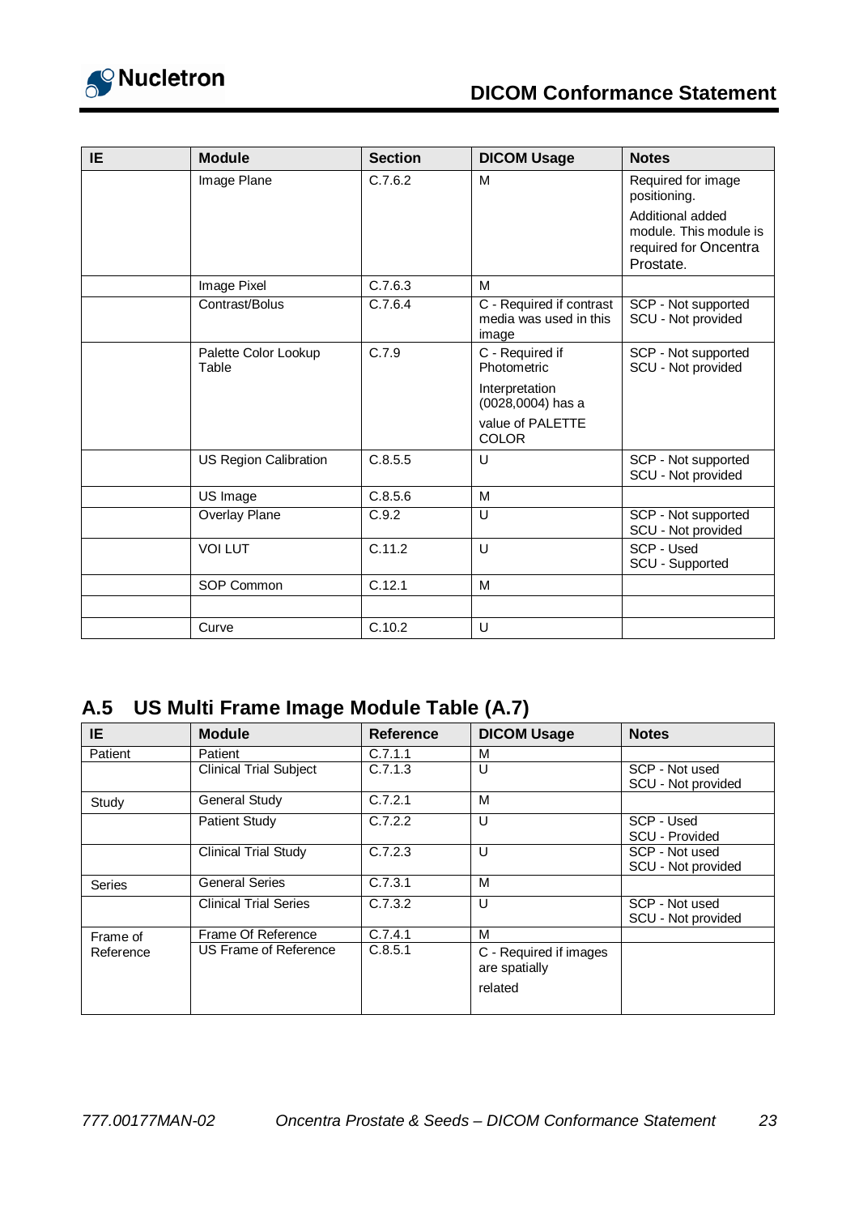| IE | Module | Section | DICOM Usage | Notes |
|---|---|---|---|---|
| | Image Plane | C.7.6.2 | M | Required for image positioning. Additional added module. This module is required for Oncentra Prostate. |
| | Image Pixel | C.7.6.3 | M | |
| | Contrast/Bolus | C.7.6.4 | C - Required if contrast media was used in this image | SCP - Not supported SCU - Not provided |
| | Palette Color Lookup Table | C.7.9 | C - Required if Photometric Interpretation (0028,0004) has a value of PALETTE COLOR | SCP - Not supported SCU - Not provided |
| | US Region Calibration | C.8.5.5 | U | SCP - Not supported SCU - Not provided |
| | US Image | C.8.5.6 | M | |
| | Overlay Plane | C.9.2 | U | SCP - Not supported SCU - Not provided |
| | VOI LUT | C.11.2 | U | SCP - Used SCU - Supported |
| | SOP Common | C.12.1 | M | |
| | | | | |
| | Curve | C.10.2 | U | |

## A.5 US Multi Frame Image Module Table (A.7)

| IE | Module | Reference | DICOM Usage | Notes |
|---|---|---|---|---|
| Patient | Patient | C.7.1.1 | M | |
| | Clinical Trial Subject | C.7.1.3 | U | SCP - Not used SCU - Not provided |
| Study | General Study | C.7.2.1 | M | |
| | Patient Study | C.7.2.2 | U | SCP - Used SCU - Provided |
| | Clinical Trial Study | C.7.2.3 | U | SCP - Not used SCU - Not provided |
| Series | General Series | C.7.3.1 | M | |
| | Clinical Trial Series | C.7.3.2 | U | SCP - Not used SCU - Not provided |
| Frame of Reference | Frame Of Reference | C.7.4.1 | M | |
| | US Frame of Reference | C.8.5.1 | C - Required if images are spatially related | |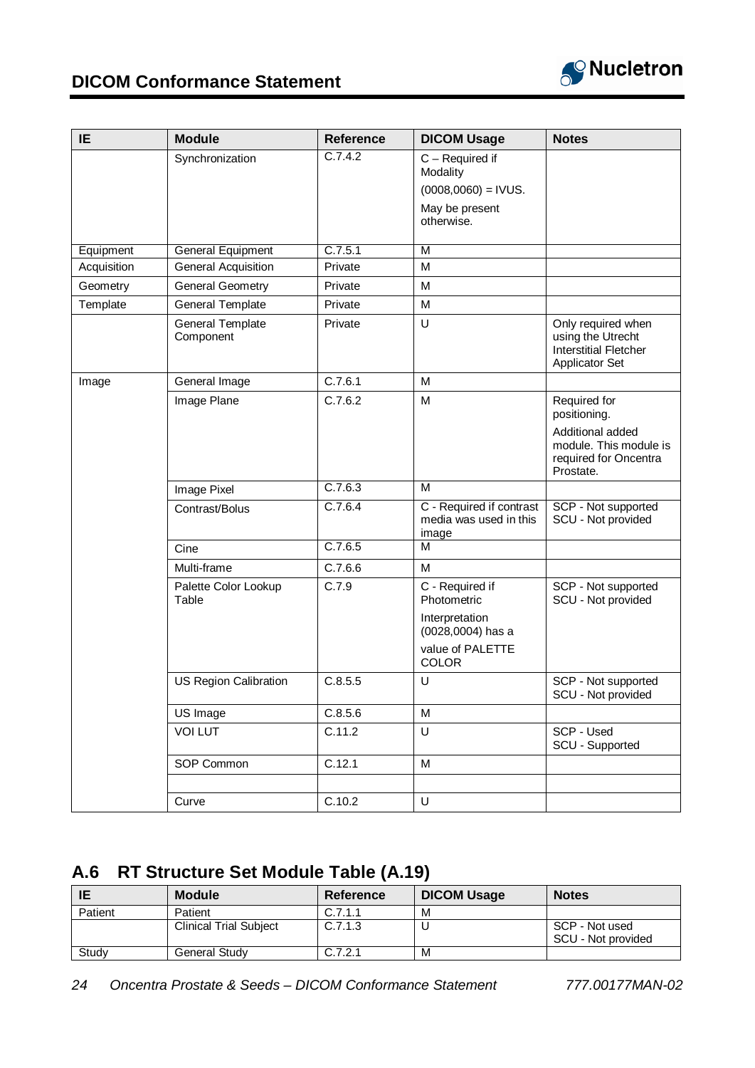| IE | Module | Reference | DICOM Usage | Notes |
|---|---|---|---|---|
| | Synchronization | C.7.4.2 | C – Required if Modality (0008,0060) = IVUS. May be present otherwise. | |
| Equipment | General Equipment | C.7.5.1 | M | |
| Acquisition | General Acquisition | Private | M | |
| Geometry | General Geometry | Private | M | |
| Template | General Template | Private | M | |
| | General Template Component | Private | U | Only required when using the Utrecht Interstitial Fletcher Applicator Set |
| Image | General Image | C.7.6.1 | M | |
| | Image Plane | C.7.6.2 | M | Required for positioning. Additional added module. This module is required for Oncentra Prostate. |
| | Image Pixel | C.7.6.3 | M | |
| | Contrast/Bolus | C.7.6.4 | C - Required if contrast media was used in this image | SCP - Not supported SCU - Not provided |
| | Cine | C.7.6.5 | M | |
| | Multi-frame | C.7.6.6 | M | |
| | Palette Color Lookup Table | C.7.9 | C - Required if Photometric Interpretation (0028,0004) has a value of PALETTE COLOR | SCP - Not supported SCU - Not provided |
| | US Region Calibration | C.8.5.5 | U | SCP - Not supported SCU - Not provided |
| | US Image | C.8.5.6 | M | |
| | VOI LUT | C.11.2 | U | SCP - Used SCU - Supported |
| | SOP Common | C.12.1 | M | |
| | | | | |
| | Curve | C.10.2 | U | |

## A.6 RT Structure Set Module Table (A.19)

| IE | Module | Reference | DICOM Usage | Notes |
|---|---|---|---|---|
| Patient | Patient | C.7.1.1 | M | |
| | Clinical Trial Subject | C.7.1.3 | U | SCP - Not used SCU - Not provided |
| Study | General Study | C.7.2.1 | M | |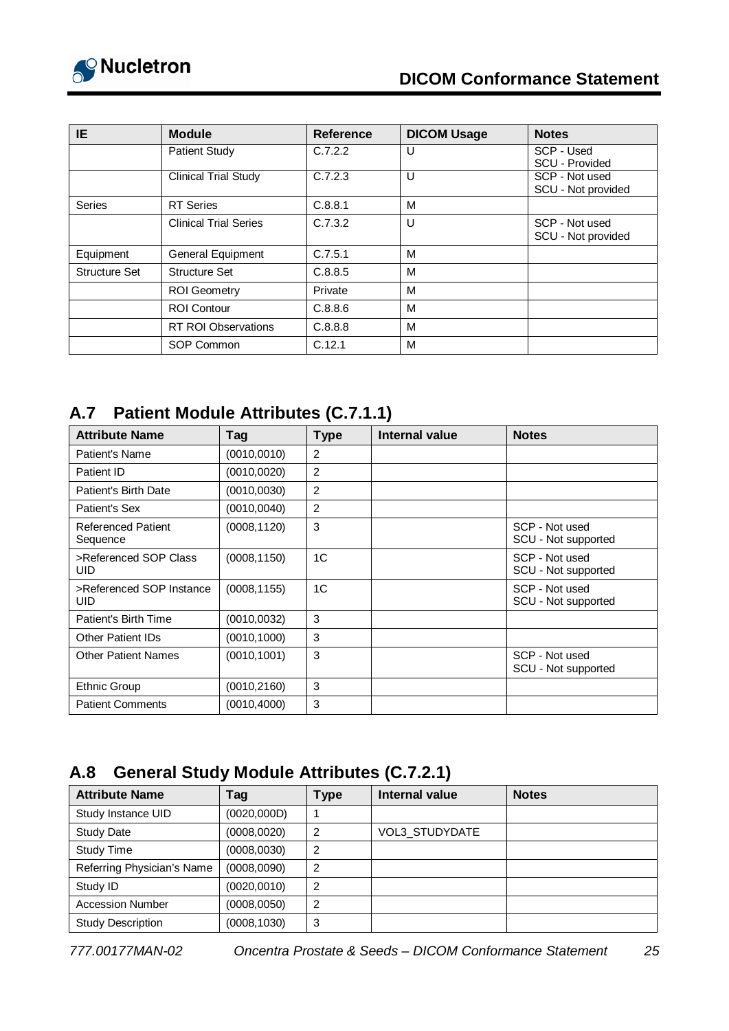| IE | Module | Reference | DICOM Usage | Notes |
|---|---|---|---|---|
| | Patient Study | C.7.2.2 | U | SCP - Used<br>SCU - Provided |
| | Clinical Trial Study | C.7.2.3 | U | SCP - Not used<br>SCU - Not provided |
| Series | RT Series | C.8.8.1 | M | |
| | Clinical Trial Series | C.7.3.2 | U | SCP - Not used<br>SCU - Not provided |
| Equipment | General Equipment | C.7.5.1 | M | |
| Structure Set | Structure Set | C.8.8.5 | M | |
| | ROI Geometry | Private | M | |
| | ROI Contour | C.8.8.6 | M | |
| | RT ROI Observations | C.8.8.8 | M | |
| | SOP Common | C.12.1 | M | |

## A.7 Patient Module Attributes (C.7.1.1)

| Attribute Name | Tag | Type | Internal value | Notes |
|---|---|---|---|---|
| Patient's Name | (0010,0010) | 2 | | |
| Patient ID | (0010,0020) | 2 | | |
| Patient's Birth Date | (0010,0030) | 2 | | |
| Patient's Sex | (0010,0040) | 2 | | |
| Referenced Patient Sequence | (0008,1120) | 3 | | SCP - Not used<br>SCU - Not supported |
| >Referenced SOP Class UID | (0008,1150) | 1C | | SCP - Not used<br>SCU - Not supported |
| >Referenced SOP Instance UID | (0008,1155) | 1C | | SCP - Not used<br>SCU - Not supported |
| Patient's Birth Time | (0010,0032) | 3 | | |
| Other Patient IDs | (0010,1000) | 3 | | |
| Other Patient Names | (0010,1001) | 3 | | SCP - Not used<br>SCU - Not supported |
| Ethnic Group | (0010,2160) | 3 | | |
| Patient Comments | (0010,4000) | 3 | | |

## A.8 General Study Module Attributes (C.7.2.1)

| Attribute Name | Tag | Type | Internal value | Notes |
|---|---|---|---|---|
| Study Instance UID | (0020,000D) | 1 | | |
| Study Date | (0008,0020) | 2 | VOL3_STUDYDATE | |
| Study Time | (0008,0030) | 2 | | |
| Referring Physician's Name | (0008,0090) | 2 | | |
| Study ID | (0020,0010) | 2 | | |
| Accession Number | (0008,0050) | 2 | | |
| Study Description | (0008,1030) | 3 | | |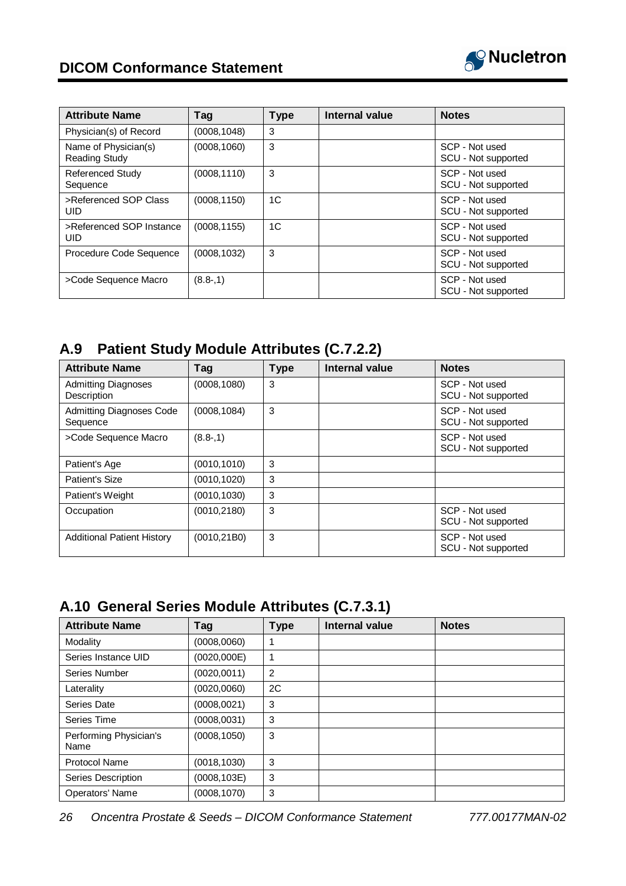| Attribute Name | Tag | Type | Internal value | Notes |
|---|---|---|---|---|
| Physician(s) of Record | (0008,1048) | 3 | | |
| Name of Physician(s) Reading Study | (0008,1060) | 3 | | SCP - Not used<br>SCU - Not supported |
| Referenced Study Sequence | (0008,1110) | 3 | | SCP - Not used<br>SCU - Not supported |
| >Referenced SOP Class UID | (0008,1150) | 1C | | SCP - Not used<br>SCU - Not supported |
| >Referenced SOP Instance UID | (0008,1155) | 1C | | SCP - Not used<br>SCU - Not supported |
| Procedure Code Sequence | (0008,1032) | 3 | | SCP - Not used<br>SCU - Not supported |
| >Code Sequence Macro | (8.8-,1) | | | SCP - Not used<br>SCU - Not supported |

## A.9 Patient Study Module Attributes (C.7.2.2)

| Attribute Name | Tag | Type | Internal value | Notes |
|---|---|---|---|---|
| Admitting Diagnoses Description | (0008,1080) | 3 | | SCP - Not used<br>SCU - Not supported |
| Admitting Diagnoses Code Sequence | (0008,1084) | 3 | | SCP - Not used<br>SCU - Not supported |
| >Code Sequence Macro | (8.8-,1) | | | SCP - Not used<br>SCU - Not supported |
| Patient's Age | (0010,1010) | 3 | | |
| Patient's Size | (0010,1020) | 3 | | |
| Patient's Weight | (0010,1030) | 3 | | |
| Occupation | (0010,2180) | 3 | | SCP - Not used<br>SCU - Not supported |
| Additional Patient History | (0010,21B0) | 3 | | SCP - Not used<br>SCU - Not supported |

## A.10 General Series Module Attributes (C.7.3.1)

| Attribute Name | Tag | Type | Internal value | Notes |
|---|---|---|---|---|
| Modality | (0008,0060) | 1 | | |
| Series Instance UID | (0020,000E) | 1 | | |
| Series Number | (0020,0011) | 2 | | |
| Laterality | (0020,0060) | 2C | | |
| Series Date | (0008,0021) | 3 | | |
| Series Time | (0008,0031) | 3 | | |
| Performing Physician's Name | (0008,1050) | 3 | | |
| Protocol Name | (0018,1030) | 3 | | |
| Series Description | (0008,103E) | 3 | | |
| Operators' Name | (0008,1070) | 3 | | |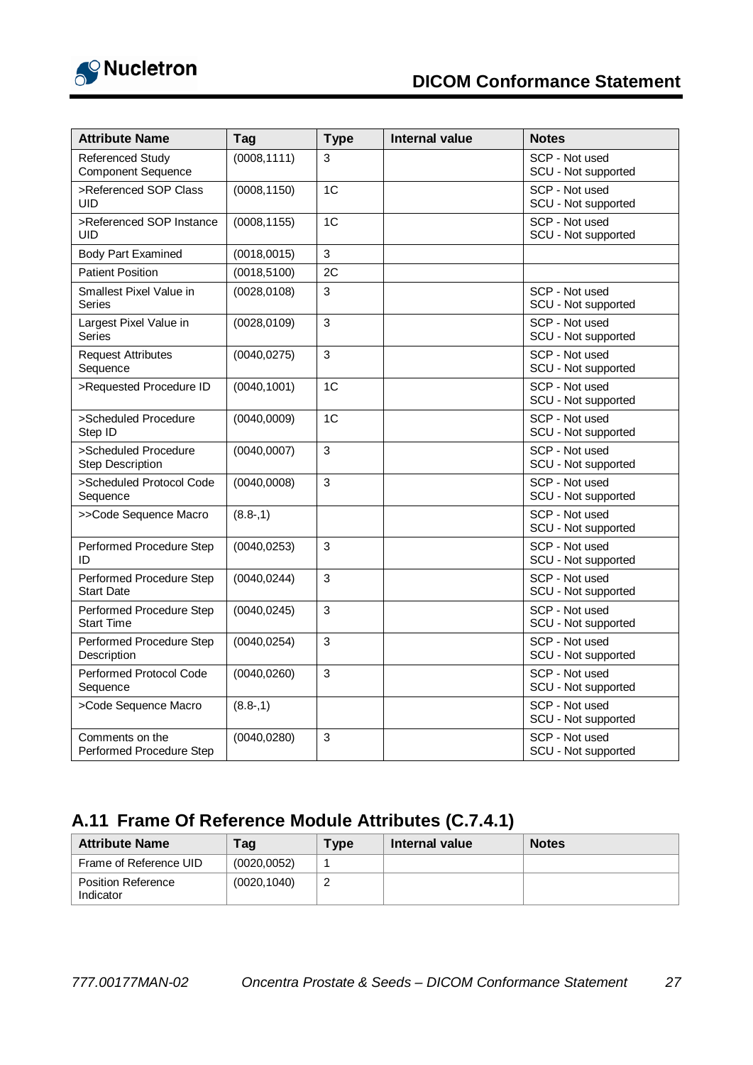| Attribute Name | Tag | Type | Internal value | Notes |
|---|---|---|---|---|
| Referenced Study Component Sequence | (0008,1111) | 3 | | SCP - Not used<br>SCU - Not supported |
| >Referenced SOP Class UID | (0008,1150) | 1C | | SCP - Not used<br>SCU - Not supported |
| >Referenced SOP Instance UID | (0008,1155) | 1C | | SCP - Not used<br>SCU - Not supported |
| Body Part Examined | (0018,0015) | 3 | | |
| Patient Position | (0018,5100) | 2C | | |
| Smallest Pixel Value in Series | (0028,0108) | 3 | | SCP - Not used<br>SCU - Not supported |
| Largest Pixel Value in Series | (0028,0109) | 3 | | SCP - Not used<br>SCU - Not supported |
| Request Attributes Sequence | (0040,0275) | 3 | | SCP - Not used<br>SCU - Not supported |
| >Requested Procedure ID | (0040,1001) | 1C | | SCP - Not used<br>SCU - Not supported |
| >Scheduled Procedure Step ID | (0040,0009) | 1C | | SCP - Not used<br>SCU - Not supported |
| >Scheduled Procedure Step Description | (0040,0007) | 3 | | SCP - Not used<br>SCU - Not supported |
| >Scheduled Protocol Code Sequence | (0040,0008) | 3 | | SCP - Not used<br>SCU - Not supported |
| >>Code Sequence Macro | (8.8-,1) | | | SCP - Not used<br>SCU - Not supported |
| Performed Procedure Step ID | (0040,0253) | 3 | | SCP - Not used<br>SCU - Not supported |
| Performed Procedure Step Start Date | (0040,0244) | 3 | | SCP - Not used<br>SCU - Not supported |
| Performed Procedure Step Start Time | (0040,0245) | 3 | | SCP - Not used<br>SCU - Not supported |
| Performed Procedure Step Description | (0040,0254) | 3 | | SCP - Not used<br>SCU - Not supported |
| Performed Protocol Code Sequence | (0040,0260) | 3 | | SCP - Not used<br>SCU - Not supported |
| >Code Sequence Macro | (8.8-,1) | | | SCP - Not used<br>SCU - Not supported |
| Comments on the Performed Procedure Step | (0040,0280) | 3 | | SCP - Not used<br>SCU - Not supported |

## A.11 Frame Of Reference Module Attributes (C.7.4.1)

| Attribute Name | Tag | Type | Internal value | Notes |
|---|---|---|---|---|
| Frame of Reference UID | (0020,0052) | 1 | | |
| Position Reference Indicator | (0020,1040) | 2 | | |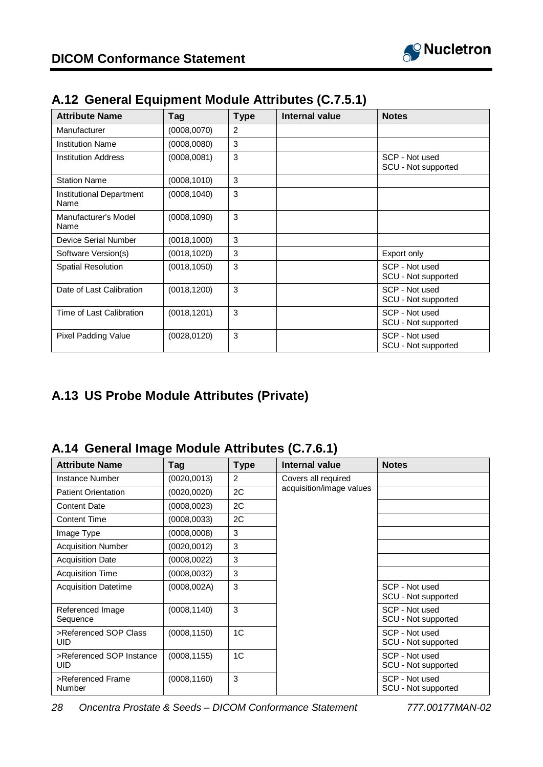## A.12 General Equipment Module Attributes (C.7.5.1)

| Attribute Name | Tag | Type | Internal value | Notes |
|---|---|---|---|---|
| Manufacturer | (0008,0070) | 2 | | |
| Institution Name | (0008,0080) | 3 | | |
| Institution Address | (0008,0081) | 3 | | SCP - Not used<br>SCU - Not supported |
| Station Name | (0008,1010) | 3 | | |
| Institutional Department Name | (0008,1040) | 3 | | |
| Manufacturer's Model Name | (0008,1090) | 3 | | |
| Device Serial Number | (0018,1000) | 3 | | |
| Software Version(s) | (0018,1020) | 3 | | Export only |
| Spatial Resolution | (0018,1050) | 3 | | SCP - Not used<br>SCU - Not supported |
| Date of Last Calibration | (0018,1200) | 3 | | SCP - Not used<br>SCU - Not supported |
| Time of Last Calibration | (0018,1201) | 3 | | SCP - Not used<br>SCU - Not supported |
| Pixel Padding Value | (0028,0120) | 3 | | SCP - Not used<br>SCU - Not supported |

## A.13 US Probe Module Attributes (Private)

## A.14 General Image Module Attributes (C.7.6.1)

| Attribute Name | Tag | Type | Internal value | Notes |
|---|---|---|---|---|
| Instance Number | (0020,0013) | 2 | Covers all required acquisition/image values | |
| Patient Orientation | (0020,0020) | 2C | | |
| Content Date | (0008,0023) | 2C | | |
| Content Time | (0008,0033) | 2C | | |
| Image Type | (0008,0008) | 3 | | |
| Acquisition Number | (0020,0012) | 3 | | |
| Acquisition Date | (0008,0022) | 3 | | |
| Acquisition Time | (0008,0032) | 3 | | |
| Acquisition Datetime | (0008,002A) | 3 | | SCP - Not used<br>SCU - Not supported |
| Referenced Image Sequence | (0008,1140) | 3 | | SCP - Not used<br>SCU - Not supported |
| >Referenced SOP Class UID | (0008,1150) | 1C | | SCP - Not used<br>SCU - Not supported |
| >Referenced SOP Instance UID | (0008,1155) | 1C | | SCP - Not used<br>SCU - Not supported |
| >Referenced Frame Number | (0008,1160) | 3 | | SCP - Not used<br>SCU - Not supported |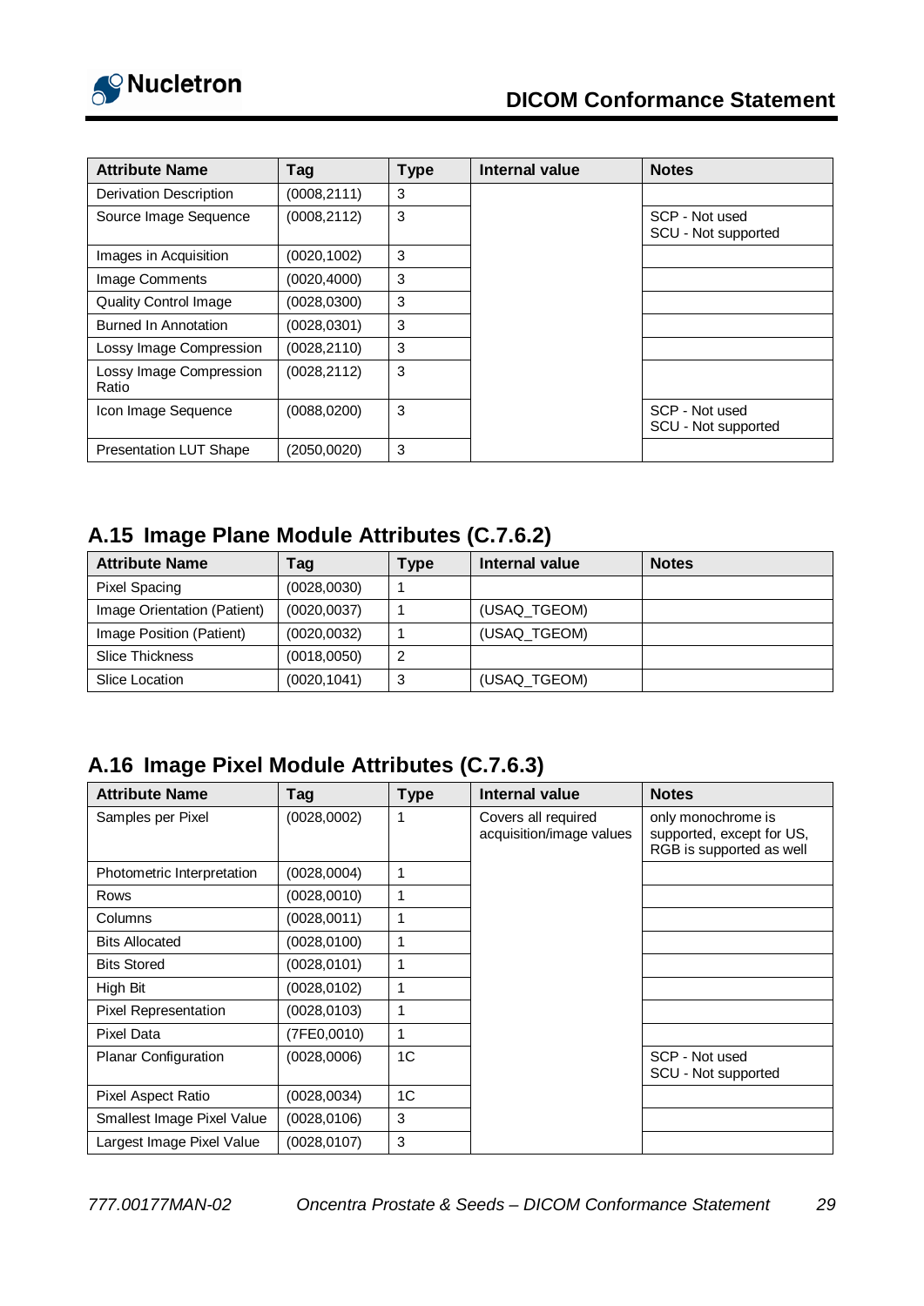| Attribute Name | Tag | Type | Internal value | Notes |
|---|---|---|---|---|
| Derivation Description | (0008,2111) | 3 | | |
| Source Image Sequence | (0008,2112) | 3 | | SCP - Not used<br>SCU - Not supported |
| Images in Acquisition | (0020,1002) | 3 | | |
| Image Comments | (0020,4000) | 3 | | |
| Quality Control Image | (0028,0300) | 3 | | |
| Burned In Annotation | (0028,0301) | 3 | | |
| Lossy Image Compression | (0028,2110) | 3 | | |
| Lossy Image Compression Ratio | (0028,2112) | 3 | | |
| Icon Image Sequence | (0088,0200) | 3 | | SCP - Not used<br>SCU - Not supported |
| Presentation LUT Shape | (2050,0020) | 3 | | |

## A.15 Image Plane Module Attributes (C.7.6.2)

| Attribute Name | Tag | Type | Internal value | Notes |
|---|---|---|---|---|
| Pixel Spacing | (0028,0030) | 1 | | |
| Image Orientation (Patient) | (0020,0037) | 1 | (USAQ_TGEOM) | |
| Image Position (Patient) | (0020,0032) | 1 | (USAQ_TGEOM) | |
| Slice Thickness | (0018,0050) | 2 | | |
| Slice Location | (0020,1041) | 3 | (USAQ_TGEOM) | |

## A.16 Image Pixel Module Attributes (C.7.6.3)

| Attribute Name | Tag | Type | Internal value | Notes |
|---|---|---|---|---|
| Samples per Pixel | (0028,0002) | 1 | Covers all required acquisition/image values | only monochrome is supported, except for US, RGB is supported as well |
| Photometric Interpretation | (0028,0004) | 1 | | |
| Rows | (0028,0010) | 1 | | |
| Columns | (0028,0011) | 1 | | |
| Bits Allocated | (0028,0100) | 1 | | |
| Bits Stored | (0028,0101) | 1 | | |
| High Bit | (0028,0102) | 1 | | |
| Pixel Representation | (0028,0103) | 1 | | |
| Pixel Data | (7FE0,0010) | 1 | | |
| Planar Configuration | (0028,0006) | 1C | | SCP - Not used<br>SCU - Not supported |
| Pixel Aspect Ratio | (0028,0034) | 1C | | |
| Smallest Image Pixel Value | (0028,0106) | 3 | | |
| Largest Image Pixel Value | (0028,0107) | 3 | | |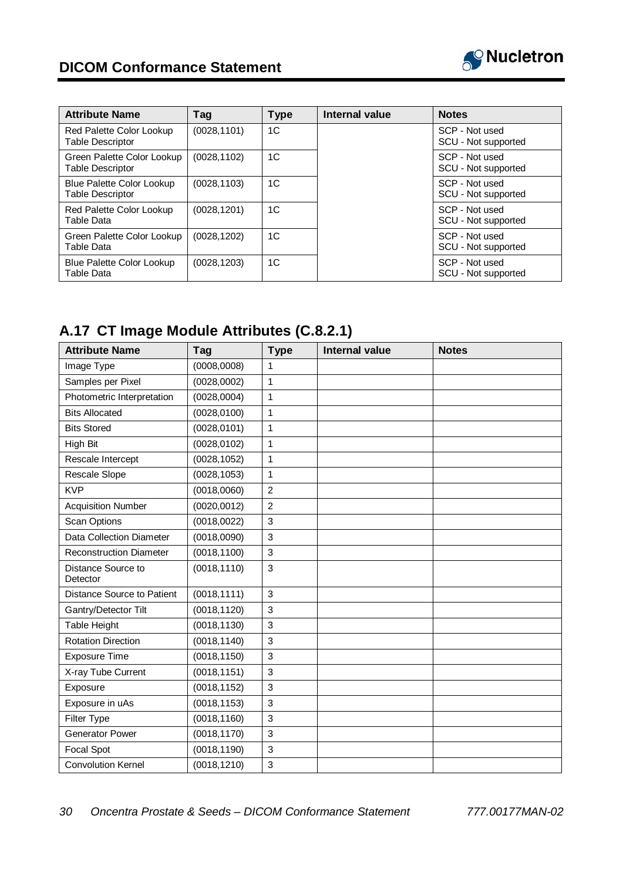| Attribute Name | Tag | Type | Internal value | Notes |
|---|---|---|---|---|
| Red Palette Color Lookup Table Descriptor | (0028,1101) | 1C | | SCP - Not used<br>SCU - Not supported |
| Green Palette Color Lookup Table Descriptor | (0028,1102) | 1C | | SCP - Not used<br>SCU - Not supported |
| Blue Palette Color Lookup Table Descriptor | (0028,1103) | 1C | | SCP - Not used<br>SCU - Not supported |
| Red Palette Color Lookup Table Data | (0028,1201) | 1C | | SCP - Not used<br>SCU - Not supported |
| Green Palette Color Lookup Table Data | (0028,1202) | 1C | | SCP - Not used<br>SCU - Not supported |
| Blue Palette Color Lookup Table Data | (0028,1203) | 1C | | SCP - Not used<br>SCU - Not supported |

## A.17 CT Image Module Attributes (C.8.2.1)

| Attribute Name | Tag | Type | Internal value | Notes |
|---|---|---|---|---|
| Image Type | (0008,0008) | 1 | | |
| Samples per Pixel | (0028,0002) | 1 | | |
| Photometric Interpretation | (0028,0004) | 1 | | |
| Bits Allocated | (0028,0100) | 1 | | |
| Bits Stored | (0028,0101) | 1 | | |
| High Bit | (0028,0102) | 1 | | |
| Rescale Intercept | (0028,1052) | 1 | | |
| Rescale Slope | (0028,1053) | 1 | | |
| KVP | (0018,0060) | 2 | | |
| Acquisition Number | (0020,0012) | 2 | | |
| Scan Options | (0018,0022) | 3 | | |
| Data Collection Diameter | (0018,0090) | 3 | | |
| Reconstruction Diameter | (0018,1100) | 3 | | |
| Distance Source to Detector | (0018,1110) | 3 | | |
| Distance Source to Patient | (0018,1111) | 3 | | |
| Gantry/Detector Tilt | (0018,1120) | 3 | | |
| Table Height | (0018,1130) | 3 | | |
| Rotation Direction | (0018,1140) | 3 | | |
| Exposure Time | (0018,1150) | 3 | | |
| X-ray Tube Current | (0018,1151) | 3 | | |
| Exposure | (0018,1152) | 3 | | |
| Exposure in uAs | (0018,1153) | 3 | | |
| Filter Type | (0018,1160) | 3 | | |
| Generator Power | (0018,1170) | 3 | | |
| Focal Spot | (0018,1190) | 3 | | |
| Convolution Kernel | (0018,1210) | 3 | | |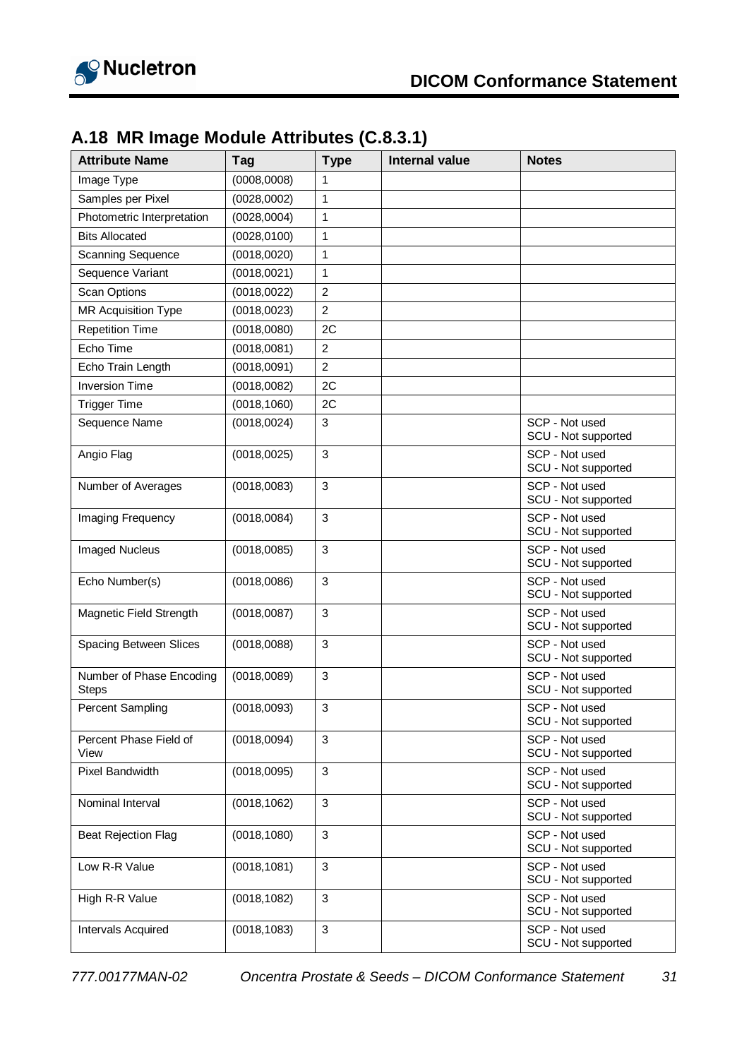## A.18 MR Image Module Attributes (C.8.3.1)

| Attribute Name | Tag | Type | Internal value | Notes |
|---|---|---|---|---|
| Image Type | (0008,0008) | 1 | | |
| Samples per Pixel | (0028,0002) | 1 | | |
| Photometric Interpretation | (0028,0004) | 1 | | |
| Bits Allocated | (0028,0100) | 1 | | |
| Scanning Sequence | (0018,0020) | 1 | | |
| Sequence Variant | (0018,0021) | 1 | | |
| Scan Options | (0018,0022) | 2 | | |
| MR Acquisition Type | (0018,0023) | 2 | | |
| Repetition Time | (0018,0080) | 2C | | |
| Echo Time | (0018,0081) | 2 | | |
| Echo Train Length | (0018,0091) | 2 | | |
| Inversion Time | (0018,0082) | 2C | | |
| Trigger Time | (0018,1060) | 2C | | |
| Sequence Name | (0018,0024) | 3 | | SCP - Not used<br>SCU - Not supported |
| Angio Flag | (0018,0025) | 3 | | SCP - Not used<br>SCU - Not supported |
| Number of Averages | (0018,0083) | 3 | | SCP - Not used<br>SCU - Not supported |
| Imaging Frequency | (0018,0084) | 3 | | SCP - Not used<br>SCU - Not supported |
| Imaged Nucleus | (0018,0085) | 3 | | SCP - Not used<br>SCU - Not supported |
| Echo Number(s) | (0018,0086) | 3 | | SCP - Not used<br>SCU - Not supported |
| Magnetic Field Strength | (0018,0087) | 3 | | SCP - Not used<br>SCU - Not supported |
| Spacing Between Slices | (0018,0088) | 3 | | SCP - Not used<br>SCU - Not supported |
| Number of Phase Encoding Steps | (0018,0089) | 3 | | SCP - Not used<br>SCU - Not supported |
| Percent Sampling | (0018,0093) | 3 | | SCP - Not used<br>SCU - Not supported |
| Percent Phase Field of View | (0018,0094) | 3 | | SCP - Not used<br>SCU - Not supported |
| Pixel Bandwidth | (0018,0095) | 3 | | SCP - Not used<br>SCU - Not supported |
| Nominal Interval | (0018,1062) | 3 | | SCP - Not used<br>SCU - Not supported |
| Beat Rejection Flag | (0018,1080) | 3 | | SCP - Not used<br>SCU - Not supported |
| Low R-R Value | (0018,1081) | 3 | | SCP - Not used<br>SCU - Not supported |
| High R-R Value | (0018,1082) | 3 | | SCP - Not used<br>SCU - Not supported |
| Intervals Acquired | (0018,1083) | 3 | | SCP - Not used<br>SCU - Not supported |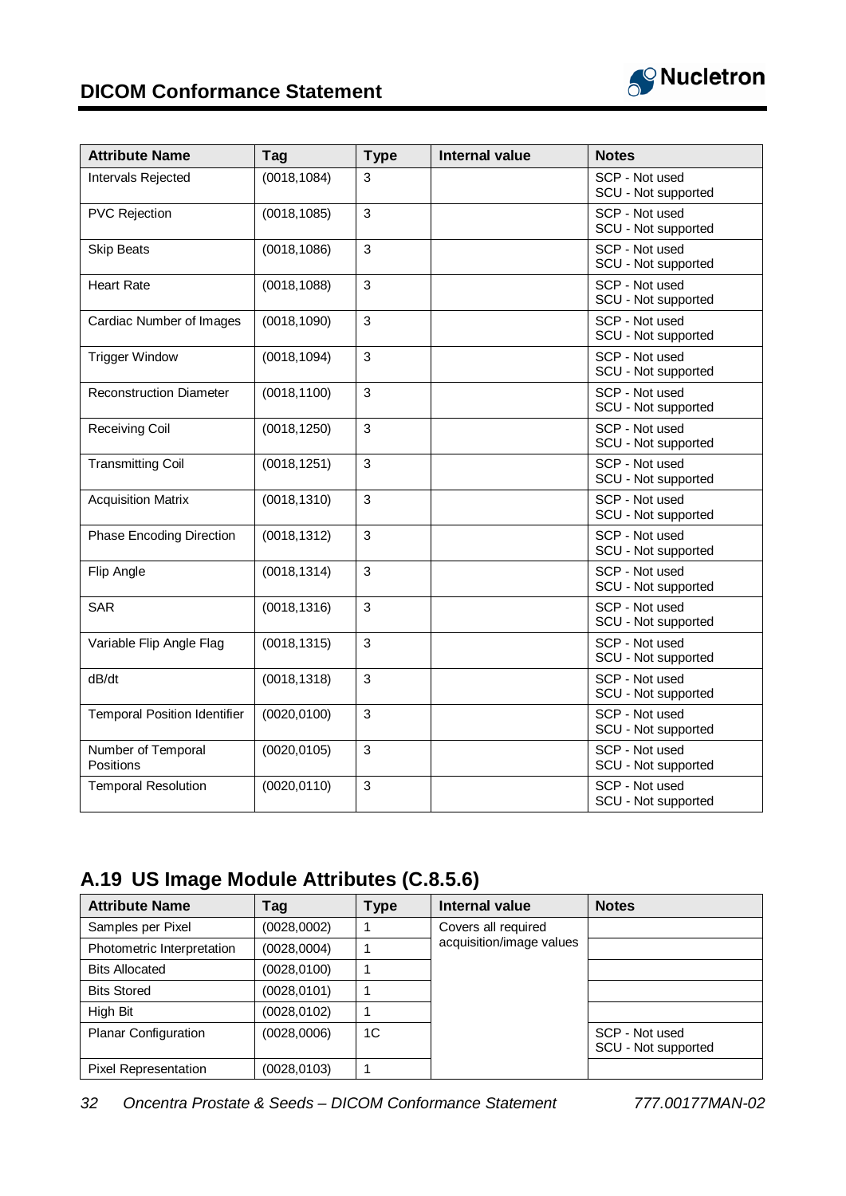| Attribute Name | Tag | Type | Internal value | Notes |
|---|---|---|---|---|
| Intervals Rejected | (0018,1084) | 3 | | SCP - Not used<br>SCU - Not supported |
| PVC Rejection | (0018,1085) | 3 | | SCP - Not used<br>SCU - Not supported |
| Skip Beats | (0018,1086) | 3 | | SCP - Not used<br>SCU - Not supported |
| Heart Rate | (0018,1088) | 3 | | SCP - Not used<br>SCU - Not supported |
| Cardiac Number of Images | (0018,1090) | 3 | | SCP - Not used<br>SCU - Not supported |
| Trigger Window | (0018,1094) | 3 | | SCP - Not used<br>SCU - Not supported |
| Reconstruction Diameter | (0018,1100) | 3 | | SCP - Not used<br>SCU - Not supported |
| Receiving Coil | (0018,1250) | 3 | | SCP - Not used<br>SCU - Not supported |
| Transmitting Coil | (0018,1251) | 3 | | SCP - Not used<br>SCU - Not supported |
| Acquisition Matrix | (0018,1310) | 3 | | SCP - Not used<br>SCU - Not supported |
| Phase Encoding Direction | (0018,1312) | 3 | | SCP - Not used<br>SCU - Not supported |
| Flip Angle | (0018,1314) | 3 | | SCP - Not used<br>SCU - Not supported |
| SAR | (0018,1316) | 3 | | SCP - Not used<br>SCU - Not supported |
| Variable Flip Angle Flag | (0018,1315) | 3 | | SCP - Not used<br>SCU - Not supported |
| dB/dt | (0018,1318) | 3 | | SCP - Not used<br>SCU - Not supported |
| Temporal Position Identifier | (0020,0100) | 3 | | SCP - Not used<br>SCU - Not supported |
| Number of Temporal Positions | (0020,0105) | 3 | | SCP - Not used<br>SCU - Not supported |
| Temporal Resolution | (0020,0110) | 3 | | SCP - Not used<br>SCU - Not supported |

## A.19 US Image Module Attributes (C.8.5.6)

| Attribute Name | Tag | Type | Internal value | Notes |
|---|---|---|---|---|
| Samples per Pixel | (0028,0002) | 1 | Covers all required acquisition/image values | |
| Photometric Interpretation | (0028,0004) | 1 | | |
| Bits Allocated | (0028,0100) | 1 | | |
| Bits Stored | (0028,0101) | 1 | | |
| High Bit | (0028,0102) | 1 | | |
| Planar Configuration | (0028,0006) | 1C | | SCP - Not used<br>SCU - Not supported |
| Pixel Representation | (0028,0103) | 1 | | |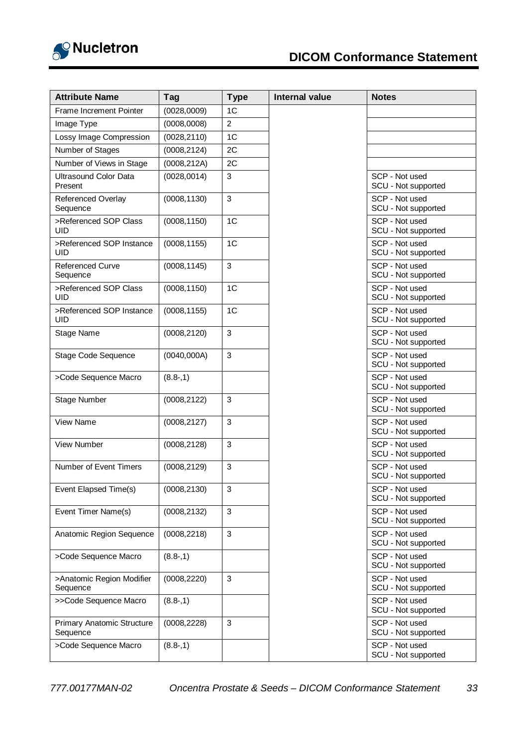| Attribute Name | Tag | Type | Internal value | Notes |
|---|---|---|---|---|
| Frame Increment Pointer | (0028,0009) | 1C | | |
| Image Type | (0008,0008) | 2 | | |
| Lossy Image Compression | (0028,2110) | 1C | | |
| Number of Stages | (0008,2124) | 2C | | |
| Number of Views in Stage | (0008,212A) | 2C | | |
| Ultrasound Color Data Present | (0028,0014) | 3 | | SCP - Not used<br>SCU - Not supported |
| Referenced Overlay Sequence | (0008,1130) | 3 | | SCP - Not used<br>SCU - Not supported |
| >Referenced SOP Class UID | (0008,1150) | 1C | | SCP - Not used<br>SCU - Not supported |
| >Referenced SOP Instance UID | (0008,1155) | 1C | | SCP - Not used<br>SCU - Not supported |
| Referenced Curve Sequence | (0008,1145) | 3 | | SCP - Not used<br>SCU - Not supported |
| >Referenced SOP Class UID | (0008,1150) | 1C | | SCP - Not used<br>SCU - Not supported |
| >Referenced SOP Instance UID | (0008,1155) | 1C | | SCP - Not used<br>SCU - Not supported |
| Stage Name | (0008,2120) | 3 | | SCP - Not used<br>SCU - Not supported |
| Stage Code Sequence | (0040,000A) | 3 | | SCP - Not used<br>SCU - Not supported |
| >Code Sequence Macro | (8.8-,1) | | | SCP - Not used<br>SCU - Not supported |
| Stage Number | (0008,2122) | 3 | | SCP - Not used<br>SCU - Not supported |
| View Name | (0008,2127) | 3 | | SCP - Not used<br>SCU - Not supported |
| View Number | (0008,2128) | 3 | | SCP - Not used<br>SCU - Not supported |
| Number of Event Timers | (0008,2129) | 3 | | SCP - Not used<br>SCU - Not supported |
| Event Elapsed Time(s) | (0008,2130) | 3 | | SCP - Not used<br>SCU - Not supported |
| Event Timer Name(s) | (0008,2132) | 3 | | SCP - Not used<br>SCU - Not supported |
| Anatomic Region Sequence | (0008,2218) | 3 | | SCP - Not used<br>SCU - Not supported |
| >Code Sequence Macro | (8.8-,1) | | | SCP - Not used<br>SCU - Not supported |
| >Anatomic Region Modifier Sequence | (0008,2220) | 3 | | SCP - Not used<br>SCU - Not supported |
| >>Code Sequence Macro | (8.8-,1) | | | SCP - Not used<br>SCU - Not supported |
| Primary Anatomic Structure Sequence | (0008,2228) | 3 | | SCP - Not used<br>SCU - Not supported |
| >Code Sequence Macro | (8.8-,1) | | | SCP - Not used<br>SCU - Not supported |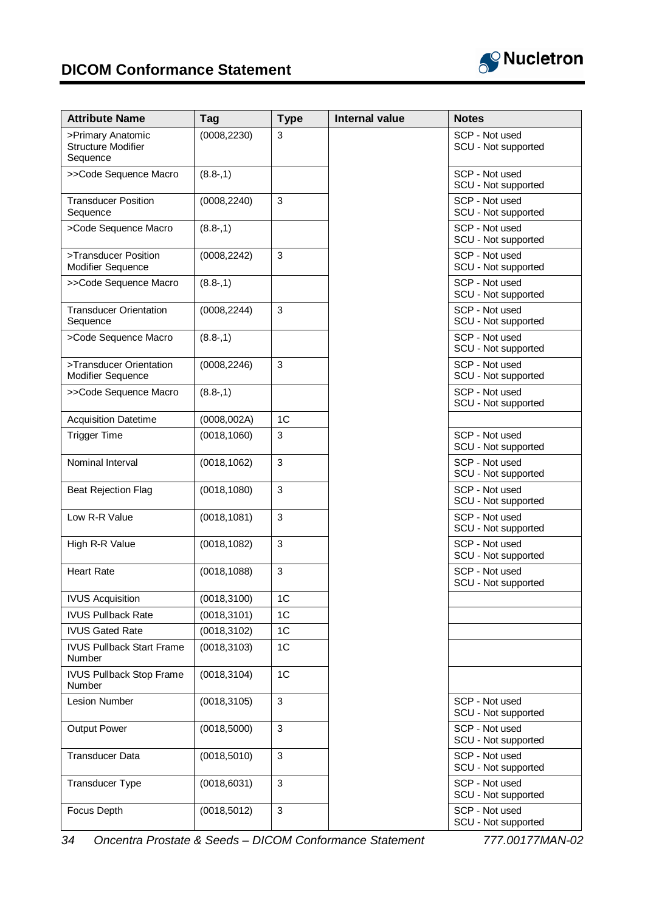| Attribute Name | Tag | Type | Internal value | Notes |
|---|---|---|---|---|
| >Primary Anatomic Structure Modifier Sequence | (0008,2230) | 3 | | SCP - Not used<br>SCU - Not supported |
| >>Code Sequence Macro | (8.8-,1) | | | SCP - Not used<br>SCU - Not supported |
| Transducer Position Sequence | (0008,2240) | 3 | | SCP - Not used<br>SCU - Not supported |
| >Code Sequence Macro | (8.8-,1) | | | SCP - Not used<br>SCU - Not supported |
| >Transducer Position Modifier Sequence | (0008,2242) | 3 | | SCP - Not used<br>SCU - Not supported |
| >>Code Sequence Macro | (8.8-,1) | | | SCP - Not used<br>SCU - Not supported |
| Transducer Orientation Sequence | (0008,2244) | 3 | | SCP - Not used<br>SCU - Not supported |
| >Code Sequence Macro | (8.8-,1) | | | SCP - Not used<br>SCU - Not supported |
| >Transducer Orientation Modifier Sequence | (0008,2246) | 3 | | SCP - Not used<br>SCU - Not supported |
| >>Code Sequence Macro | (8.8-,1) | | | SCP - Not used<br>SCU - Not supported |
| Acquisition Datetime | (0008,002A) | 1C | | |
| Trigger Time | (0018,1060) | 3 | | SCP - Not used<br>SCU - Not supported |
| Nominal Interval | (0018,1062) | 3 | | SCP - Not used<br>SCU - Not supported |
| Beat Rejection Flag | (0018,1080) | 3 | | SCP - Not used<br>SCU - Not supported |
| Low R-R Value | (0018,1081) | 3 | | SCP - Not used<br>SCU - Not supported |
| High R-R Value | (0018,1082) | 3 | | SCP - Not used<br>SCU - Not supported |
| Heart Rate | (0018,1088) | 3 | | SCP - Not used<br>SCU - Not supported |
| IVUS Acquisition | (0018,3100) | 1C | | |
| IVUS Pullback Rate | (0018,3101) | 1C | | |
| IVUS Gated Rate | (0018,3102) | 1C | | |
| IVUS Pullback Start Frame Number | (0018,3103) | 1C | | |
| IVUS Pullback Stop Frame Number | (0018,3104) | 1C | | |
| Lesion Number | (0018,3105) | 3 | | SCP - Not used<br>SCU - Not supported |
| Output Power | (0018,5000) | 3 | | SCP - Not used<br>SCU - Not supported |
| Transducer Data | (0018,5010) | 3 | | SCP - Not used<br>SCU - Not supported |
| Transducer Type | (0018,6031) | 3 | | SCP - Not used<br>SCU - Not supported |
| Focus Depth | (0018,5012) | 3 | | SCP - Not used<br>SCU - Not supported |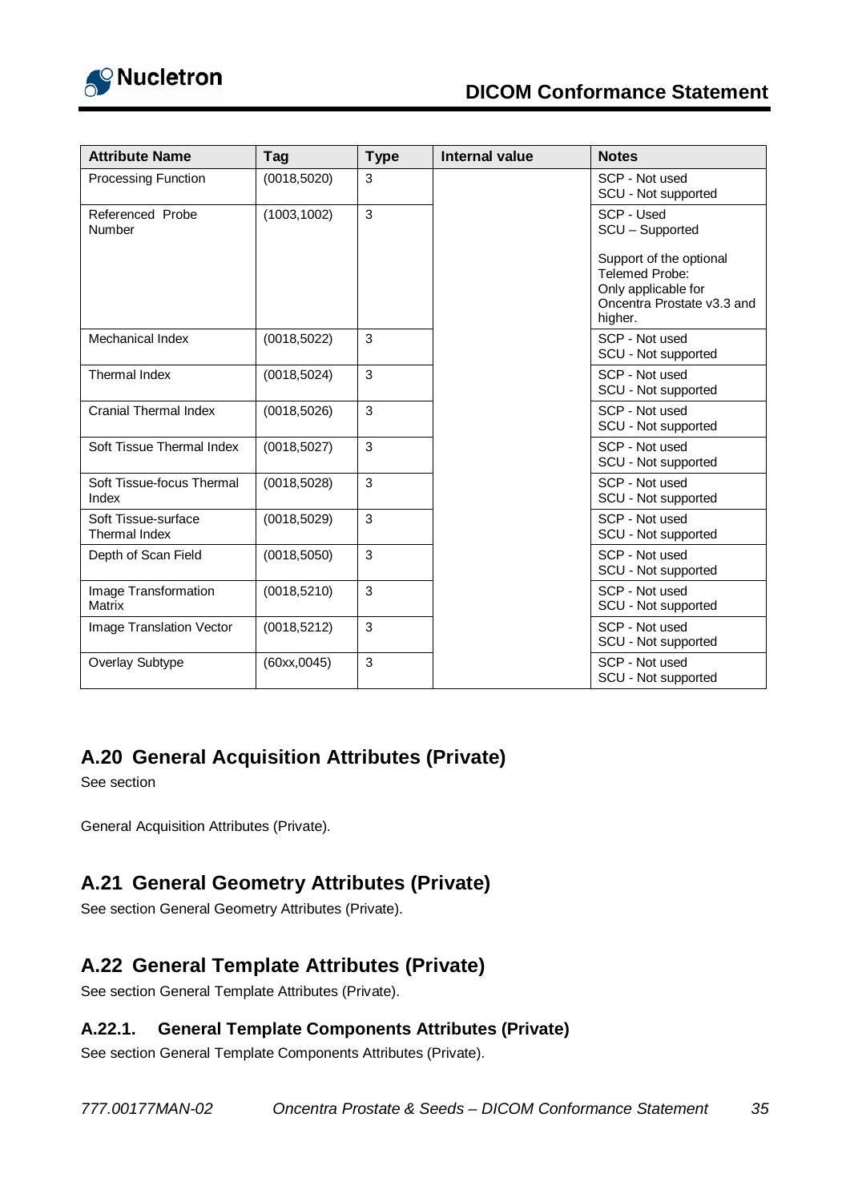| Attribute Name | Tag | Type | Internal value | Notes |
|---|---|---|---|---|
| Processing Function | (0018,5020) | 3 | | SCP - Not used<br>SCU - Not supported |
| Referenced Probe Number | (1003,1002) | 3 | | SCP - Used<br>SCU – Supported<br><br>Support of the optional Telemed Probe:<br>Only applicable for Oncentra Prostate v3.3 and higher. |
| Mechanical Index | (0018,5022) | 3 | | SCP - Not used<br>SCU - Not supported |
| Thermal Index | (0018,5024) | 3 | | SCP - Not used<br>SCU - Not supported |
| Cranial Thermal Index | (0018,5026) | 3 | | SCP - Not used<br>SCU - Not supported |
| Soft Tissue Thermal Index | (0018,5027) | 3 | | SCP - Not used<br>SCU - Not supported |
| Soft Tissue-focus Thermal Index | (0018,5028) | 3 | | SCP - Not used<br>SCU - Not supported |
| Soft Tissue-surface Thermal Index | (0018,5029) | 3 | | SCP - Not used<br>SCU - Not supported |
| Depth of Scan Field | (0018,5050) | 3 | | SCP - Not used<br>SCU - Not supported |
| Image Transformation Matrix | (0018,5210) | 3 | | SCP - Not used<br>SCU - Not supported |
| Image Translation Vector | (0018,5212) | 3 | | SCP - Not used<br>SCU - Not supported |
| Overlay Subtype | (60xx,0045) | 3 | | SCP - Not used<br>SCU - Not supported |

## A.20 General Acquisition Attributes (Private)

See section

General Acquisition Attributes (Private).

## A.21 General Geometry Attributes (Private)

See section General Geometry Attributes (Private).

## A.22 General Template Attributes (Private)

See section General Template Attributes (Private).

### A.22.1. General Template Components Attributes (Private)

See section General Template Components Attributes (Private).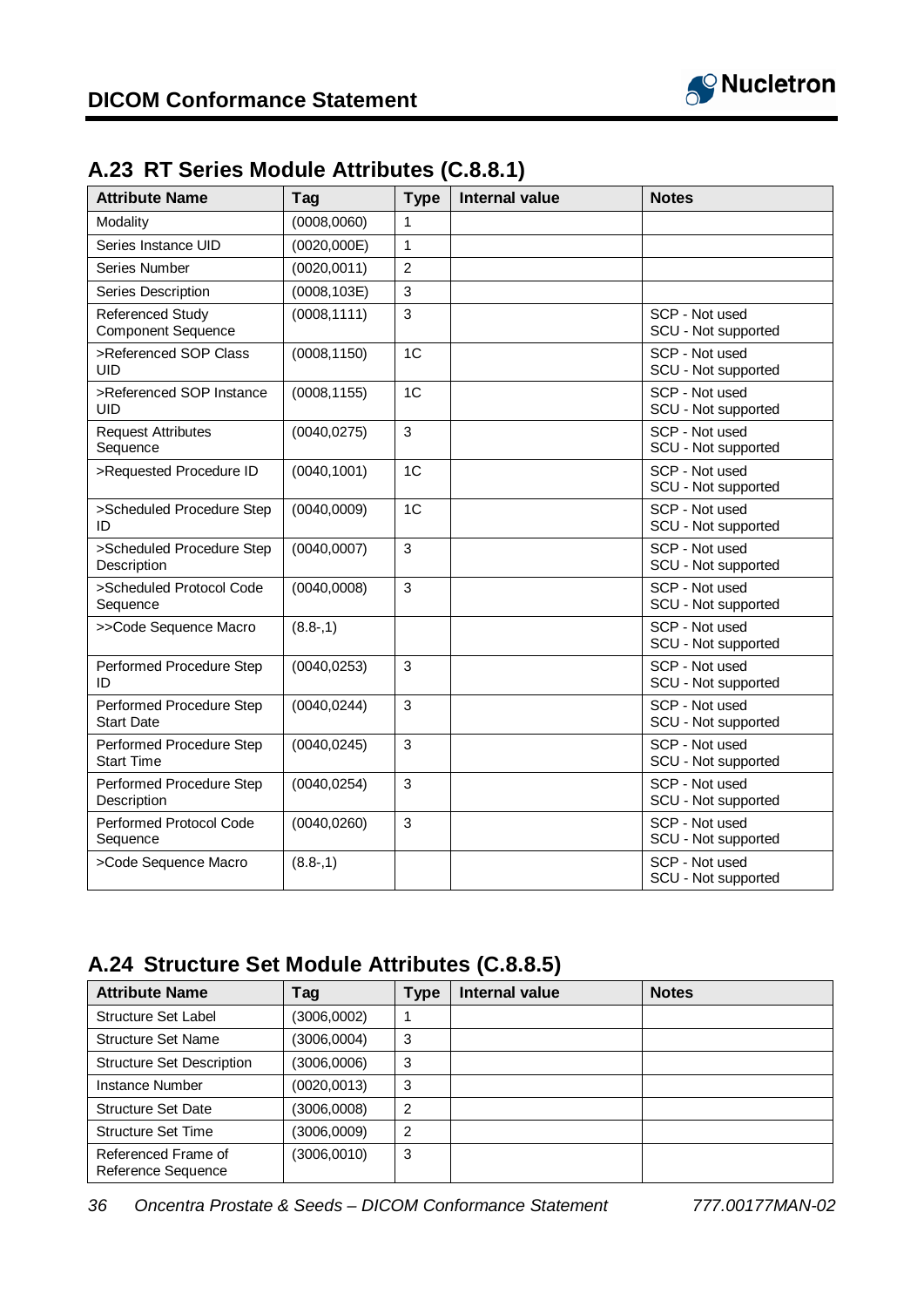## A.23 RT Series Module Attributes (C.8.8.1)

| Attribute Name | Tag | Type | Internal value | Notes |
|---|---|---|---|---|
| Modality | (0008,0060) | 1 | | |
| Series Instance UID | (0020,000E) | 1 | | |
| Series Number | (0020,0011) | 2 | | |
| Series Description | (0008,103E) | 3 | | |
| Referenced Study Component Sequence | (0008,1111) | 3 | | SCP - Not used SCU - Not supported |
| >Referenced SOP Class UID | (0008,1150) | 1C | | SCP - Not used SCU - Not supported |
| >Referenced SOP Instance UID | (0008,1155) | 1C | | SCP - Not used SCU - Not supported |
| Request Attributes Sequence | (0040,0275) | 3 | | SCP - Not used SCU - Not supported |
| >Requested Procedure ID | (0040,1001) | 1C | | SCP - Not used SCU - Not supported |
| >Scheduled Procedure Step ID | (0040,0009) | 1C | | SCP - Not used SCU - Not supported |
| >Scheduled Procedure Step Description | (0040,0007) | 3 | | SCP - Not used SCU - Not supported |
| >Scheduled Protocol Code Sequence | (0040,0008) | 3 | | SCP - Not used SCU - Not supported |
| >>Code Sequence Macro | (8.8-,1) | | | SCP - Not used SCU - Not supported |
| Performed Procedure Step ID | (0040,0253) | 3 | | SCP - Not used SCU - Not supported |
| Performed Procedure Step Start Date | (0040,0244) | 3 | | SCP - Not used SCU - Not supported |
| Performed Procedure Step Start Time | (0040,0245) | 3 | | SCP - Not used SCU - Not supported |
| Performed Procedure Step Description | (0040,0254) | 3 | | SCP - Not used SCU - Not supported |
| Performed Protocol Code Sequence | (0040,0260) | 3 | | SCP - Not used SCU - Not supported |
| >Code Sequence Macro | (8.8-,1) | | | SCP - Not used SCU - Not supported |

## A.24 Structure Set Module Attributes (C.8.8.5)

| Attribute Name | Tag | Type | Internal value | Notes |
|---|---|---|---|---|
| Structure Set Label | (3006,0002) | 1 | | |
| Structure Set Name | (3006,0004) | 3 | | |
| Structure Set Description | (3006,0006) | 3 | | |
| Instance Number | (0020,0013) | 3 | | |
| Structure Set Date | (3006,0008) | 2 | | |
| Structure Set Time | (3006,0009) | 2 | | |
| Referenced Frame of Reference Sequence | (3006,0010) | 3 | | |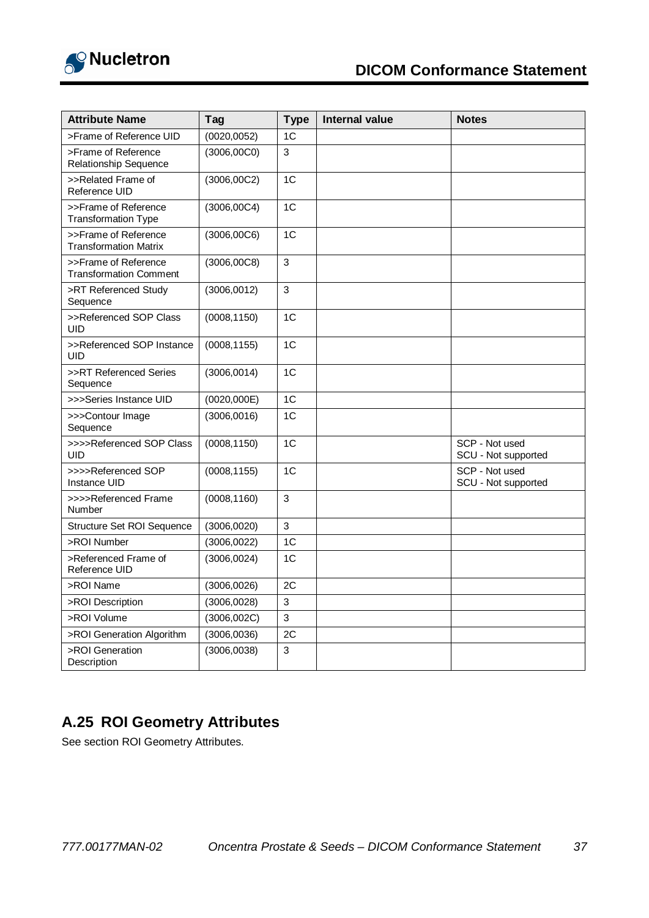| Attribute Name | Tag | Type | Internal value | Notes |
|---|---|---|---|---|
| >Frame of Reference UID | (0020,0052) | 1C | | |
| >Frame of Reference Relationship Sequence | (3006,00C0) | 3 | | |
| >>Related Frame of Reference UID | (3006,00C2) | 1C | | |
| >>Frame of Reference Transformation Type | (3006,00C4) | 1C | | |
| >>Frame of Reference Transformation Matrix | (3006,00C6) | 1C | | |
| >>Frame of Reference Transformation Comment | (3006,00C8) | 3 | | |
| >RT Referenced Study Sequence | (3006,0012) | 3 | | |
| >>Referenced SOP Class UID | (0008,1150) | 1C | | |
| >>Referenced SOP Instance UID | (0008,1155) | 1C | | |
| >>RT Referenced Series Sequence | (3006,0014) | 1C | | |
| >>>Series Instance UID | (0020,000E) | 1C | | |
| >>>Contour Image Sequence | (3006,0016) | 1C | | |
| >>>>Referenced SOP Class UID | (0008,1150) | 1C | | SCP - Not used<br>SCU - Not supported |
| >>>>Referenced SOP Instance UID | (0008,1155) | 1C | | SCP - Not used<br>SCU - Not supported |
| >>>>Referenced Frame Number | (0008,1160) | 3 | | |
| Structure Set ROI Sequence | (3006,0020) | 3 | | |
| >ROI Number | (3006,0022) | 1C | | |
| >Referenced Frame of Reference UID | (3006,0024) | 1C | | |
| >ROI Name | (3006,0026) | 2C | | |
| >ROI Description | (3006,0028) | 3 | | |
| >ROI Volume | (3006,002C) | 3 | | |
| >ROI Generation Algorithm | (3006,0036) | 2C | | |
| >ROI Generation Description | (3006,0038) | 3 | | |

## A.25 ROI Geometry Attributes

See section ROI Geometry Attributes.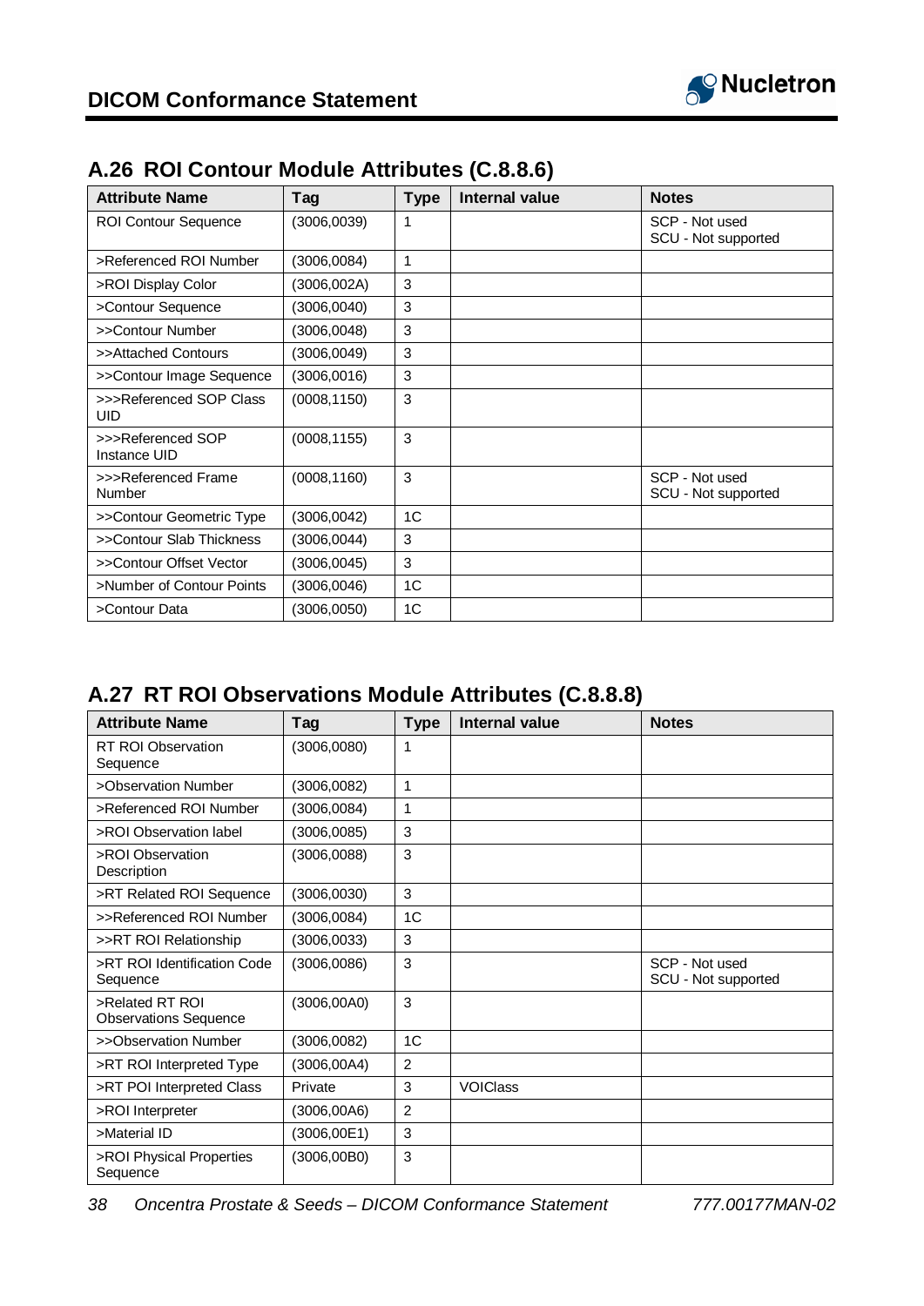## A.26 ROI Contour Module Attributes (C.8.8.6)

| Attribute Name | Tag | Type | Internal value | Notes |
|---|---|---|---|---|
| ROI Contour Sequence | (3006,0039) | 1 | | SCP - Not used<br>SCU - Not supported |
| >Referenced ROI Number | (3006,0084) | 1 | | |
| >ROI Display Color | (3006,002A) | 3 | | |
| >Contour Sequence | (3006,0040) | 3 | | |
| >>Contour Number | (3006,0048) | 3 | | |
| >>Attached Contours | (3006,0049) | 3 | | |
| >>Contour Image Sequence | (3006,0016) | 3 | | |
| >>>Referenced SOP Class UID | (0008,1150) | 3 | | |
| >>>Referenced SOP Instance UID | (0008,1155) | 3 | | |
| >>>Referenced Frame Number | (0008,1160) | 3 | | SCP - Not used<br>SCU - Not supported |
| >>Contour Geometric Type | (3006,0042) | 1C | | |
| >>Contour Slab Thickness | (3006,0044) | 3 | | |
| >>Contour Offset Vector | (3006,0045) | 3 | | |
| >Number of Contour Points | (3006,0046) | 1C | | |
| >Contour Data | (3006,0050) | 1C | | |

## A.27 RT ROI Observations Module Attributes (C.8.8.8)

| Attribute Name | Tag | Type | Internal value | Notes |
|---|---|---|---|---|
| RT ROI Observation Sequence | (3006,0080) | 1 | | |
| >Observation Number | (3006,0082) | 1 | | |
| >Referenced ROI Number | (3006,0084) | 1 | | |
| >ROI Observation label | (3006,0085) | 3 | | |
| >ROI Observation Description | (3006,0088) | 3 | | |
| >RT Related ROI Sequence | (3006,0030) | 3 | | |
| >>Referenced ROI Number | (3006,0084) | 1C | | |
| >>RT ROI Relationship | (3006,0033) | 3 | | |
| >RT ROI Identification Code Sequence | (3006,0086) | 3 | | SCP - Not used<br>SCU - Not supported |
| >Related RT ROI Observations Sequence | (3006,00A0) | 3 | | |
| >>Observation Number | (3006,0082) | 1C | | |
| >RT ROI Interpreted Type | (3006,00A4) | 2 | | |
| >RT POI Interpreted Class | Private | 3 | VOIClass | |
| >ROI Interpreter | (3006,00A6) | 2 | | |
| >Material ID | (3006,00E1) | 3 | | |
| >ROI Physical Properties Sequence | (3006,00B0) | 3 | | |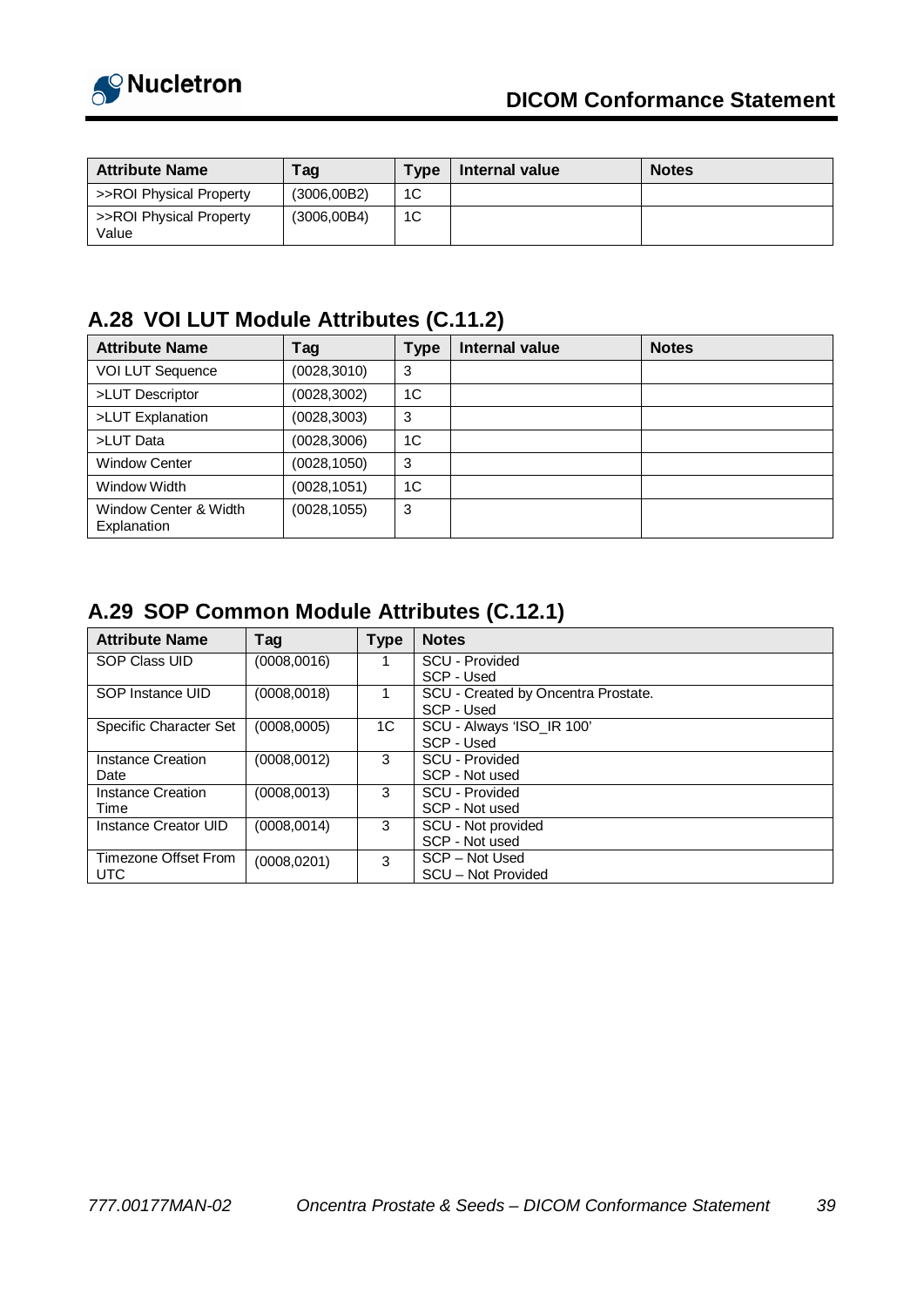| Attribute Name | Tag | Type | Internal value | Notes |
|---|---|---|---|---|
| >>ROI Physical Property | (3006,00B2) | 1C | | |
| >>ROI Physical Property Value | (3006,00B4) | 1C | | |

## A.28 VOI LUT Module Attributes (C.11.2)

| Attribute Name | Tag | Type | Internal value | Notes |
|---|---|---|---|---|
| VOI LUT Sequence | (0028,3010) | 3 | | |
| >LUT Descriptor | (0028,3002) | 1C | | |
| >LUT Explanation | (0028,3003) | 3 | | |
| >LUT Data | (0028,3006) | 1C | | |
| Window Center | (0028,1050) | 3 | | |
| Window Width | (0028,1051) | 1C | | |
| Window Center & Width Explanation | (0028,1055) | 3 | | |

## A.29 SOP Common Module Attributes (C.12.1)

| Attribute Name | Tag | Type | Notes |
|---|---|---|---|
| SOP Class UID | (0008,0016) | 1 | SCU - Provided<br>SCP - Used |
| SOP Instance UID | (0008,0018) | 1 | SCU - Created by Oncentra Prostate.<br>SCP - Used |
| Specific Character Set | (0008,0005) | 1C | SCU - Always 'ISO_IR 100'<br>SCP - Used |
| Instance Creation Date | (0008,0012) | 3 | SCU - Provided<br>SCP - Not used |
| Instance Creation Time | (0008,0013) | 3 | SCU - Provided<br>SCP - Not used |
| Instance Creator UID | (0008,0014) | 3 | SCU - Not provided<br>SCP - Not used |
| Timezone Offset From UTC | (0008,0201) | 3 | SCP – Not Used<br>SCU – Not Provided |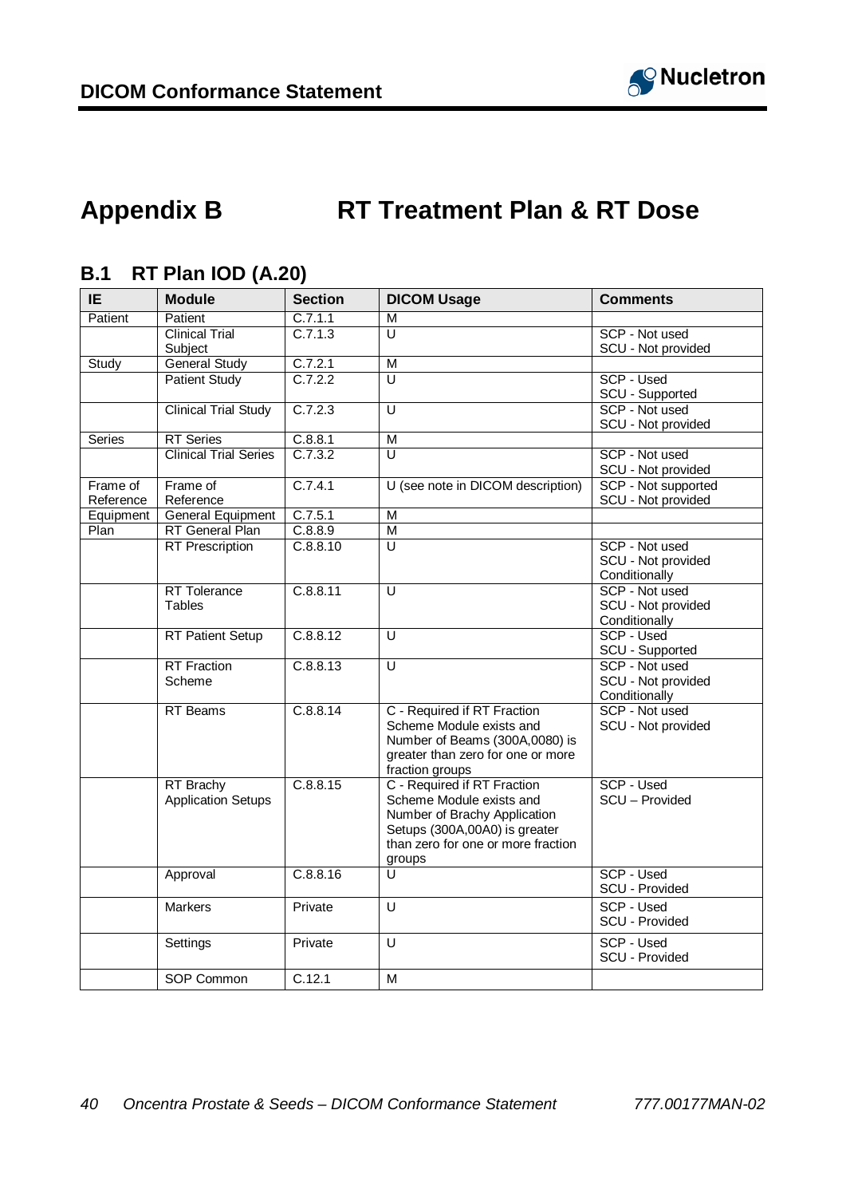# Appendix B RT Treatment Plan & RT Dose

## B.1 RT Plan IOD (A.20)

| IE | Module | Section | DICOM Usage | Comments |
|---|---|---|---|---|
| Patient | Patient | C.7.1.1 | M | |
| | Clinical Trial Subject | C.7.1.3 | U | SCP - Not used<br>SCU - Not provided |
| Study | General Study | C.7.2.1 | M | |
| | Patient Study | C.7.2.2 | U | SCP - Used<br>SCU - Supported |
| | Clinical Trial Study | C.7.2.3 | U | SCP - Not used<br>SCU - Not provided |
| Series | RT Series | C.8.8.1 | M | |
| | Clinical Trial Series | C.7.3.2 | U | SCP - Not used<br>SCU - Not provided |
| Frame of Reference | Frame of Reference | C.7.4.1 | U (see note in DICOM description) | SCP - Not supported<br>SCU - Not provided |
| Equipment | General Equipment | C.7.5.1 | M | |
| Plan | RT General Plan | C.8.8.9 | M | |
| | RT Prescription | C.8.8.10 | U | SCP - Not used<br>SCU - Not provided Conditionally |
| | RT Tolerance Tables | C.8.8.11 | U | SCP - Not used<br>SCU - Not provided Conditionally |
| | RT Patient Setup | C.8.8.12 | U | SCP - Used<br>SCU - Supported |
| | RT Fraction Scheme | C.8.8.13 | U | SCP - Not used<br>SCU - Not provided Conditionally |
| | RT Beams | C.8.8.14 | C - Required if RT Fraction Scheme Module exists and Number of Beams (300A,0080) is greater than zero for one or more fraction groups | SCP - Not used<br>SCU - Not provided |
| | RT Brachy Application Setups | C.8.8.15 | C - Required if RT Fraction Scheme Module exists and Number of Brachy Application Setups (300A,00A0) is greater than zero for one or more fraction groups | SCP - Used<br>SCU – Provided |
| | Approval | C.8.8.16 | U | SCP - Used<br>SCU - Provided |
| | Markers | Private | U | SCP - Used<br>SCU - Provided |
| | Settings | Private | U | SCP - Used<br>SCU - Provided |
| | SOP Common | C.12.1 | M | |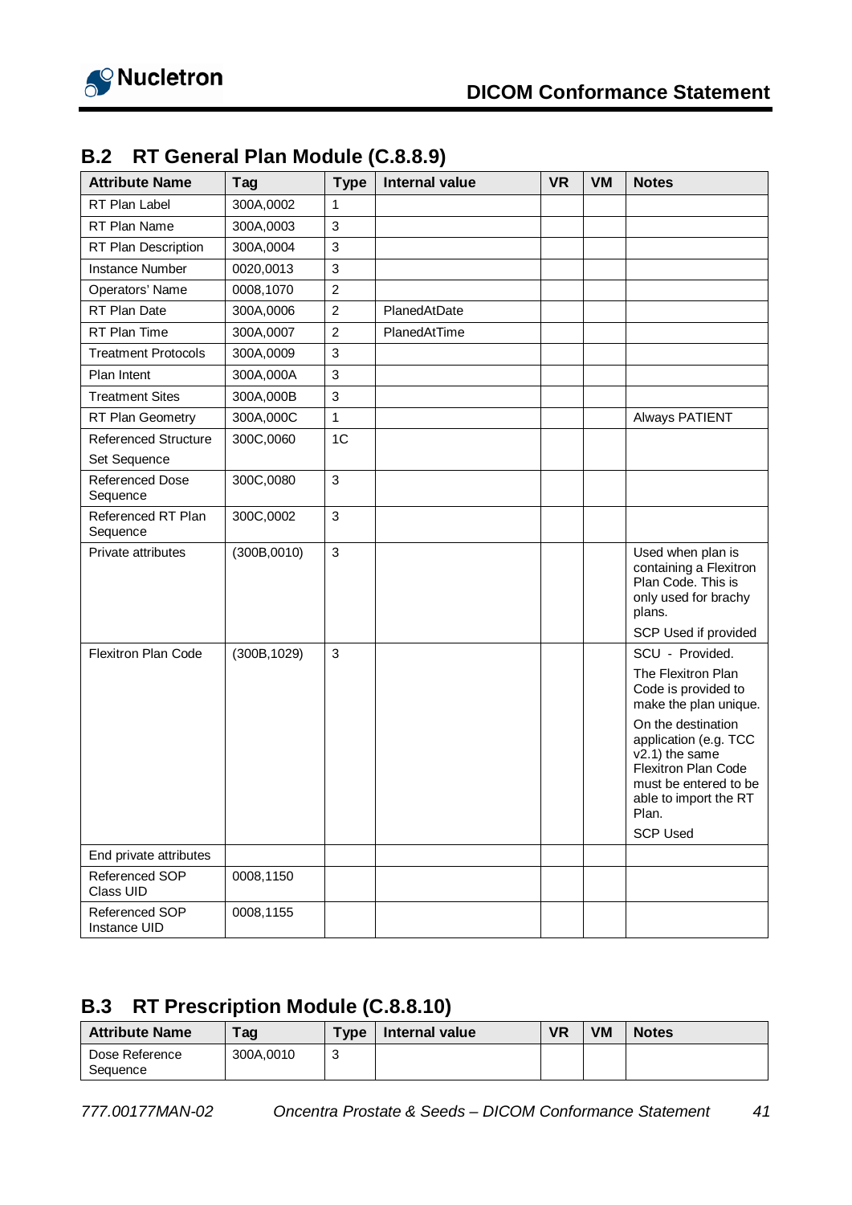## B.2 RT General Plan Module (C.8.8.9)

| Attribute Name | Tag | Type | Internal value | VR | VM | Notes |
|---|---|---|---|---|---|---|
| RT Plan Label | 300A,0002 | 1 | | | | |
| RT Plan Name | 300A,0003 | 3 | | | | |
| RT Plan Description | 300A,0004 | 3 | | | | |
| Instance Number | 0020,0013 | 3 | | | | |
| Operators' Name | 0008,1070 | 2 | | | | |
| RT Plan Date | 300A,0006 | 2 | PlanedAtDate | | | |
| RT Plan Time | 300A,0007 | 2 | PlanedAtTime | | | |
| Treatment Protocols | 300A,0009 | 3 | | | | |
| Plan Intent | 300A,000A | 3 | | | | |
| Treatment Sites | 300A,000B | 3 | | | | |
| RT Plan Geometry | 300A,000C | 1 | | | | Always PATIENT |
| Referenced Structure Set Sequence | 300C,0060 | 1C | | | | |
| Referenced Dose Sequence | 300C,0080 | 3 | | | | |
| Referenced RT Plan Sequence | 300C,0002 | 3 | | | | |
| Private attributes | (300B,0010) | 3 | | | | Used when plan is containing a Flexitron Plan Code. This is only used for brachy plans. SCP Used if provided |
| Flexitron Plan Code | (300B,1029) | 3 | | | | SCU - Provided. The Flexitron Plan Code is provided to make the plan unique. On the destination application (e.g. TCC v2.1) the same Flexitron Plan Code must be entered to be able to import the RT Plan. SCP Used |
| End private attributes | | | | | | |
| Referenced SOP Class UID | 0008,1150 | | | | | |
| Referenced SOP Instance UID | 0008,1155 | | | | | |

## B.3 RT Prescription Module (C.8.8.10)

| Attribute Name | Tag | Type | Internal value | VR | VM | Notes |
|---|---|---|---|---|---|---|
| Dose Reference Sequence | 300A,0010 | 3 | | | | |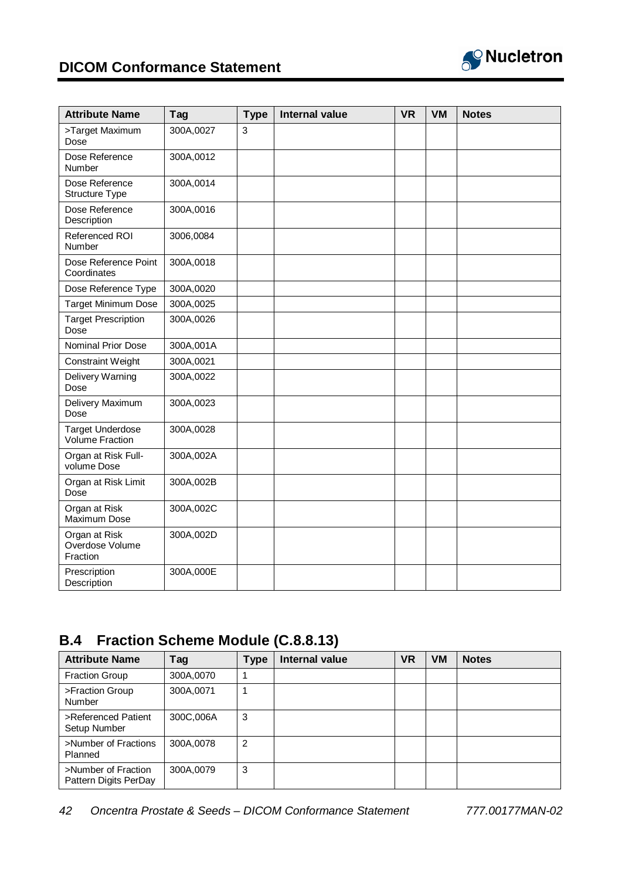| Attribute Name | Tag | Type | Internal value | VR | VM | Notes |
|---|---|---|---|---|---|---|
| >Target Maximum Dose | 300A,0027 | 3 | | | | |
| Dose Reference Number | 300A,0012 | | | | | |
| Dose Reference Structure Type | 300A,0014 | | | | | |
| Dose Reference Description | 300A,0016 | | | | | |
| Referenced ROI Number | 3006,0084 | | | | | |
| Dose Reference Point Coordinates | 300A,0018 | | | | | |
| Dose Reference Type | 300A,0020 | | | | | |
| Target Minimum Dose | 300A,0025 | | | | | |
| Target Prescription Dose | 300A,0026 | | | | | |
| Nominal Prior Dose | 300A,001A | | | | | |
| Constraint Weight | 300A,0021 | | | | | |
| Delivery Warning Dose | 300A,0022 | | | | | |
| Delivery Maximum Dose | 300A,0023 | | | | | |
| Target Underdose Volume Fraction | 300A,0028 | | | | | |
| Organ at Risk Full-volume Dose | 300A,002A | | | | | |
| Organ at Risk Limit Dose | 300A,002B | | | | | |
| Organ at Risk Maximum Dose | 300A,002C | | | | | |
| Organ at Risk Overdose Volume Fraction | 300A,002D | | | | | |
| Prescription Description | 300A,000E | | | | | |

## B.4 Fraction Scheme Module (C.8.8.13)

| Attribute Name | Tag | Type | Internal value | VR | VM | Notes |
|---|---|---|---|---|---|---|
| Fraction Group | 300A,0070 | 1 | | | | |
| >Fraction Group Number | 300A,0071 | 1 | | | | |
| >Referenced Patient Setup Number | 300C,006A | 3 | | | | |
| >Number of Fractions Planned | 300A,0078 | 2 | | | | |
| >Number of Fraction Pattern Digits PerDay | 300A,0079 | 3 | | | | |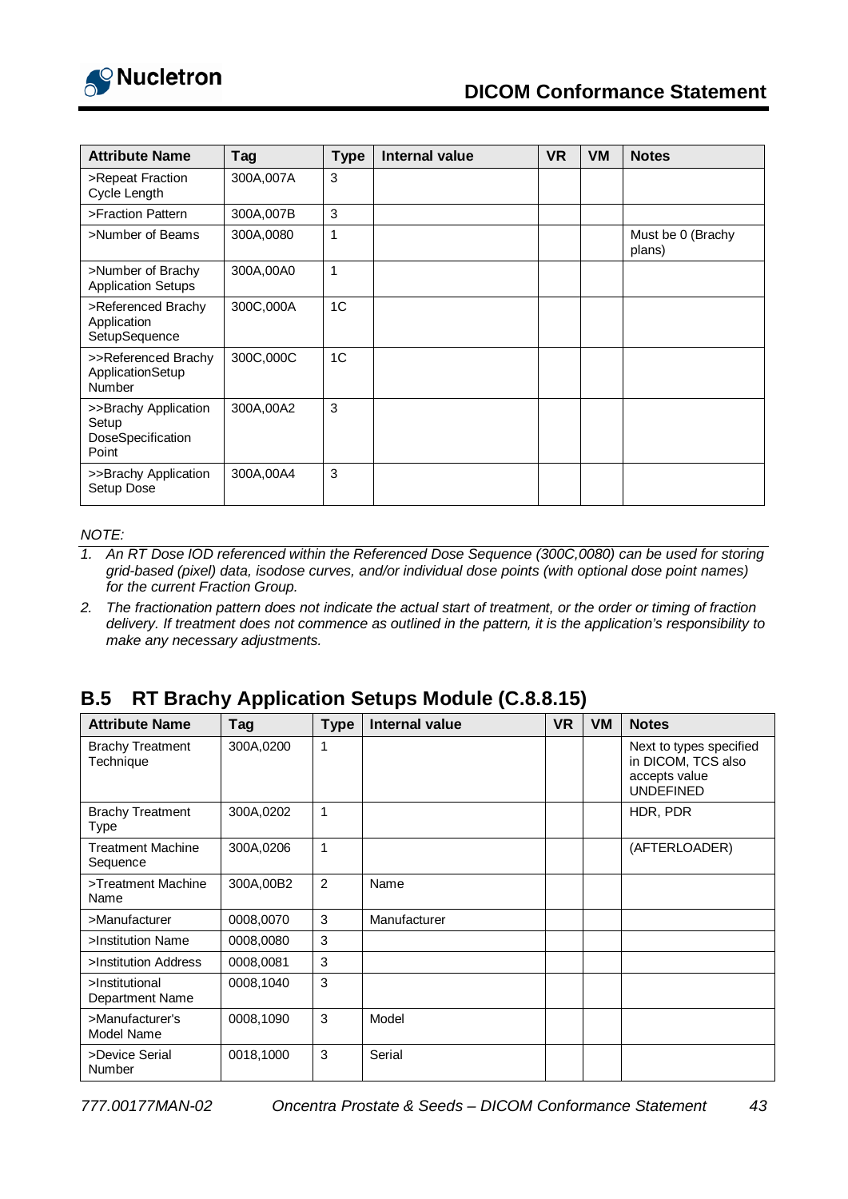| Attribute Name | Tag | Type | Internal value | VR | VM | Notes |
|---|---|---|---|---|---|---|
| >Repeat Fraction Cycle Length | 300A,007A | 3 | | | | |
| >Fraction Pattern | 300A,007B | 3 | | | | |
| >Number of Beams | 300A,0080 | 1 | | | | Must be 0 (Brachy plans) |
| >Number of Brachy Application Setups | 300A,00A0 | 1 | | | | |
| >Referenced Brachy Application SetupSequence | 300C,000A | 1C | | | | |
| >>Referenced Brachy ApplicationSetup Number | 300C,000C | 1C | | | | |
| >>Brachy Application Setup DoseSpecification Point | 300A,00A2 | 3 | | | | |
| >>Brachy Application Setup Dose | 300A,00A4 | 3 | | | | |

*NOTE:*

1. *An RT Dose IOD referenced within the Referenced Dose Sequence (300C,0080) can be used for storing grid-based (pixel) data, isodose curves, and/or individual dose points (with optional dose point names) for the current Fraction Group.*
2. *The fractionation pattern does not indicate the actual start of treatment, or the order or timing of fraction delivery. If treatment does not commence as outlined in the pattern, it is the application's responsibility to make any necessary adjustments.*

## B.5 RT Brachy Application Setups Module (C.8.8.15)

| Attribute Name | Tag | Type | Internal value | VR | VM | Notes |
|---|---|---|---|---|---|---|
| Brachy Treatment Technique | 300A,0200 | 1 | | | | Next to types specified in DICOM, TCS also accepts value UNDEFINED |
| Brachy Treatment Type | 300A,0202 | 1 | | | | HDR, PDR |
| Treatment Machine Sequence | 300A,0206 | 1 | | | | (AFTERLOADER) |
| >Treatment Machine Name | 300A,00B2 | 2 | Name | | | |
| >Manufacturer | 0008,0070 | 3 | Manufacturer | | | |
| >Institution Name | 0008,0080 | 3 | | | | |
| >Institution Address | 0008,0081 | 3 | | | | |
| >Institutional Department Name | 0008,1040 | 3 | | | | |
| >Manufacturer's Model Name | 0008,1090 | 3 | Model | | | |
| >Device Serial Number | 0018,1000 | 3 | Serial | | | |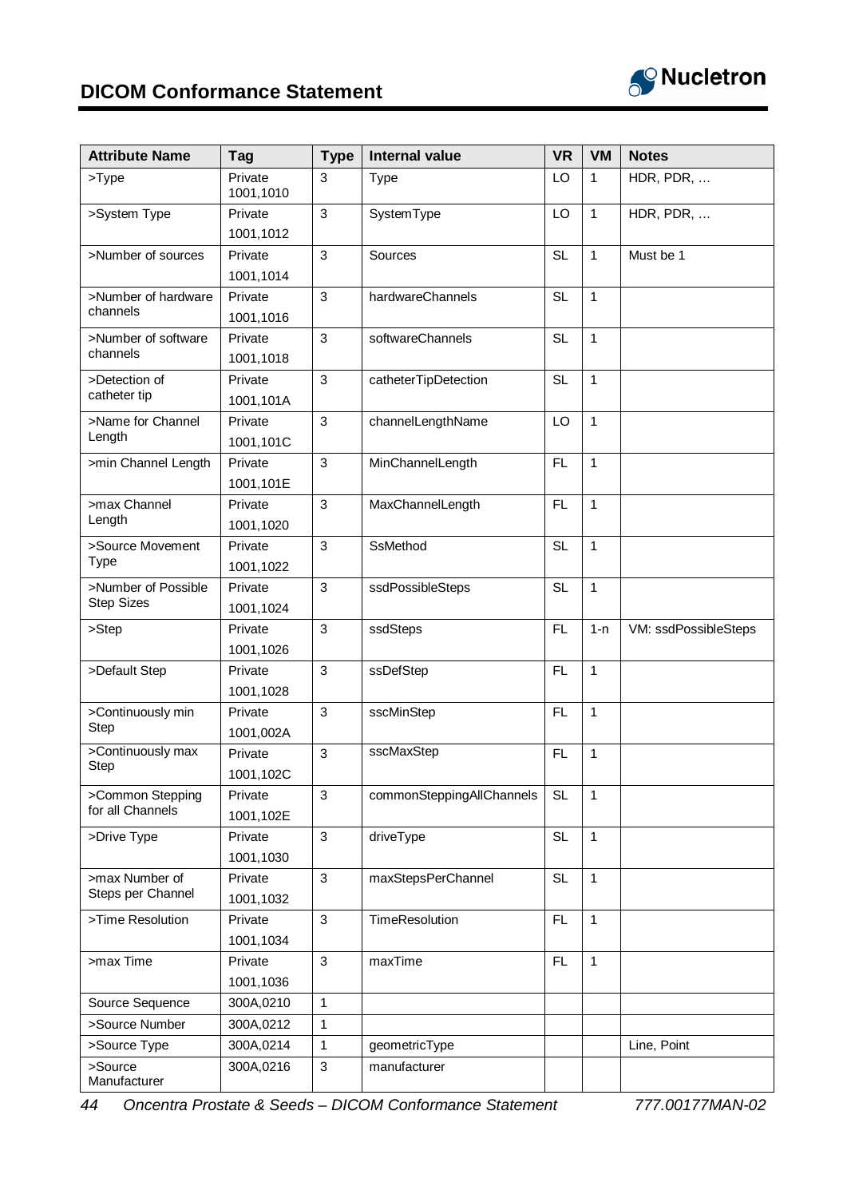| Attribute Name | Tag | Type | Internal value | VR | VM | Notes |
|---|---|---|---|---|---|---|
| >Type | Private 1001,1010 | 3 | Type | LO | 1 | HDR, PDR, … |
| >System Type | Private 1001,1012 | 3 | SystemType | LO | 1 | HDR, PDR, … |
| >Number of sources | Private 1001,1014 | 3 | Sources | SL | 1 | Must be 1 |
| >Number of hardware channels | Private 1001,1016 | 3 | hardwareChannels | SL | 1 | |
| >Number of software channels | Private 1001,1018 | 3 | softwareChannels | SL | 1 | |
| >Detection of catheter tip | Private 1001,101A | 3 | catheterTipDetection | SL | 1 | |
| >Name for Channel Length | Private 1001,101C | 3 | channelLengthName | LO | 1 | |
| >min Channel Length | Private 1001,101E | 3 | MinChannelLength | FL | 1 | |
| >max Channel Length | Private 1001,1020 | 3 | MaxChannelLength | FL | 1 | |
| >Source Movement Type | Private 1001,1022 | 3 | SsMethod | SL | 1 | |
| >Number of Possible Step Sizes | Private 1001,1024 | 3 | ssdPossibleSteps | SL | 1 | |
| >Step | Private 1001,1026 | 3 | ssdSteps | FL | 1-n | VM: ssdPossibleSteps |
| >Default Step | Private 1001,1028 | 3 | ssDefStep | FL | 1 | |
| >Continuously min Step | Private 1001,002A | 3 | sscMinStep | FL | 1 | |
| >Continuously max Step | Private 1001,102C | 3 | sscMaxStep | FL | 1 | |
| >Common Stepping for all Channels | Private 1001,102E | 3 | commonSteppingAllChannels | SL | 1 | |
| >Drive Type | Private 1001,1030 | 3 | driveType | SL | 1 | |
| >max Number of Steps per Channel | Private 1001,1032 | 3 | maxStepsPerChannel | SL | 1 | |
| >Time Resolution | Private 1001,1034 | 3 | TimeResolution | FL | 1 | |
| >max Time | Private 1001,1036 | 3 | maxTime | FL | 1 | |
| Source Sequence | 300A,0210 | 1 | | | | |
| >Source Number | 300A,0212 | 1 | | | | |
| >Source Type | 300A,0214 | 1 | geometricType | | | Line, Point |
| >Source Manufacturer | 300A,0216 | 3 | manufacturer | | | |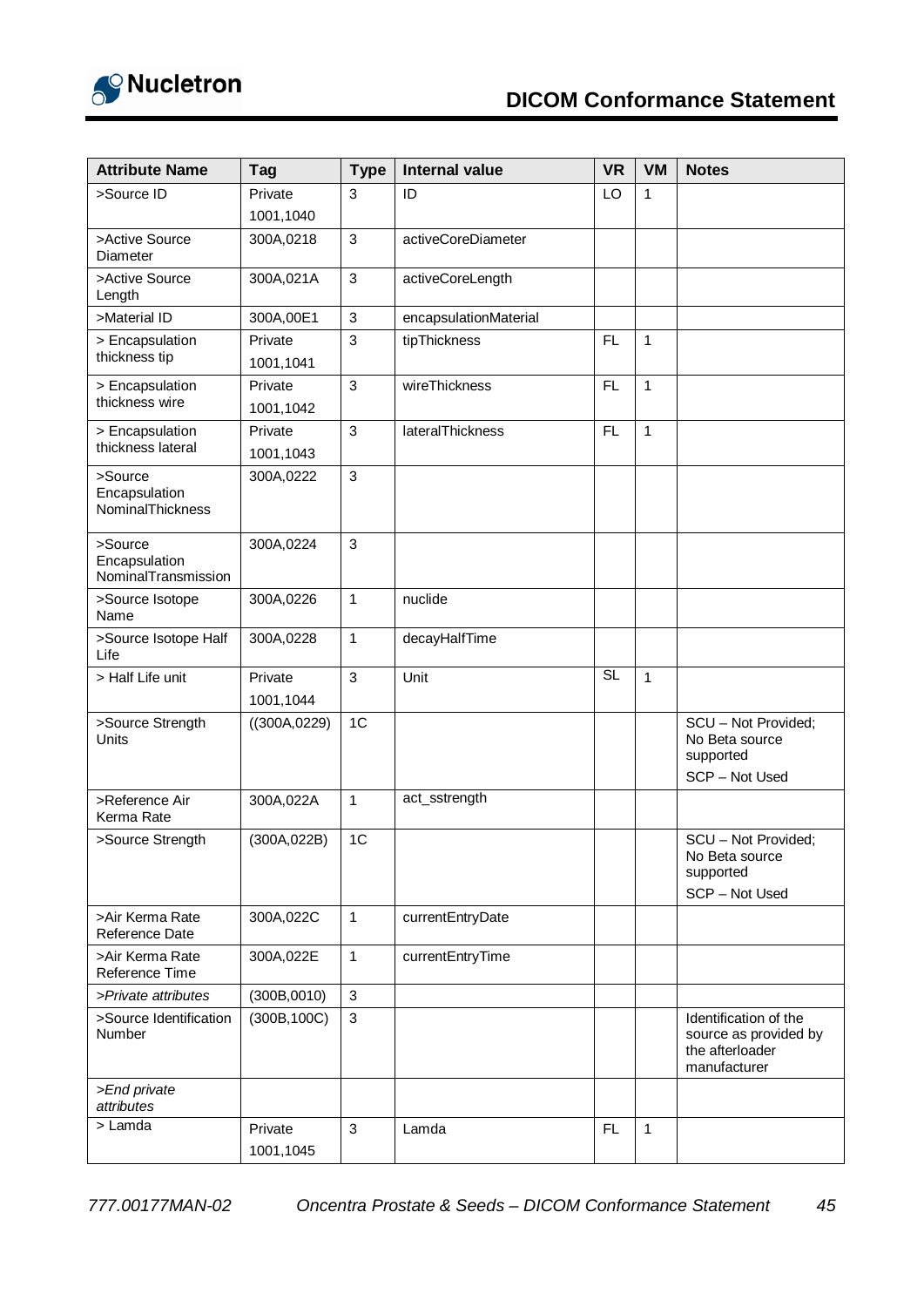| Attribute Name | Tag | Type | Internal value | VR | VM | Notes |
|---|---|---|---|---|---|---|
| >Source ID | Private 1001,1040 | 3 | ID | LO | 1 | |
| >Active Source Diameter | 300A,0218 | 3 | activeCoreDiameter | | | |
| >Active Source Length | 300A,021A | 3 | activeCoreLength | | | |
| >Material ID | 300A,00E1 | 3 | encapsulationMaterial | | | |
| > Encapsulation thickness tip | Private 1001,1041 | 3 | tipThickness | FL | 1 | |
| > Encapsulation thickness wire | Private 1001,1042 | 3 | wireThickness | FL | 1 | |
| > Encapsulation thickness lateral | Private 1001,1043 | 3 | lateralThickness | FL | 1 | |
| >Source Encapsulation NominalThickness | 300A,0222 | 3 | | | | |
| >Source Encapsulation NominalTransmission | 300A,0224 | 3 | | | | |
| >Source Isotope Name | 300A,0226 | 1 | nuclide | | | |
| >Source Isotope Half Life | 300A,0228 | 1 | decayHalfTime | | | |
| > Half Life unit | Private 1001,1044 | 3 | Unit | SL | 1 | |
| >Source Strength Units | ((300A,0229) | 1C | | | | SCU – Not Provided; No Beta source supported<br>SCP – Not Used |
| >Reference Air Kerma Rate | 300A,022A | 1 | act_sstrength | | | |
| >Source Strength | (300A,022B) | 1C | | | | SCU – Not Provided; No Beta source supported<br>SCP – Not Used |
| >Air Kerma Rate Reference Date | 300A,022C | 1 | currentEntryDate | | | |
| >Air Kerma Rate Reference Time | 300A,022E | 1 | currentEntryTime | | | |
| *>Private attributes* | (300B,0010) | 3 | | | | |
| >Source Identification Number | (300B,100C) | 3 | | | | Identification of the source as provided by the afterloader manufacturer |
| *>End private attributes* | | | | | | |
| > Lamda | Private 1001,1045 | 3 | Lamda | FL | 1 | |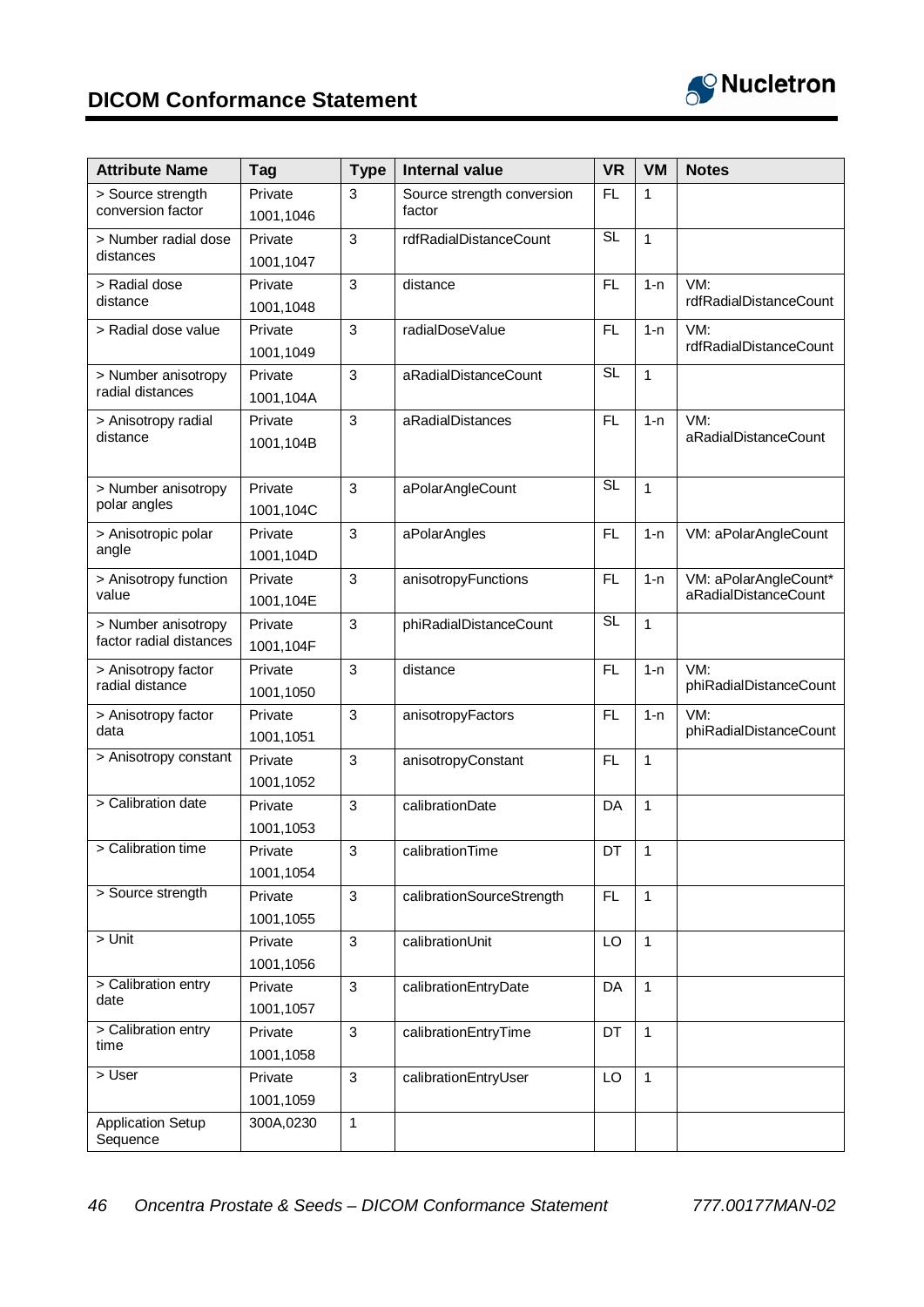| Attribute Name | Tag | Type | Internal value | VR | VM | Notes |
|---|---|---|---|---|---|---|
| > Source strength conversion factor | Private 1001,1046 | 3 | Source strength conversion factor | FL | 1 | |
| > Number radial dose distances | Private 1001,1047 | 3 | rdfRadialDistanceCount | SL | 1 | |
| > Radial dose distance | Private 1001,1048 | 3 | distance | FL | 1-n | VM: rdfRadialDistanceCount |
| > Radial dose value | Private 1001,1049 | 3 | radialDoseValue | FL | 1-n | VM: rdfRadialDistanceCount |
| > Number anisotropy radial distances | Private 1001,104A | 3 | aRadialDistanceCount | SL | 1 | |
| > Anisotropy radial distance | Private 1001,104B | 3 | aRadialDistances | FL | 1-n | VM: aRadialDistanceCount |
| > Number anisotropy polar angles | Private 1001,104C | 3 | aPolarAngleCount | SL | 1 | |
| > Anisotropic polar angle | Private 1001,104D | 3 | aPolarAngles | FL | 1-n | VM: aPolarAngleCount |
| > Anisotropy function value | Private 1001,104E | 3 | anisotropyFunctions | FL | 1-n | VM: aPolarAngleCount* aRadialDistanceCount |
| > Number anisotropy factor radial distances | Private 1001,104F | 3 | phiRadialDistanceCount | SL | 1 | |
| > Anisotropy factor radial distance | Private 1001,1050 | 3 | distance | FL | 1-n | VM: phiRadialDistanceCount |
| > Anisotropy factor data | Private 1001,1051 | 3 | anisotropyFactors | FL | 1-n | VM: phiRadialDistanceCount |
| > Anisotropy constant | Private 1001,1052 | 3 | anisotropyConstant | FL | 1 | |
| > Calibration date | Private 1001,1053 | 3 | calibrationDate | DA | 1 | |
| > Calibration time | Private 1001,1054 | 3 | calibrationTime | DT | 1 | |
| > Source strength | Private 1001,1055 | 3 | calibrationSourceStrength | FL | 1 | |
| > Unit | Private 1001,1056 | 3 | calibrationUnit | LO | 1 | |
| > Calibration entry date | Private 1001,1057 | 3 | calibrationEntryDate | DA | 1 | |
| > Calibration entry time | Private 1001,1058 | 3 | calibrationEntryTime | DT | 1 | |
| > User | Private 1001,1059 | 3 | calibrationEntryUser | LO | 1 | |
| Application Setup Sequence | 300A,0230 | 1 | | | | |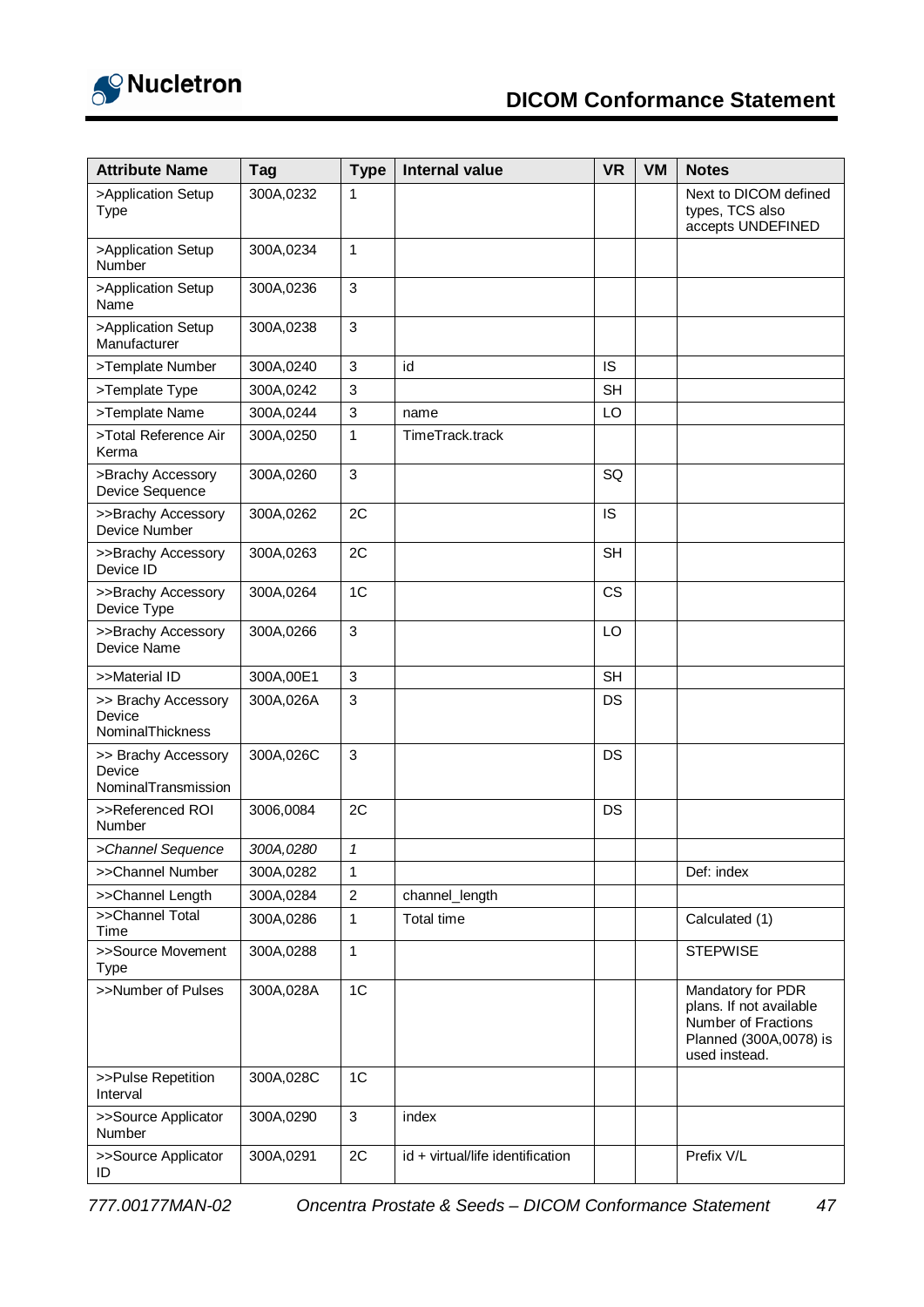| Attribute Name | Tag | Type | Internal value | VR | VM | Notes |
|---|---|---|---|---|---|---|
| >Application Setup Type | 300A,0232 | 1 | | | | Next to DICOM defined types, TCS also accepts UNDEFINED |
| >Application Setup Number | 300A,0234 | 1 | | | | |
| >Application Setup Name | 300A,0236 | 3 | | | | |
| >Application Setup Manufacturer | 300A,0238 | 3 | | | | |
| >Template Number | 300A,0240 | 3 | id | IS | | |
| >Template Type | 300A,0242 | 3 | | SH | | |
| >Template Name | 300A,0244 | 3 | name | LO | | |
| >Total Reference Air Kerma | 300A,0250 | 1 | TimeTrack.track | | | |
| >Brachy Accessory Device Sequence | 300A,0260 | 3 | | SQ | | |
| >>Brachy Accessory Device Number | 300A,0262 | 2C | | IS | | |
| >>Brachy Accessory Device ID | 300A,0263 | 2C | | SH | | |
| >>Brachy Accessory Device Type | 300A,0264 | 1C | | CS | | |
| >>Brachy Accessory Device Name | 300A,0266 | 3 | | LO | | |
| >>Material ID | 300A,00E1 | 3 | | SH | | |
| >> Brachy Accessory Device NominalThickness | 300A,026A | 3 | | DS | | |
| >> Brachy Accessory Device NominalTransmission | 300A,026C | 3 | | DS | | |
| >>Referenced ROI Number | 3006,0084 | 2C | | DS | | |
| *>Channel Sequence* | *300A,0280* | *1* | | | | |
| >>Channel Number | 300A,0282 | 1 | | | | Def: index |
| >>Channel Length | 300A,0284 | 2 | channel_length | | | |
| >>Channel Total Time | 300A,0286 | 1 | Total time | | | Calculated (1) |
| >>Source Movement Type | 300A,0288 | 1 | | | | STEPWISE |
| >>Number of Pulses | 300A,028A | 1C | | | | Mandatory for PDR plans. If not available Number of Fractions Planned (300A,0078) is used instead. |
| >>Pulse Repetition Interval | 300A,028C | 1C | | | | |
| >>Source Applicator Number | 300A,0290 | 3 | index | | | |
| >>Source Applicator ID | 300A,0291 | 2C | id + virtual/life identification | | | Prefix V/L |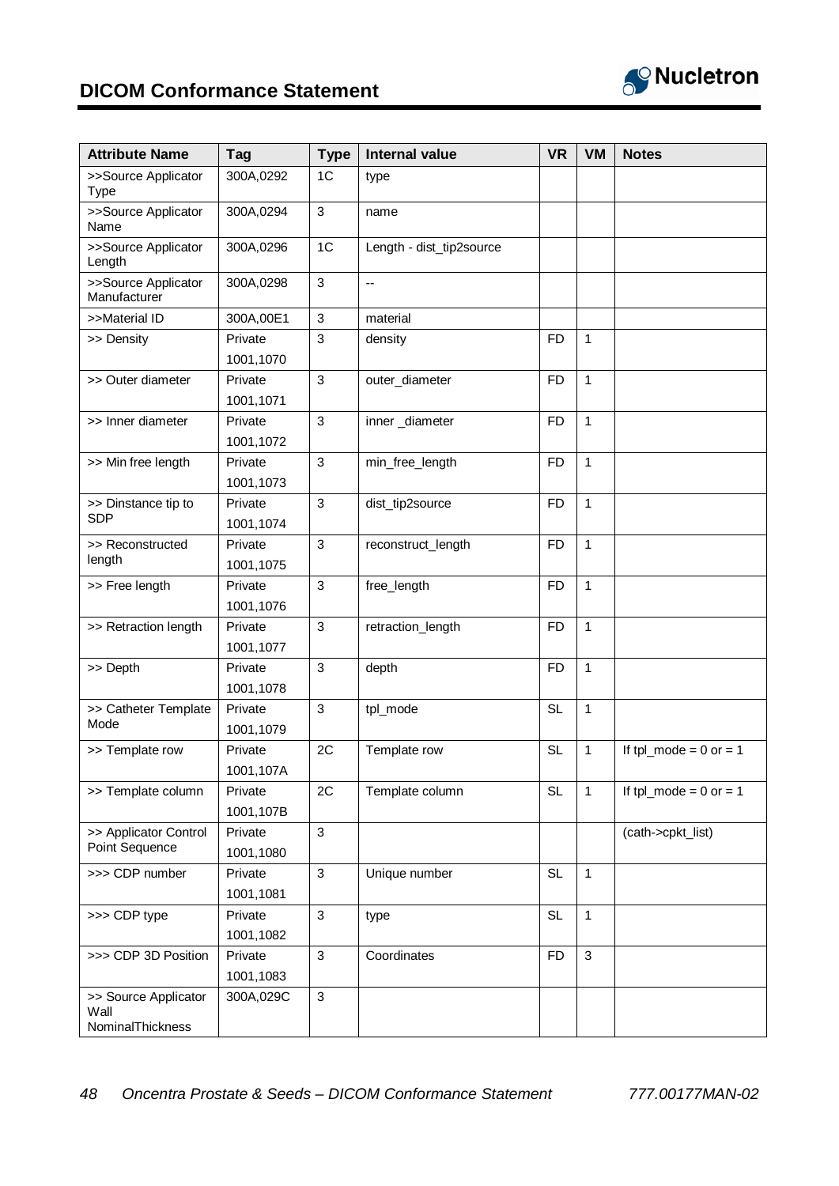| Attribute Name | Tag | Type | Internal value | VR | VM | Notes |
|---|---|---|---|---|---|---|
| >>Source Applicator Type | 300A,0292 | 1C | type | | | |
| >>Source Applicator Name | 300A,0294 | 3 | name | | | |
| >>Source Applicator Length | 300A,0296 | 1C | Length - dist_tip2source | | | |
| >>Source Applicator Manufacturer | 300A,0298 | 3 | -- | | | |
| >>Material ID | 300A,00E1 | 3 | material | | | |
| >> Density | Private 1001,1070 | 3 | density | FD | 1 | |
| >> Outer diameter | Private 1001,1071 | 3 | outer_diameter | FD | 1 | |
| >> Inner diameter | Private 1001,1072 | 3 | inner _diameter | FD | 1 | |
| >> Min free length | Private 1001,1073 | 3 | min_free_length | FD | 1 | |
| >> Dinstance tip to SDP | Private 1001,1074 | 3 | dist_tip2source | FD | 1 | |
| >> Reconstructed length | Private 1001,1075 | 3 | reconstruct_length | FD | 1 | |
| >> Free length | Private 1001,1076 | 3 | free_length | FD | 1 | |
| >> Retraction length | Private 1001,1077 | 3 | retraction_length | FD | 1 | |
| >> Depth | Private 1001,1078 | 3 | depth | FD | 1 | |
| >> Catheter Template Mode | Private 1001,1079 | 3 | tpl_mode | SL | 1 | |
| >> Template row | Private 1001,107A | 2C | Template row | SL | 1 | If tpl_mode = 0 or = 1 |
| >> Template column | Private 1001,107B | 2C | Template column | SL | 1 | If tpl_mode = 0 or = 1 |
| >> Applicator Control Point Sequence | Private 1001,1080 | 3 | | | | (cath->cpkt_list) |
| >>> CDP number | Private 1001,1081 | 3 | Unique number | SL | 1 | |
| >>> CDP type | Private 1001,1082 | 3 | type | SL | 1 | |
| >>> CDP 3D Position | Private 1001,1083 | 3 | Coordinates | FD | 3 | |
| >> Source Applicator Wall NominalThickness | 300A,029C | 3 | | | | |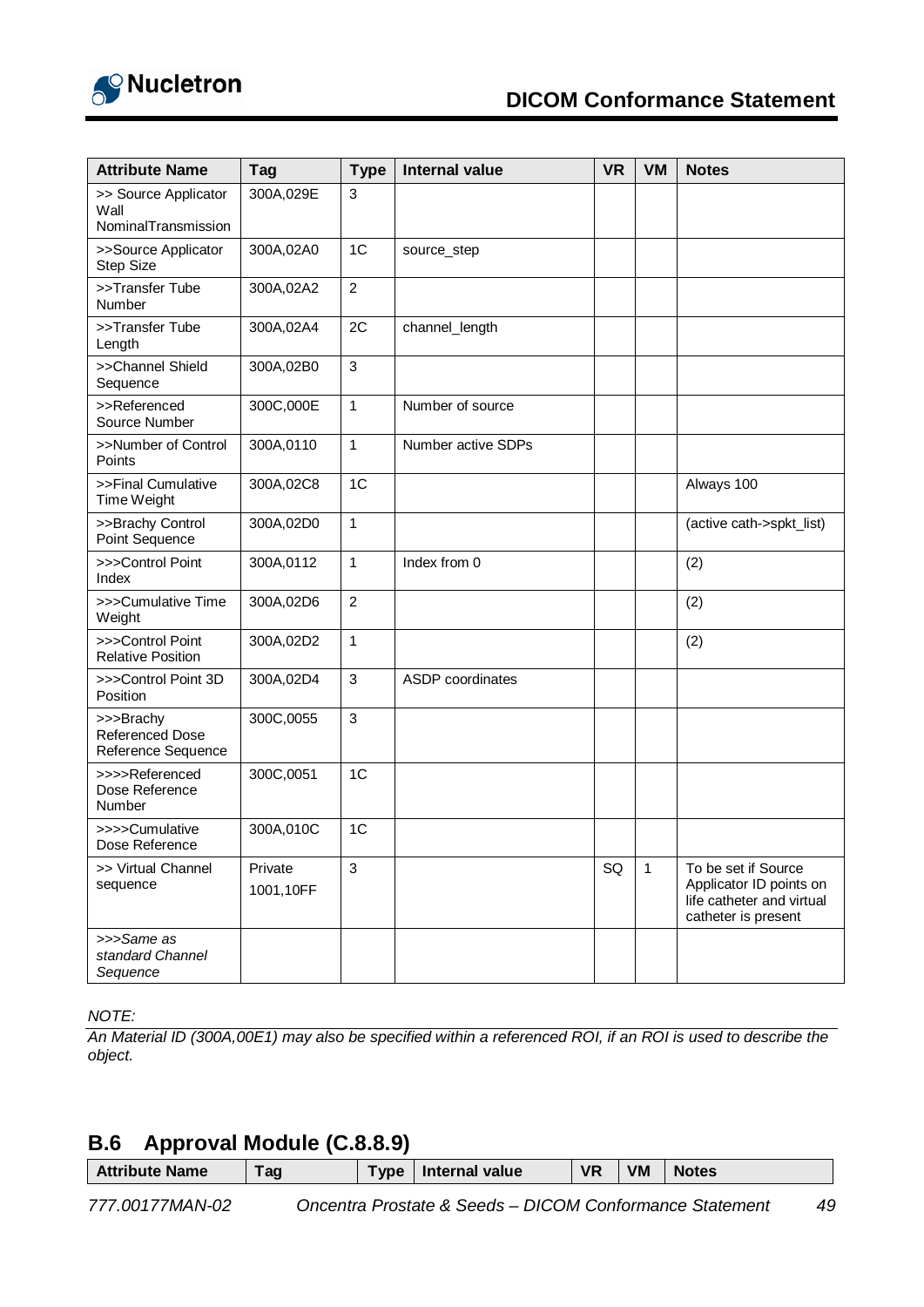| Attribute Name | Tag | Type | Internal value | VR | VM | Notes |
|---|---|---|---|---|---|---|
| >> Source Applicator Wall NominalTransmission | 300A,029E | 3 | | | | |
| >>Source Applicator Step Size | 300A,02A0 | 1C | source_step | | | |
| >>Transfer Tube Number | 300A,02A2 | 2 | | | | |
| >>Transfer Tube Length | 300A,02A4 | 2C | channel_length | | | |
| >>Channel Shield Sequence | 300A,02B0 | 3 | | | | |
| >>Referenced Source Number | 300C,000E | 1 | Number of source | | | |
| >>Number of Control Points | 300A,0110 | 1 | Number active SDPs | | | |
| >>Final Cumulative Time Weight | 300A,02C8 | 1C | | | | Always 100 |
| >>Brachy Control Point Sequence | 300A,02D0 | 1 | | | | (active cath->spkt_list) |
| >>>Control Point Index | 300A,0112 | 1 | Index from 0 | | | (2) |
| >>>Cumulative Time Weight | 300A,02D6 | 2 | | | | (2) |
| >>>Control Point Relative Position | 300A,02D2 | 1 | | | | (2) |
| >>>Control Point 3D Position | 300A,02D4 | 3 | ASDP coordinates | | | |
| >>>Brachy Referenced Dose Reference Sequence | 300C,0055 | 3 | | | | |
| >>>>Referenced Dose Reference Number | 300C,0051 | 1C | | | | |
| >>>>Cumulative Dose Reference | 300A,010C | 1C | | | | |
| >> Virtual Channel sequence | Private 1001,10FF | 3 | | SQ | 1 | To be set if Source Applicator ID points on life catheter and virtual catheter is present |
| *>>>Same as standard Channel Sequence* | | | | | | |

*NOTE:*

*An Material ID (300A,00E1) may also be specified within a referenced ROI, if an ROI is used to describe the object.*

## B.6 Approval Module (C.8.8.9)

| Attribute Name | Tag | Type | Internal value | VR | VM | Notes |
|---|---|---|---|---|---|---|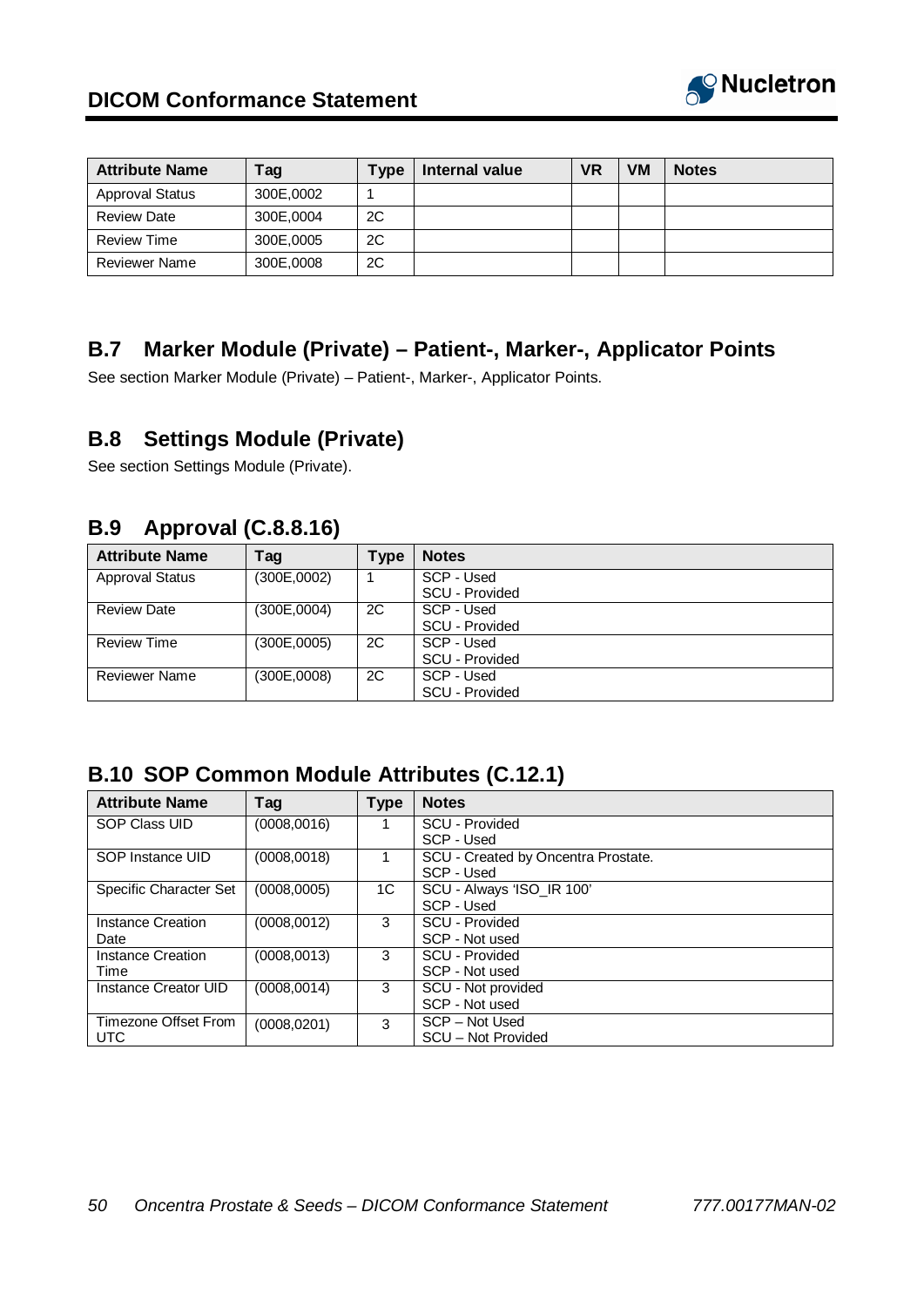| Attribute Name | Tag | Type | Internal value | VR | VM | Notes |
|---|---|---|---|---|---|---|
| Approval Status | 300E,0002 | 1 | | | | |
| Review Date | 300E,0004 | 2C | | | | |
| Review Time | 300E,0005 | 2C | | | | |
| Reviewer Name | 300E,0008 | 2C | | | | |

## B.7 Marker Module (Private) – Patient-, Marker-, Applicator Points

See section Marker Module (Private) – Patient-, Marker-, Applicator Points.

## B.8 Settings Module (Private)

See section Settings Module (Private).

## B.9 Approval (C.8.8.16)

| Attribute Name | Tag | Type | Notes |
|---|---|---|---|
| Approval Status | (300E,0002) | 1 | SCP - Used<br>SCU - Provided |
| Review Date | (300E,0004) | 2C | SCP - Used<br>SCU - Provided |
| Review Time | (300E,0005) | 2C | SCP - Used<br>SCU - Provided |
| Reviewer Name | (300E,0008) | 2C | SCP - Used<br>SCU - Provided |

## B.10 SOP Common Module Attributes (C.12.1)

| Attribute Name | Tag | Type | Notes |
|---|---|---|---|
| SOP Class UID | (0008,0016) | 1 | SCU - Provided<br>SCP - Used |
| SOP Instance UID | (0008,0018) | 1 | SCU - Created by Oncentra Prostate.<br>SCP - Used |
| Specific Character Set | (0008,0005) | 1C | SCU - Always 'ISO_IR 100'<br>SCP - Used |
| Instance Creation Date | (0008,0012) | 3 | SCU - Provided<br>SCP - Not used |
| Instance Creation Time | (0008,0013) | 3 | SCU - Provided<br>SCP - Not used |
| Instance Creator UID | (0008,0014) | 3 | SCU - Not provided<br>SCP - Not used |
| Timezone Offset From UTC | (0008,0201) | 3 | SCP – Not Used<br>SCU – Not Provided |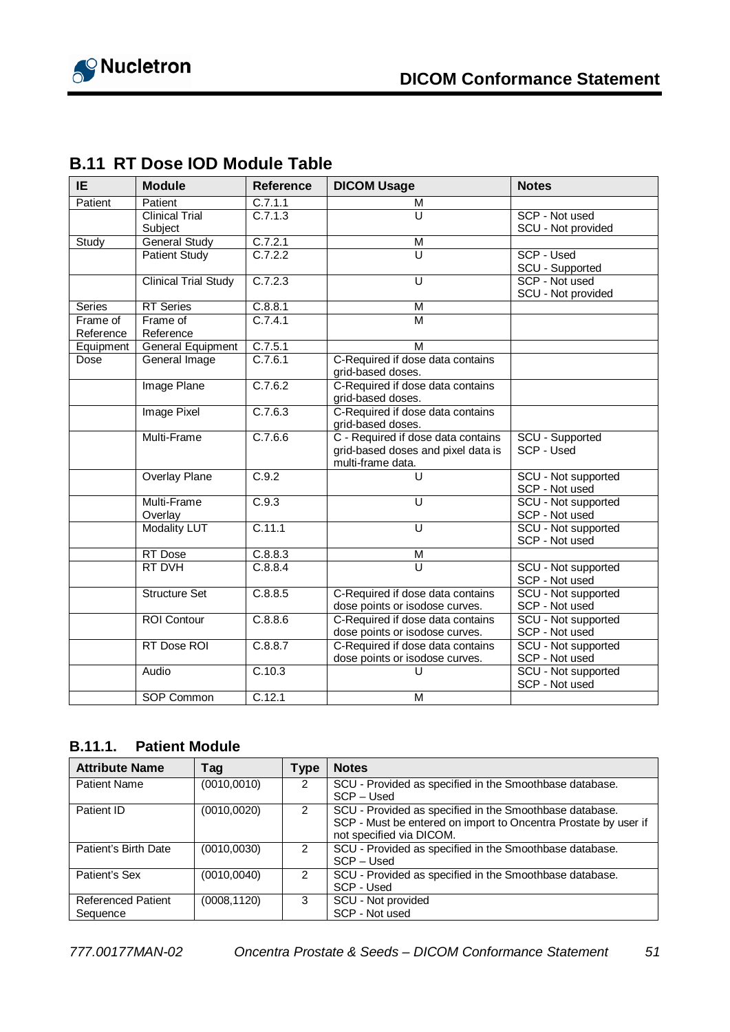## B.11 RT Dose IOD Module Table

| IE | Module | Reference | DICOM Usage | Notes |
|---|---|---|---|---|
| Patient | Patient | C.7.1.1 | M | |
| | Clinical Trial Subject | C.7.1.3 | U | SCP - Not used<br>SCU - Not provided |
| Study | General Study | C.7.2.1 | M | |
| | Patient Study | C.7.2.2 | U | SCP - Used<br>SCU - Supported |
| | Clinical Trial Study | C.7.2.3 | U | SCP - Not used<br>SCU - Not provided |
| Series | RT Series | C.8.8.1 | M | |
| Frame of Reference | Frame of Reference | C.7.4.1 | M | |
| Equipment | General Equipment | C.7.5.1 | M | |
| Dose | General Image | C.7.6.1 | C-Required if dose data contains grid-based doses. | |
| | Image Plane | C.7.6.2 | C-Required if dose data contains grid-based doses. | |
| | Image Pixel | C.7.6.3 | C-Required if dose data contains grid-based doses. | |
| | Multi-Frame | C.7.6.6 | C - Required if dose data contains grid-based doses and pixel data is multi-frame data. | SCU - Supported<br>SCP - Used |
| | Overlay Plane | C.9.2 | U | SCU - Not supported<br>SCP - Not used |
| | Multi-Frame Overlay | C.9.3 | U | SCU - Not supported<br>SCP - Not used |
| | Modality LUT | C.11.1 | U | SCU - Not supported<br>SCP - Not used |
| | RT Dose | C.8.8.3 | M | |
| | RT DVH | C.8.8.4 | U | SCU - Not supported<br>SCP - Not used |
| | Structure Set | C.8.8.5 | C-Required if dose data contains dose points or isodose curves. | SCU - Not supported<br>SCP - Not used |
| | ROI Contour | C.8.8.6 | C-Required if dose data contains dose points or isodose curves. | SCU - Not supported<br>SCP - Not used |
| | RT Dose ROI | C.8.8.7 | C-Required if dose data contains dose points or isodose curves. | SCU - Not supported<br>SCP - Not used |
| | Audio | C.10.3 | U | SCU - Not supported<br>SCP - Not used |
| | SOP Common | C.12.1 | M | |

### B.11.1. Patient Module

| Attribute Name | Tag | Type | Notes |
|---|---|---|---|
| Patient Name | (0010,0010) | 2 | SCU - Provided as specified in the Smoothbase database.<br>SCP – Used |
| Patient ID | (0010,0020) | 2 | SCU - Provided as specified in the Smoothbase database.<br>SCP - Must be entered on import to Oncentra Prostate by user if not specified via DICOM. |
| Patient's Birth Date | (0010,0030) | 2 | SCU - Provided as specified in the Smoothbase database.<br>SCP – Used |
| Patient's Sex | (0010,0040) | 2 | SCU - Provided as specified in the Smoothbase database.<br>SCP - Used |
| Referenced Patient Sequence | (0008,1120) | 3 | SCU - Not provided<br>SCP - Not used |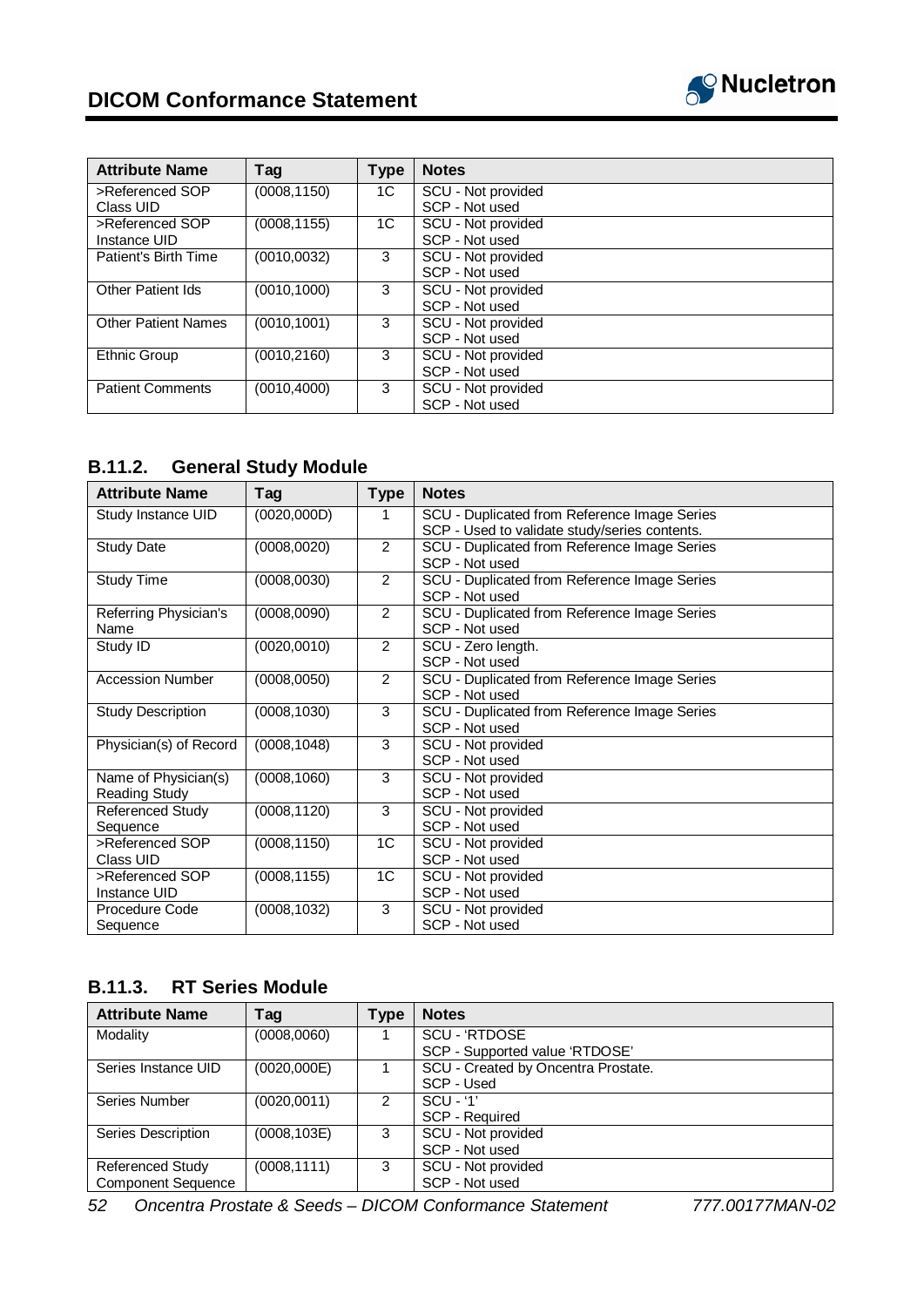| Attribute Name | Tag | Type | Notes |
|---|---|---|---|
| >Referenced SOP Class UID | (0008,1150) | 1C | SCU - Not provided<br>SCP - Not used |
| >Referenced SOP Instance UID | (0008,1155) | 1C | SCU - Not provided<br>SCP - Not used |
| Patient's Birth Time | (0010,0032) | 3 | SCU - Not provided<br>SCP - Not used |
| Other Patient Ids | (0010,1000) | 3 | SCU - Not provided<br>SCP - Not used |
| Other Patient Names | (0010,1001) | 3 | SCU - Not provided<br>SCP - Not used |
| Ethnic Group | (0010,2160) | 3 | SCU - Not provided<br>SCP - Not used |
| Patient Comments | (0010,4000) | 3 | SCU - Not provided<br>SCP - Not used |

### B.11.2. General Study Module

| Attribute Name | Tag | Type | Notes |
|---|---|---|---|
| Study Instance UID | (0020,000D) | 1 | SCU - Duplicated from Reference Image Series<br>SCP - Used to validate study/series contents. |
| Study Date | (0008,0020) | 2 | SCU - Duplicated from Reference Image Series<br>SCP - Not used |
| Study Time | (0008,0030) | 2 | SCU - Duplicated from Reference Image Series<br>SCP - Not used |
| Referring Physician's Name | (0008,0090) | 2 | SCU - Duplicated from Reference Image Series<br>SCP - Not used |
| Study ID | (0020,0010) | 2 | SCU - Zero length.<br>SCP - Not used |
| Accession Number | (0008,0050) | 2 | SCU - Duplicated from Reference Image Series<br>SCP - Not used |
| Study Description | (0008,1030) | 3 | SCU - Duplicated from Reference Image Series<br>SCP - Not used |
| Physician(s) of Record | (0008,1048) | 3 | SCU - Not provided<br>SCP - Not used |
| Name of Physician(s) Reading Study | (0008,1060) | 3 | SCU - Not provided<br>SCP - Not used |
| Referenced Study Sequence | (0008,1120) | 3 | SCU - Not provided<br>SCP - Not used |
| >Referenced SOP Class UID | (0008,1150) | 1C | SCU - Not provided<br>SCP - Not used |
| >Referenced SOP Instance UID | (0008,1155) | 1C | SCU - Not provided<br>SCP - Not used |
| Procedure Code Sequence | (0008,1032) | 3 | SCU - Not provided<br>SCP - Not used |

### B.11.3. RT Series Module

| Attribute Name | Tag | Type | Notes |
|---|---|---|---|
| Modality | (0008,0060) | 1 | SCU - 'RTDOSE<br>SCP - Supported value 'RTDOSE' |
| Series Instance UID | (0020,000E) | 1 | SCU - Created by Oncentra Prostate.<br>SCP - Used |
| Series Number | (0020,0011) | 2 | SCU - '1'<br>SCP - Required |
| Series Description | (0008,103E) | 3 | SCU - Not provided<br>SCP - Not used |
| Referenced Study Component Sequence | (0008,1111) | 3 | SCU - Not provided<br>SCP - Not used |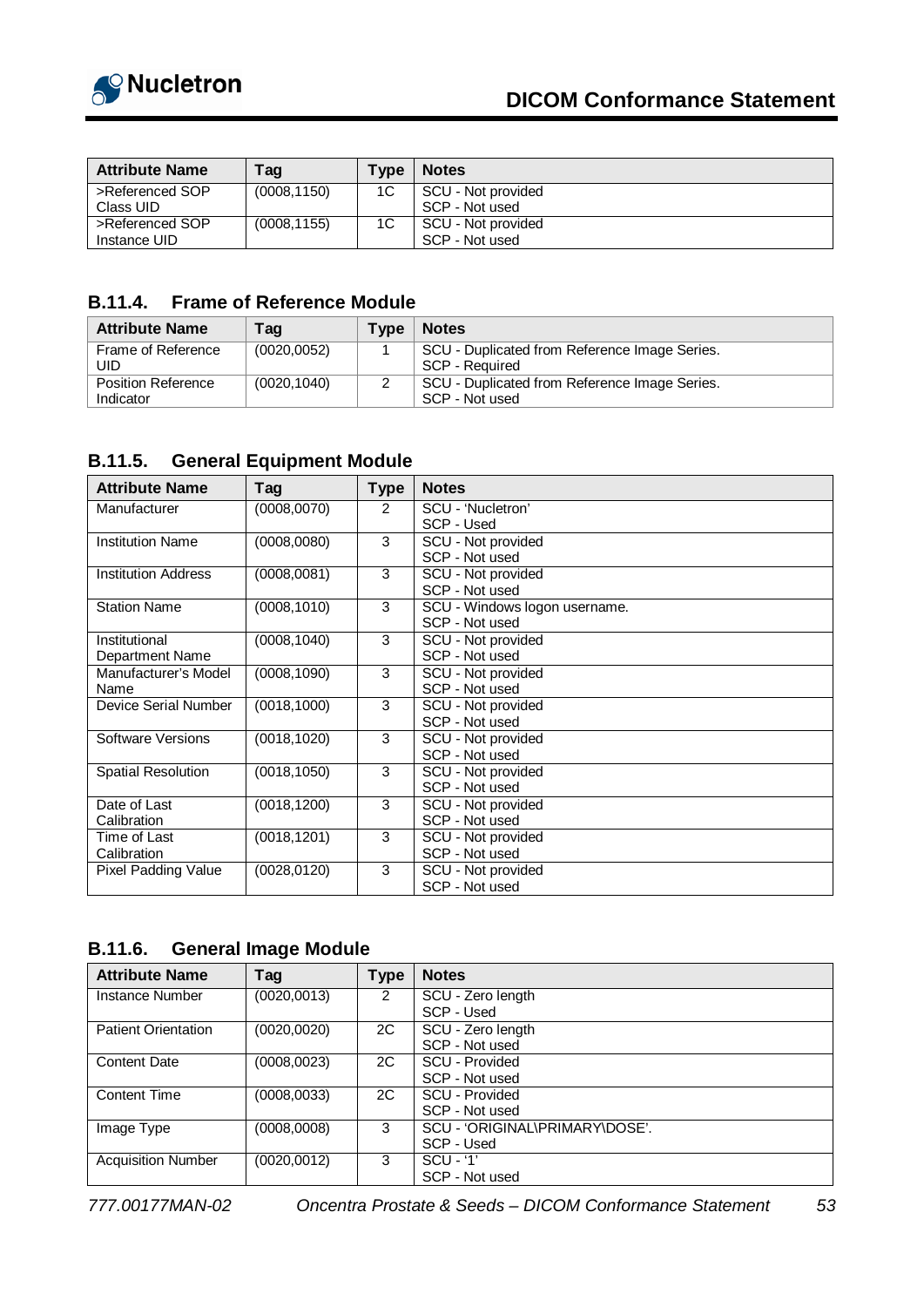| Attribute Name | Tag | Type | Notes |
|---|---|---|---|
| >Referenced SOP Class UID | (0008,1150) | 1C | SCU - Not provided<br>SCP - Not used |
| >Referenced SOP Instance UID | (0008,1155) | 1C | SCU - Not provided<br>SCP - Not used |

### B.11.4. Frame of Reference Module

| Attribute Name | Tag | Type | Notes |
|---|---|---|---|
| Frame of Reference UID | (0020,0052) | 1 | SCU - Duplicated from Reference Image Series.<br>SCP - Required |
| Position Reference Indicator | (0020,1040) | 2 | SCU - Duplicated from Reference Image Series.<br>SCP - Not used |

### B.11.5. General Equipment Module

| Attribute Name | Tag | Type | Notes |
|---|---|---|---|
| Manufacturer | (0008,0070) | 2 | SCU - 'Nucletron'<br>SCP - Used |
| Institution Name | (0008,0080) | 3 | SCU - Not provided<br>SCP - Not used |
| Institution Address | (0008,0081) | 3 | SCU - Not provided<br>SCP - Not used |
| Station Name | (0008,1010) | 3 | SCU - Windows logon username.<br>SCP - Not used |
| Institutional Department Name | (0008,1040) | 3 | SCU - Not provided<br>SCP - Not used |
| Manufacturer's Model Name | (0008,1090) | 3 | SCU - Not provided<br>SCP - Not used |
| Device Serial Number | (0018,1000) | 3 | SCU - Not provided<br>SCP - Not used |
| Software Versions | (0018,1020) | 3 | SCU - Not provided<br>SCP - Not used |
| Spatial Resolution | (0018,1050) | 3 | SCU - Not provided<br>SCP - Not used |
| Date of Last Calibration | (0018,1200) | 3 | SCU - Not provided<br>SCP - Not used |
| Time of Last Calibration | (0018,1201) | 3 | SCU - Not provided<br>SCP - Not used |
| Pixel Padding Value | (0028,0120) | 3 | SCU - Not provided<br>SCP - Not used |

### B.11.6. General Image Module

| Attribute Name | Tag | Type | Notes |
|---|---|---|---|
| Instance Number | (0020,0013) | 2 | SCU - Zero length<br>SCP - Used |
| Patient Orientation | (0020,0020) | 2C | SCU - Zero length<br>SCP - Not used |
| Content Date | (0008,0023) | 2C | SCU - Provided<br>SCP - Not used |
| Content Time | (0008,0033) | 2C | SCU - Provided<br>SCP - Not used |
| Image Type | (0008,0008) | 3 | SCU - 'ORIGINAL\PRIMARY\DOSE'.<br>SCP - Used |
| Acquisition Number | (0020,0012) | 3 | SCU - '1'<br>SCP - Not used |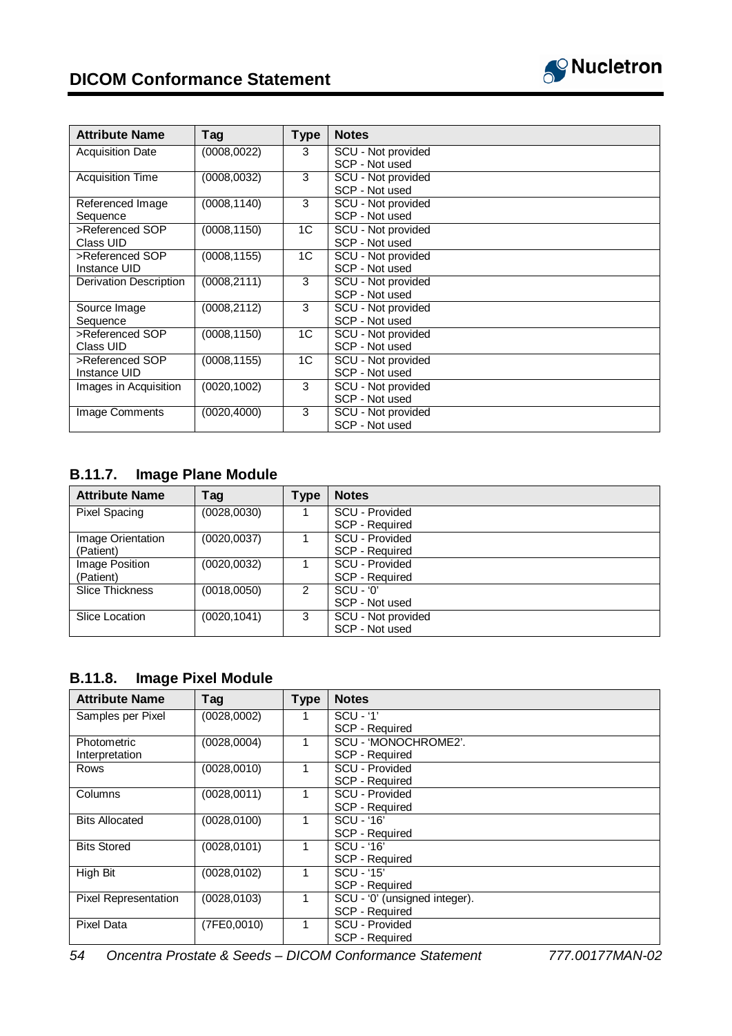| Attribute Name | Tag | Type | Notes |
|---|---|---|---|
| Acquisition Date | (0008,0022) | 3 | SCU - Not provided<br>SCP - Not used |
| Acquisition Time | (0008,0032) | 3 | SCU - Not provided<br>SCP - Not used |
| Referenced Image Sequence | (0008,1140) | 3 | SCU - Not provided<br>SCP - Not used |
| >Referenced SOP Class UID | (0008,1150) | 1C | SCU - Not provided<br>SCP - Not used |
| >Referenced SOP Instance UID | (0008,1155) | 1C | SCU - Not provided<br>SCP - Not used |
| Derivation Description | (0008,2111) | 3 | SCU - Not provided<br>SCP - Not used |
| Source Image Sequence | (0008,2112) | 3 | SCU - Not provided<br>SCP - Not used |
| >Referenced SOP Class UID | (0008,1150) | 1C | SCU - Not provided<br>SCP - Not used |
| >Referenced SOP Instance UID | (0008,1155) | 1C | SCU - Not provided<br>SCP - Not used |
| Images in Acquisition | (0020,1002) | 3 | SCU - Not provided<br>SCP - Not used |
| Image Comments | (0020,4000) | 3 | SCU - Not provided<br>SCP - Not used |

### B.11.7. Image Plane Module

| Attribute Name | Tag | Type | Notes |
|---|---|---|---|
| Pixel Spacing | (0028,0030) | 1 | SCU - Provided<br>SCP - Required |
| Image Orientation (Patient) | (0020,0037) | 1 | SCU - Provided<br>SCP - Required |
| Image Position (Patient) | (0020,0032) | 1 | SCU - Provided<br>SCP - Required |
| Slice Thickness | (0018,0050) | 2 | SCU - '0'<br>SCP - Not used |
| Slice Location | (0020,1041) | 3 | SCU - Not provided<br>SCP - Not used |

### B.11.8. Image Pixel Module

| Attribute Name | Tag | Type | Notes |
|---|---|---|---|
| Samples per Pixel | (0028,0002) | 1 | SCU - '1'<br>SCP - Required |
| Photometric Interpretation | (0028,0004) | 1 | SCU - 'MONOCHROME2'.<br>SCP - Required |
| Rows | (0028,0010) | 1 | SCU - Provided<br>SCP - Required |
| Columns | (0028,0011) | 1 | SCU - Provided<br>SCP - Required |
| Bits Allocated | (0028,0100) | 1 | SCU - '16'<br>SCP - Required |
| Bits Stored | (0028,0101) | 1 | SCU - '16'<br>SCP - Required |
| High Bit | (0028,0102) | 1 | SCU - '15'<br>SCP - Required |
| Pixel Representation | (0028,0103) | 1 | SCU - '0' (unsigned integer).<br>SCP - Required |
| Pixel Data | (7FE0,0010) | 1 | SCU - Provided<br>SCP - Required |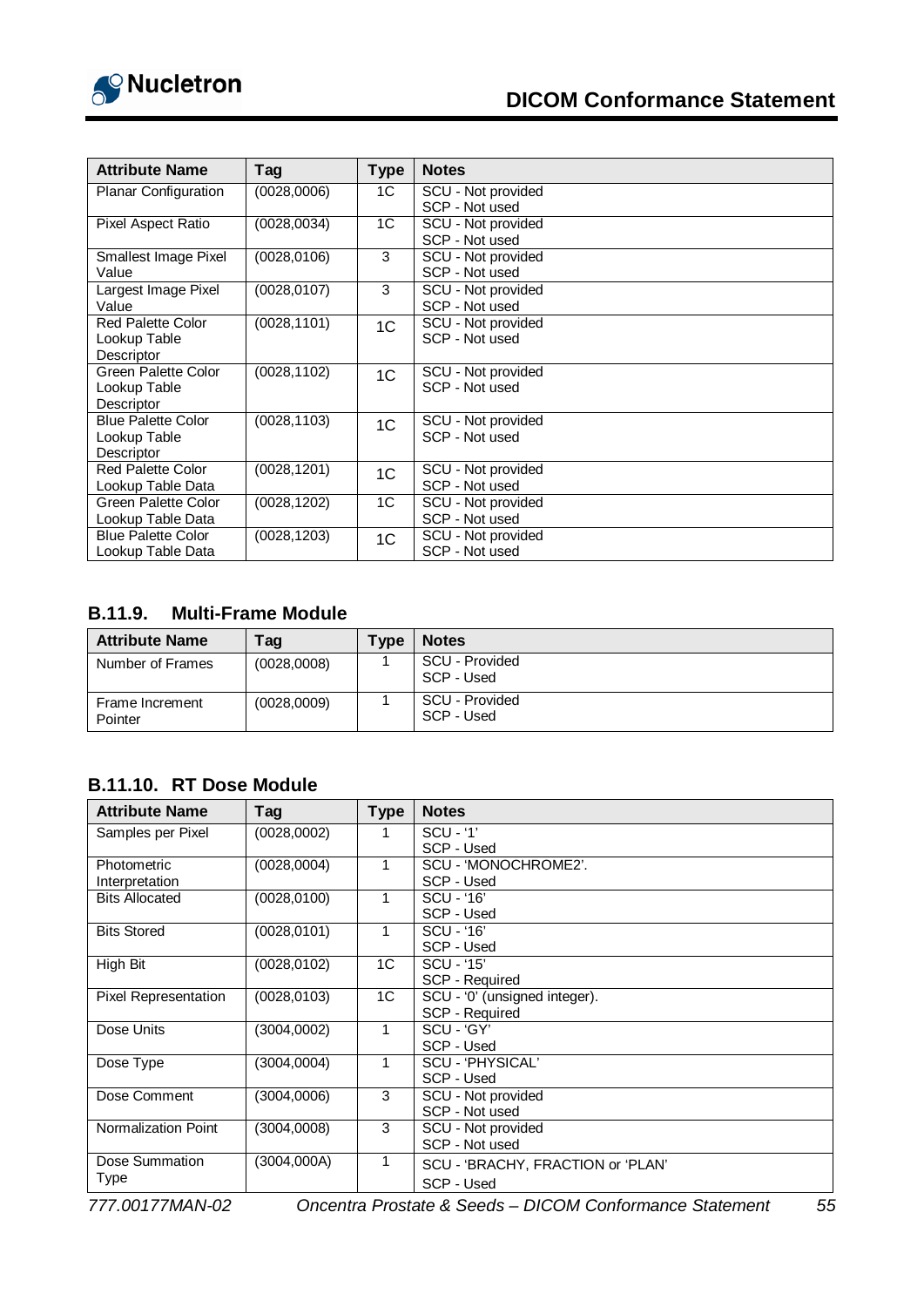| Attribute Name | Tag | Type | Notes |
|---|---|---|---|
| Planar Configuration | (0028,0006) | 1C | SCU - Not provided<br>SCP - Not used |
| Pixel Aspect Ratio | (0028,0034) | 1C | SCU - Not provided<br>SCP - Not used |
| Smallest Image Pixel Value | (0028,0106) | 3 | SCU - Not provided<br>SCP - Not used |
| Largest Image Pixel Value | (0028,0107) | 3 | SCU - Not provided<br>SCP - Not used |
| Red Palette Color Lookup Table Descriptor | (0028,1101) | 1C | SCU - Not provided<br>SCP - Not used |
| Green Palette Color Lookup Table Descriptor | (0028,1102) | 1C | SCU - Not provided<br>SCP - Not used |
| Blue Palette Color Lookup Table Descriptor | (0028,1103) | 1C | SCU - Not provided<br>SCP - Not used |
| Red Palette Color Lookup Table Data | (0028,1201) | 1C | SCU - Not provided<br>SCP - Not used |
| Green Palette Color Lookup Table Data | (0028,1202) | 1C | SCU - Not provided<br>SCP - Not used |
| Blue Palette Color Lookup Table Data | (0028,1203) | 1C | SCU - Not provided<br>SCP - Not used |

### B.11.9. Multi-Frame Module

| Attribute Name | Tag | Type | Notes |
|---|---|---|---|
| Number of Frames | (0028,0008) | 1 | SCU - Provided<br>SCP - Used |
| Frame Increment Pointer | (0028,0009) | 1 | SCU - Provided<br>SCP - Used |

### B.11.10. RT Dose Module

| Attribute Name | Tag | Type | Notes |
|---|---|---|---|
| Samples per Pixel | (0028,0002) | 1 | SCU - '1'<br>SCP - Used |
| Photometric Interpretation | (0028,0004) | 1 | SCU - 'MONOCHROME2'.<br>SCP - Used |
| Bits Allocated | (0028,0100) | 1 | SCU - '16'<br>SCP - Used |
| Bits Stored | (0028,0101) | 1 | SCU - '16'<br>SCP - Used |
| High Bit | (0028,0102) | 1C | SCU - '15'<br>SCP - Required |
| Pixel Representation | (0028,0103) | 1C | SCU - '0' (unsigned integer).<br>SCP - Required |
| Dose Units | (3004,0002) | 1 | SCU - 'GY'<br>SCP - Used |
| Dose Type | (3004,0004) | 1 | SCU - 'PHYSICAL'<br>SCP - Used |
| Dose Comment | (3004,0006) | 3 | SCU - Not provided<br>SCP - Not used |
| Normalization Point | (3004,0008) | 3 | SCU - Not provided<br>SCP - Not used |
| Dose Summation Type | (3004,000A) | 1 | SCU - 'BRACHY, FRACTION or 'PLAN'<br>SCP - Used |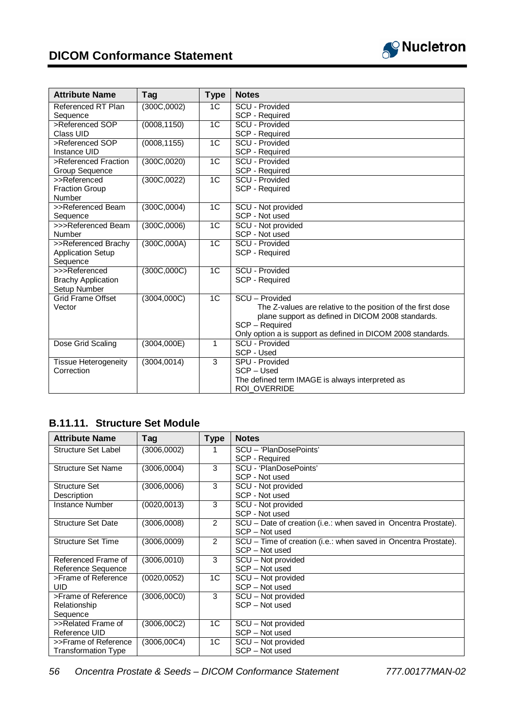| Attribute Name | Tag | Type | Notes |
|---|---|---|---|
| Referenced RT Plan Sequence | (300C,0002) | 1C | SCU - Provided<br>SCP - Required |
| >Referenced SOP Class UID | (0008,1150) | 1C | SCU - Provided<br>SCP - Required |
| >Referenced SOP Instance UID | (0008,1155) | 1C | SCU - Provided<br>SCP - Required |
| >Referenced Fraction Group Sequence | (300C,0020) | 1C | SCU - Provided<br>SCP - Required |
| >>Referenced Fraction Group Number | (300C,0022) | 1C | SCU - Provided<br>SCP - Required |
| >>Referenced Beam Sequence | (300C,0004) | 1C | SCU - Not provided<br>SCP - Not used |
| >>>Referenced Beam Number | (300C,0006) | 1C | SCU - Not provided<br>SCP - Not used |
| >>Referenced Brachy Application Setup Sequence | (300C,000A) | 1C | SCU - Provided<br>SCP - Required |
| >>>Referenced Brachy Application Setup Number | (300C,000C) | 1C | SCU - Provided<br>SCP - Required |
| Grid Frame Offset Vector | (3004,000C) | 1C | SCU – Provided<br>The Z-values are relative to the position of the first dose plane support as defined in DICOM 2008 standards.<br>SCP – Required<br>Only option a is support as defined in DICOM 2008 standards. |
| Dose Grid Scaling | (3004,000E) | 1 | SCU - Provided<br>SCP - Used |
| Tissue Heterogeneity Correction | (3004,0014) | 3 | SPU - Provided<br>SCP – Used<br>The defined term IMAGE is always interpreted as ROI_OVERRIDE |

## B.11.11. Structure Set Module

| Attribute Name | Tag | Type | Notes |
|---|---|---|---|
| Structure Set Label | (3006,0002) | 1 | SCU – 'PlanDosePoints'<br>SCP - Required |
| Structure Set Name | (3006,0004) | 3 | SCU - 'PlanDosePoints'<br>SCP - Not used |
| Structure Set Description | (3006,0006) | 3 | SCU - Not provided<br>SCP - Not used |
| Instance Number | (0020,0013) | 3 | SCU - Not provided<br>SCP - Not used |
| Structure Set Date | (3006,0008) | 2 | SCU – Date of creation (i.e.: when saved in Oncentra Prostate).<br>SCP – Not used |
| Structure Set Time | (3006,0009) | 2 | SCU – Time of creation (i.e.: when saved in Oncentra Prostate).<br>SCP – Not used |
| Referenced Frame of Reference Sequence | (3006,0010) | 3 | SCU – Not provided<br>SCP – Not used |
| >Frame of Reference UID | (0020,0052) | 1C | SCU – Not provided<br>SCP – Not used |
| >Frame of Reference Relationship Sequence | (3006,00C0) | 3 | SCU – Not provided<br>SCP – Not used |
| >>Related Frame of Reference UID | (3006,00C2) | 1C | SCU – Not provided<br>SCP – Not used |
| >>Frame of Reference Transformation Type | (3006,00C4) | 1C | SCU – Not provided<br>SCP – Not used |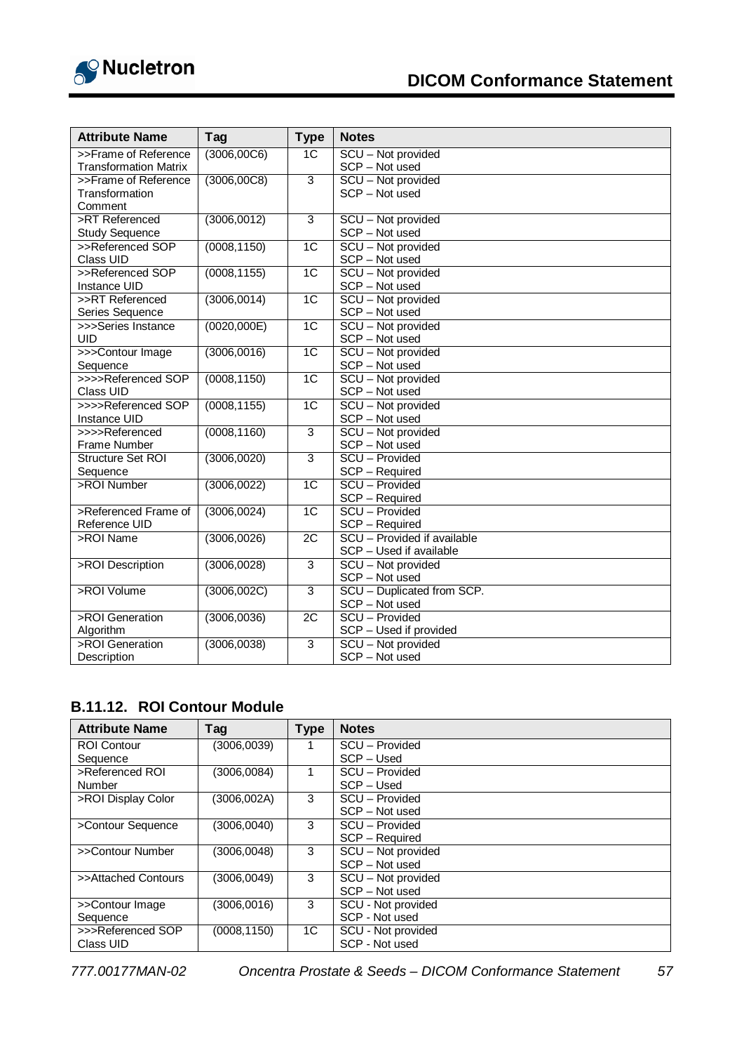| Attribute Name | Tag | Type | Notes |
| --- | --- | --- | --- |
| >>Frame of Reference Transformation Matrix | (3006,00C6) | 1C | SCU – Not provided<br>SCP – Not used |
| >>Frame of Reference Transformation Comment | (3006,00C8) | 3 | SCU – Not provided<br>SCP – Not used |
| >RT Referenced Study Sequence | (3006,0012) | 3 | SCU – Not provided<br>SCP – Not used |
| >>Referenced SOP Class UID | (0008,1150) | 1C | SCU – Not provided<br>SCP – Not used |
| >>Referenced SOP Instance UID | (0008,1155) | 1C | SCU – Not provided<br>SCP – Not used |
| >>RT Referenced Series Sequence | (3006,0014) | 1C | SCU – Not provided<br>SCP – Not used |
| >>>Series Instance UID | (0020,000E) | 1C | SCU – Not provided<br>SCP – Not used |
| >>>Contour Image Sequence | (3006,0016) | 1C | SCU – Not provided<br>SCP – Not used |
| >>>>Referenced SOP Class UID | (0008,1150) | 1C | SCU – Not provided<br>SCP – Not used |
| >>>>Referenced SOP Instance UID | (0008,1155) | 1C | SCU – Not provided<br>SCP – Not used |
| >>>>Referenced Frame Number | (0008,1160) | 3 | SCU – Not provided<br>SCP – Not used |
| Structure Set ROI Sequence | (3006,0020) | 3 | SCU – Provided<br>SCP – Required |
| >ROI Number | (3006,0022) | 1C | SCU – Provided<br>SCP – Required |
| >Referenced Frame of Reference UID | (3006,0024) | 1C | SCU – Provided<br>SCP – Required |
| >ROI Name | (3006,0026) | 2C | SCU – Provided if available<br>SCP – Used if available |
| >ROI Description | (3006,0028) | 3 | SCU – Not provided<br>SCP – Not used |
| >ROI Volume | (3006,002C) | 3 | SCU – Duplicated from SCP.<br>SCP – Not used |
| >ROI Generation Algorithm | (3006,0036) | 2C | SCU – Provided<br>SCP – Used if provided |
| >ROI Generation Description | (3006,0038) | 3 | SCU – Not provided<br>SCP – Not used |

### B.11.12. ROI Contour Module

| Attribute Name | Tag | Type | Notes |
| --- | --- | --- | --- |
| ROI Contour Sequence | (3006,0039) | 1 | SCU – Provided<br>SCP – Used |
| >Referenced ROI Number | (3006,0084) | 1 | SCU – Provided<br>SCP – Used |
| >ROI Display Color | (3006,002A) | 3 | SCU – Provided<br>SCP – Not used |
| >Contour Sequence | (3006,0040) | 3 | SCU – Provided<br>SCP – Required |
| >>Contour Number | (3006,0048) | 3 | SCU – Not provided<br>SCP – Not used |
| >>Attached Contours | (3006,0049) | 3 | SCU – Not provided<br>SCP – Not used |
| >>Contour Image Sequence | (3006,0016) | 3 | SCU - Not provided<br>SCP - Not used |
| >>>Referenced SOP Class UID | (0008,1150) | 1C | SCU - Not provided<br>SCP - Not used |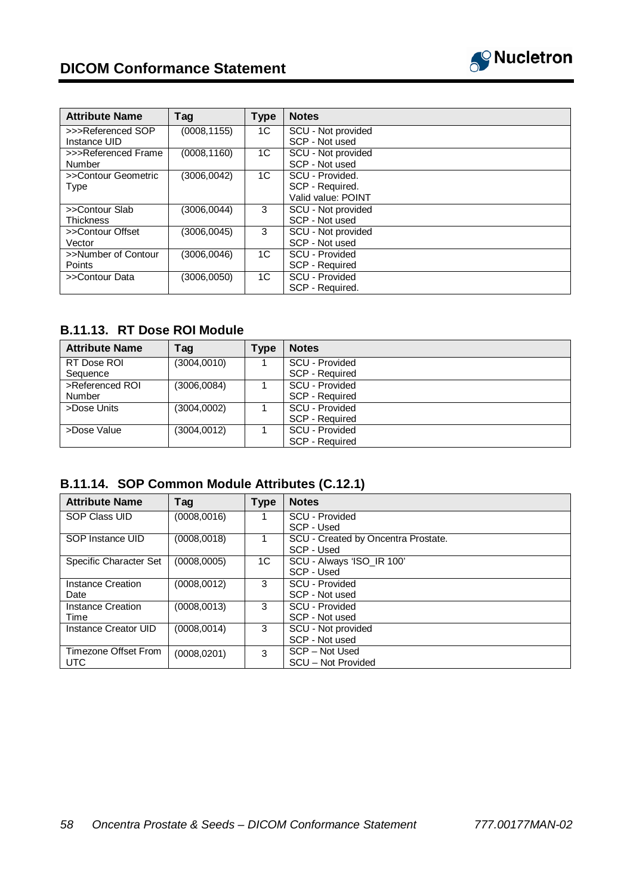| Attribute Name | Tag | Type | Notes |
|---|---|---|---|
| >>>Referenced SOP Instance UID | (0008,1155) | 1C | SCU - Not provided<br>SCP - Not used |
| >>>Referenced Frame Number | (0008,1160) | 1C | SCU - Not provided<br>SCP - Not used |
| >>Contour Geometric Type | (3006,0042) | 1C | SCU - Provided.<br>SCP - Required.<br>Valid value: POINT |
| >>Contour Slab Thickness | (3006,0044) | 3 | SCU - Not provided<br>SCP - Not used |
| >>Contour Offset Vector | (3006,0045) | 3 | SCU - Not provided<br>SCP - Not used |
| >>Number of Contour Points | (3006,0046) | 1C | SCU - Provided<br>SCP - Required |
| >>Contour Data | (3006,0050) | 1C | SCU - Provided<br>SCP - Required. |

### B.11.13. RT Dose ROI Module

| Attribute Name | Tag | Type | Notes |
|---|---|---|---|
| RT Dose ROI Sequence | (3004,0010) | 1 | SCU - Provided<br>SCP - Required |
| >Referenced ROI Number | (3006,0084) | 1 | SCU - Provided<br>SCP - Required |
| >Dose Units | (3004,0002) | 1 | SCU - Provided<br>SCP - Required |
| >Dose Value | (3004,0012) | 1 | SCU - Provided<br>SCP - Required |

### B.11.14. SOP Common Module Attributes (C.12.1)

| Attribute Name | Tag | Type | Notes |
|---|---|---|---|
| SOP Class UID | (0008,0016) | 1 | SCU - Provided<br>SCP - Used |
| SOP Instance UID | (0008,0018) | 1 | SCU - Created by Oncentra Prostate.<br>SCP - Used |
| Specific Character Set | (0008,0005) | 1C | SCU - Always 'ISO_IR 100'<br>SCP - Used |
| Instance Creation Date | (0008,0012) | 3 | SCU - Provided<br>SCP - Not used |
| Instance Creation Time | (0008,0013) | 3 | SCU - Provided<br>SCP - Not used |
| Instance Creator UID | (0008,0014) | 3 | SCU - Not provided<br>SCP - Not used |
| Timezone Offset From UTC | (0008,0201) | 3 | SCP – Not Used<br>SCU – Not Provided |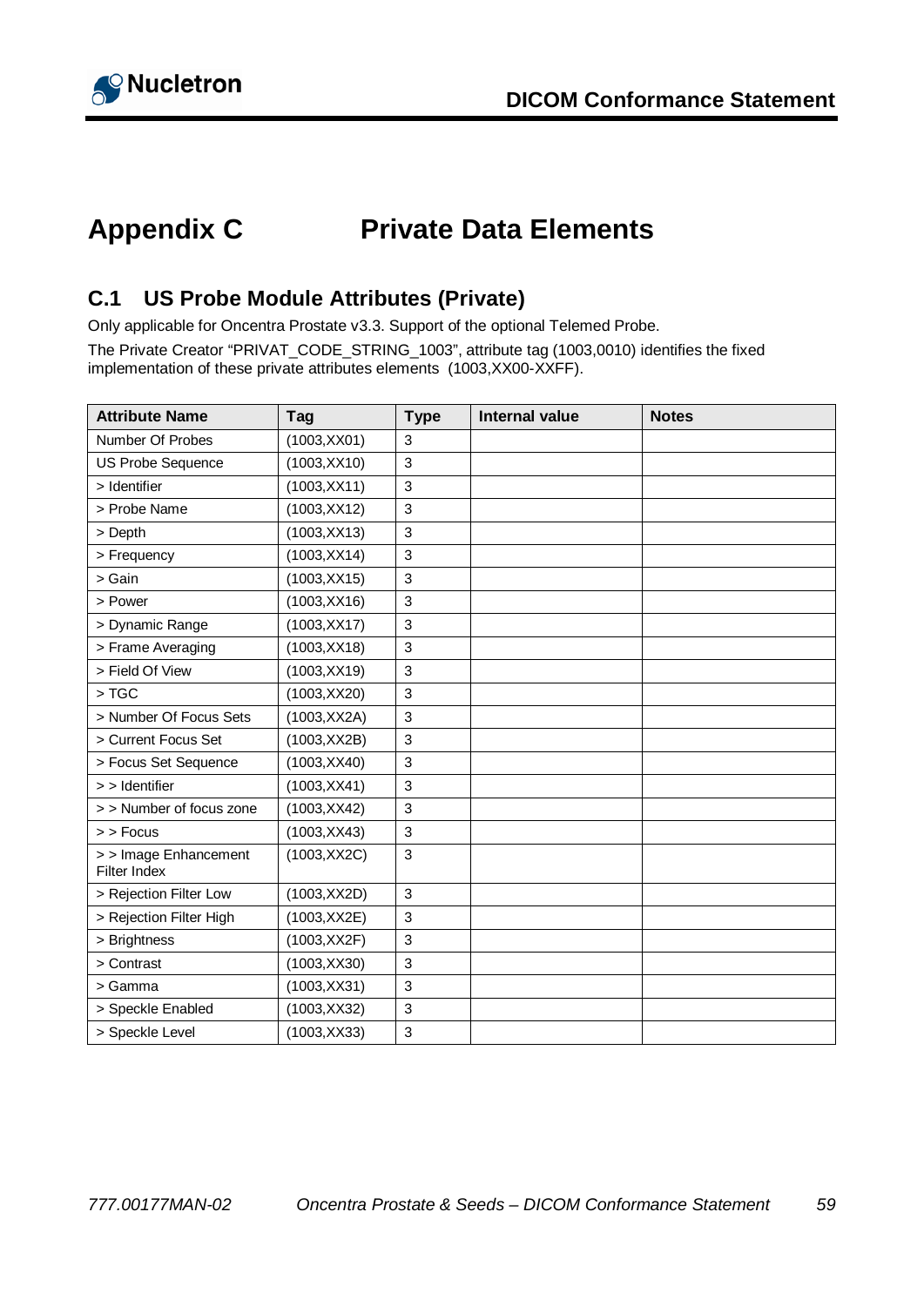# Appendix C Private Data Elements

## C.1 US Probe Module Attributes (Private)

Only applicable for Oncentra Prostate v3.3. Support of the optional Telemed Probe.

The Private Creator “PRIVAT_CODE_STRING_1003”, attribute tag (1003,0010) identifies the fixed implementation of these private attributes elements (1003,XX00-XXFF).

| Attribute Name | Tag | Type | Internal value | Notes |
|---|---|---|---|---|
| Number Of Probes | (1003,XX01) | 3 | | |
| US Probe Sequence | (1003,XX10) | 3 | | |
| > Identifier | (1003,XX11) | 3 | | |
| > Probe Name | (1003,XX12) | 3 | | |
| > Depth | (1003,XX13) | 3 | | |
| > Frequency | (1003,XX14) | 3 | | |
| > Gain | (1003,XX15) | 3 | | |
| > Power | (1003,XX16) | 3 | | |
| > Dynamic Range | (1003,XX17) | 3 | | |
| > Frame Averaging | (1003,XX18) | 3 | | |
| > Field Of View | (1003,XX19) | 3 | | |
| > TGC | (1003,XX20) | 3 | | |
| > Number Of Focus Sets | (1003,XX2A) | 3 | | |
| > Current Focus Set | (1003,XX2B) | 3 | | |
| > Focus Set Sequence | (1003,XX40) | 3 | | |
| > > Identifier | (1003,XX41) | 3 | | |
| > > Number of focus zone | (1003,XX42) | 3 | | |
| > > Focus | (1003,XX43) | 3 | | |
| > > Image Enhancement Filter Index | (1003,XX2C) | 3 | | |
| > Rejection Filter Low | (1003,XX2D) | 3 | | |
| > Rejection Filter High | (1003,XX2E) | 3 | | |
| > Brightness | (1003,XX2F) | 3 | | |
| > Contrast | (1003,XX30) | 3 | | |
| > Gamma | (1003,XX31) | 3 | | |
| > Speckle Enabled | (1003,XX32) | 3 | | |
| > Speckle Level | (1003,XX33) | 3 | | |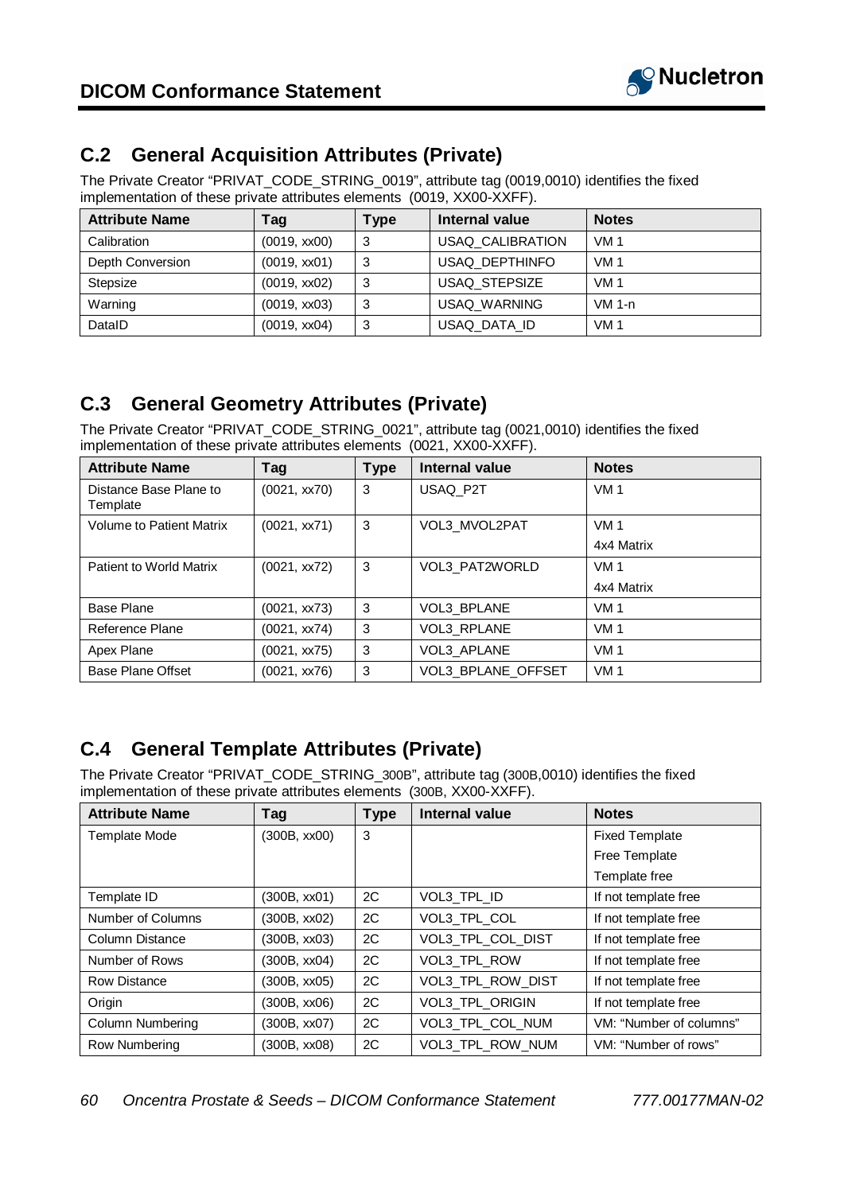## C.2 General Acquisition Attributes (Private)

The Private Creator "PRIVAT_CODE_STRING_0019", attribute tag (0019,0010) identifies the fixed implementation of these private attributes elements (0019, XX00-XXFF).

| Attribute Name | Tag | Type | Internal value | Notes |
|---|---|---|---|---|
| Calibration | (0019, xx00) | 3 | USAQ_CALIBRATION | VM 1 |
| Depth Conversion | (0019, xx01) | 3 | USAQ_DEPTHINFO | VM 1 |
| Stepsize | (0019, xx02) | 3 | USAQ_STEPSIZE | VM 1 |
| Warning | (0019, xx03) | 3 | USAQ_WARNING | VM 1-n |
| DataID | (0019, xx04) | 3 | USAQ_DATA_ID | VM 1 |

## C.3 General Geometry Attributes (Private)

The Private Creator "PRIVAT_CODE_STRING_0021", attribute tag (0021,0010) identifies the fixed implementation of these private attributes elements (0021, XX00-XXFF).

| Attribute Name | Tag | Type | Internal value | Notes |
|---|---|---|---|---|
| Distance Base Plane to Template | (0021, xx70) | 3 | USAQ_P2T | VM 1 |
| Volume to Patient Matrix | (0021, xx71) | 3 | VOL3_MVOL2PAT | VM 1<br>4x4 Matrix |
| Patient to World Matrix | (0021, xx72) | 3 | VOL3_PAT2WORLD | VM 1<br>4x4 Matrix |
| Base Plane | (0021, xx73) | 3 | VOL3_BPLANE | VM 1 |
| Reference Plane | (0021, xx74) | 3 | VOL3_RPLANE | VM 1 |
| Apex Plane | (0021, xx75) | 3 | VOL3_APLANE | VM 1 |
| Base Plane Offset | (0021, xx76) | 3 | VOL3_BPLANE_OFFSET | VM 1 |

## C.4 General Template Attributes (Private)

The Private Creator "PRIVAT_CODE_STRING_300B", attribute tag (300B,0010) identifies the fixed implementation of these private attributes elements (300B, XX00-XXFF).

| Attribute Name | Tag | Type | Internal value | Notes |
|---|---|---|---|---|
| Template Mode | (300B, xx00) | 3 | | Fixed Template<br>Free Template<br>Template free |
| Template ID | (300B, xx01) | 2C | VOL3_TPL_ID | If not template free |
| Number of Columns | (300B, xx02) | 2C | VOL3_TPL_COL | If not template free |
| Column Distance | (300B, xx03) | 2C | VOL3_TPL_COL_DIST | If not template free |
| Number of Rows | (300B, xx04) | 2C | VOL3_TPL_ROW | If not template free |
| Row Distance | (300B, xx05) | 2C | VOL3_TPL_ROW_DIST | If not template free |
| Origin | (300B, xx06) | 2C | VOL3_TPL_ORIGIN | If not template free |
| Column Numbering | (300B, xx07) | 2C | VOL3_TPL_COL_NUM | VM: "Number of columns" |
| Row Numbering | (300B, xx08) | 2C | VOL3_TPL_ROW_NUM | VM: "Number of rows" |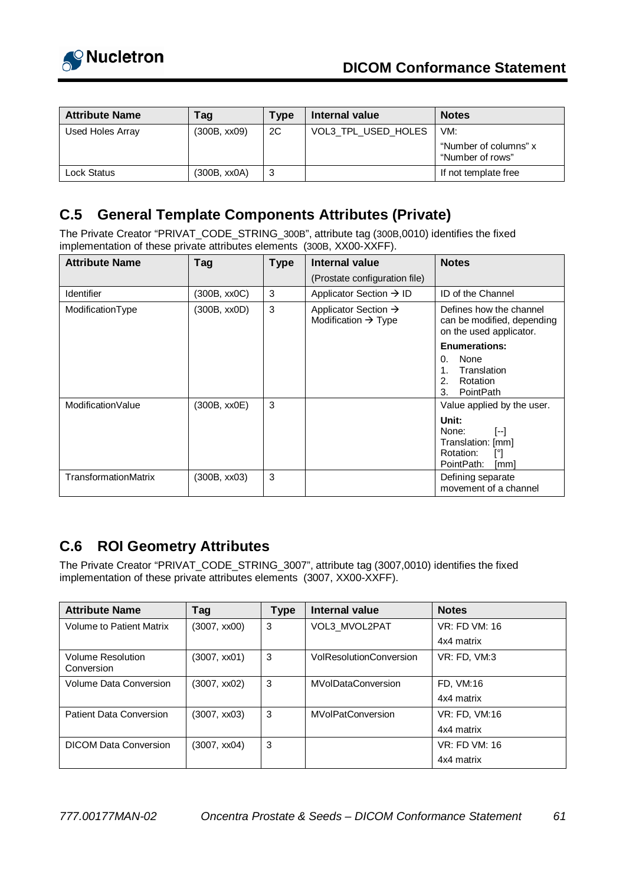| Attribute Name | Tag | Type | Internal value | Notes |
|---|---|---|---|---|
| Used Holes Array | (300B, xx09) | 2C | VOL3_TPL_USED_HOLES | VM: "Number of columns" x "Number of rows" |
| Lock Status | (300B, xx0A) | 3 | | If not template free |

## C.5 General Template Components Attributes (Private)

The Private Creator "PRIVAT_CODE_STRING_300B", attribute tag (300B,0010) identifies the fixed implementation of these private attributes elements (300B, XX00-XXFF).

| Attribute Name | Tag | Type | Internal value (Prostate configuration file) | Notes |
|---|---|---|---|---|
| Identifier | (300B, xx0C) | 3 | Applicator Section → ID | ID of the Channel |
| ModificationType | (300B, xx0D) | 3 | Applicator Section → Modification → Type | Defines how the channel can be modified, depending on the used applicator. **Enumerations:** 0. None 1. Translation 2. Rotation 3. PointPath |
| ModificationValue | (300B, xx0E) | 3 | | Value applied by the user. **Unit:** None: [--] Translation: [mm] Rotation: [°] PointPath: [mm] |
| TransformationMatrix | (300B, xx03) | 3 | | Defining separate movement of a channel |

## C.6 ROI Geometry Attributes

The Private Creator "PRIVAT_CODE_STRING_3007", attribute tag (3007,0010) identifies the fixed implementation of these private attributes elements (3007, XX00-XXFF).

| Attribute Name | Tag | Type | Internal value | Notes |
|---|---|---|---|---|
| Volume to Patient Matrix | (3007, xx00) | 3 | VOL3_MVOL2PAT | VR: FD VM: 16 4x4 matrix |
| Volume Resolution Conversion | (3007, xx01) | 3 | VolResolutionConversion | VR: FD, VM:3 |
| Volume Data Conversion | (3007, xx02) | 3 | MVolDataConversion | FD, VM:16 4x4 matrix |
| Patient Data Conversion | (3007, xx03) | 3 | MVolPatConversion | VR: FD, VM:16 4x4 matrix |
| DICOM Data Conversion | (3007, xx04) | 3 | | VR: FD VM: 16 4x4 matrix |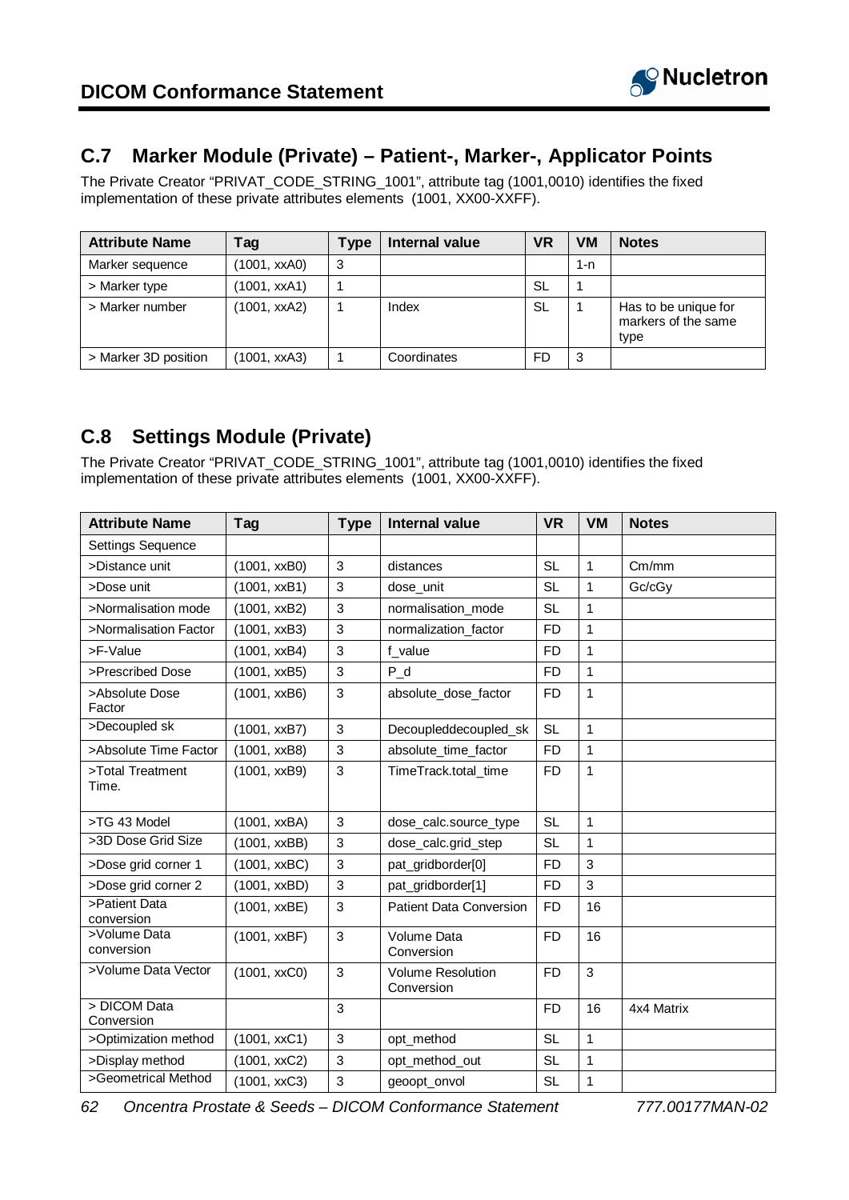## C.7 Marker Module (Private) – Patient-, Marker-, Applicator Points

The Private Creator "PRIVAT_CODE_STRING_1001", attribute tag (1001,0010) identifies the fixed implementation of these private attributes elements (1001, XX00-XXFF).

| Attribute Name | Tag | Type | Internal value | VR | VM | Notes |
|---|---|---|---|---|---|---|
| Marker sequence | (1001, xxA0) | 3 | | | 1-n | |
| > Marker type | (1001, xxA1) | 1 | | SL | 1 | |
| > Marker number | (1001, xxA2) | 1 | Index | SL | 1 | Has to be unique for markers of the same type |
| > Marker 3D position | (1001, xxA3) | 1 | Coordinates | FD | 3 | |

## C.8 Settings Module (Private)

The Private Creator "PRIVAT_CODE_STRING_1001", attribute tag (1001,0010) identifies the fixed implementation of these private attributes elements (1001, XX00-XXFF).

| Attribute Name | Tag | Type | Internal value | VR | VM | Notes |
|---|---|---|---|---|---|---|
| Settings Sequence | | | | | | |
| >Distance unit | (1001, xxB0) | 3 | distances | SL | 1 | Cm/mm |
| >Dose unit | (1001, xxB1) | 3 | dose_unit | SL | 1 | Gc/cGy |
| >Normalisation mode | (1001, xxB2) | 3 | normalisation_mode | SL | 1 | |
| >Normalisation Factor | (1001, xxB3) | 3 | normalization_factor | FD | 1 | |
| >F-Value | (1001, xxB4) | 3 | f_value | FD | 1 | |
| >Prescribed Dose | (1001, xxB5) | 3 | P_d | FD | 1 | |
| >Absolute Dose Factor | (1001, xxB6) | 3 | absolute_dose_factor | FD | 1 | |
| >Decoupled sk | (1001, xxB7) | 3 | Decoupleddecoupled_sk | SL | 1 | |
| >Absolute Time Factor | (1001, xxB8) | 3 | absolute_time_factor | FD | 1 | |
| >Total Treatment Time. | (1001, xxB9) | 3 | TimeTrack.total_time | FD | 1 | |
| >TG 43 Model | (1001, xxBA) | 3 | dose_calc.source_type | SL | 1 | |
| >3D Dose Grid Size | (1001, xxBB) | 3 | dose_calc.grid_step | SL | 1 | |
| >Dose grid corner 1 | (1001, xxBC) | 3 | pat_gridborder[0] | FD | 3 | |
| >Dose grid corner 2 | (1001, xxBD) | 3 | pat_gridborder[1] | FD | 3 | |
| >Patient Data conversion | (1001, xxBE) | 3 | Patient Data Conversion | FD | 16 | |
| >Volume Data conversion | (1001, xxBF) | 3 | Volume Data Conversion | FD | 16 | |
| >Volume Data Vector | (1001, xxC0) | 3 | Volume Resolution Conversion | FD | 3 | |
| > DICOM Data Conversion | | 3 | | FD | 16 | 4x4 Matrix |
| >Optimization method | (1001, xxC1) | 3 | opt_method | SL | 1 | |
| >Display method | (1001, xxC2) | 3 | opt_method_out | SL | 1 | |
| >Geometrical Method | (1001, xxC3) | 3 | geoopt_onvol | SL | 1 | |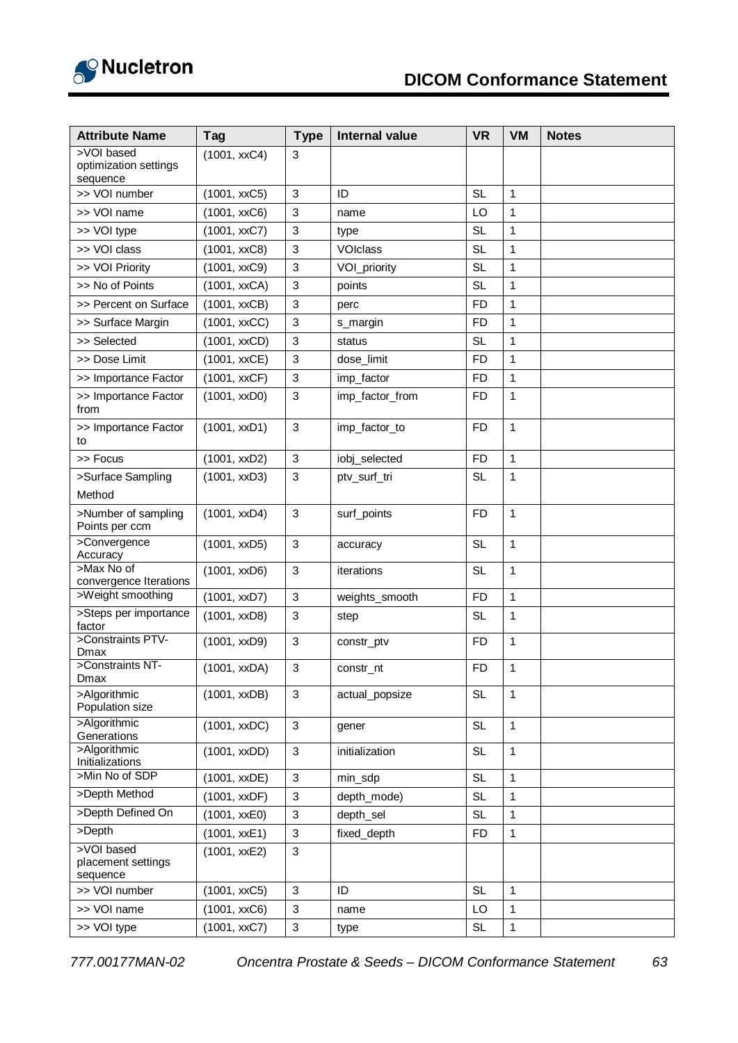| Attribute Name | Tag | Type | Internal value | VR | VM | Notes |
|---|---|---|---|---|---|---|
| >VOI based optimization settings sequence | (1001, xxC4) | 3 | | | | |
| >> VOI number | (1001, xxC5) | 3 | ID | SL | 1 | |
| >> VOI name | (1001, xxC6) | 3 | name | LO | 1 | |
| >> VOI type | (1001, xxC7) | 3 | type | SL | 1 | |
| >> VOI class | (1001, xxC8) | 3 | VOIclass | SL | 1 | |
| >> VOI Priority | (1001, xxC9) | 3 | VOI_priority | SL | 1 | |
| >> No of Points | (1001, xxCA) | 3 | points | SL | 1 | |
| >> Percent on Surface | (1001, xxCB) | 3 | perc | FD | 1 | |
| >> Surface Margin | (1001, xxCC) | 3 | s_margin | FD | 1 | |
| >> Selected | (1001, xxCD) | 3 | status | SL | 1 | |
| >> Dose Limit | (1001, xxCE) | 3 | dose_limit | FD | 1 | |
| >> Importance Factor | (1001, xxCF) | 3 | imp_factor | FD | 1 | |
| >> Importance Factor from | (1001, xxD0) | 3 | imp_factor_from | FD | 1 | |
| >> Importance Factor to | (1001, xxD1) | 3 | imp_factor_to | FD | 1 | |
| >> Focus | (1001, xxD2) | 3 | iobj_selected | FD | 1 | |
| >Surface Sampling Method | (1001, xxD3) | 3 | ptv_surf_tri | SL | 1 | |
| >Number of sampling Points per ccm | (1001, xxD4) | 3 | surf_points | FD | 1 | |
| >Convergence Accuracy | (1001, xxD5) | 3 | accuracy | SL | 1 | |
| >Max No of convergence Iterations | (1001, xxD6) | 3 | iterations | SL | 1 | |
| >Weight smoothing | (1001, xxD7) | 3 | weights_smooth | FD | 1 | |
| >Steps per importance factor | (1001, xxD8) | 3 | step | SL | 1 | |
| >Constraints PTV-Dmax | (1001, xxD9) | 3 | constr_ptv | FD | 1 | |
| >Constraints NT-Dmax | (1001, xxDA) | 3 | constr_nt | FD | 1 | |
| >Algorithmic Population size | (1001, xxDB) | 3 | actual_popsize | SL | 1 | |
| >Algorithmic Generations | (1001, xxDC) | 3 | gener | SL | 1 | |
| >Algorithmic Initializations | (1001, xxDD) | 3 | initialization | SL | 1 | |
| >Min No of SDP | (1001, xxDE) | 3 | min_sdp | SL | 1 | |
| >Depth Method | (1001, xxDF) | 3 | depth_mode) | SL | 1 | |
| >Depth Defined On | (1001, xxE0) | 3 | depth_sel | SL | 1 | |
| >Depth | (1001, xxE1) | 3 | fixed_depth | FD | 1 | |
| >VOI based placement settings sequence | (1001, xxE2) | 3 | | | | |
| >> VOI number | (1001, xxC5) | 3 | ID | SL | 1 | |
| >> VOI name | (1001, xxC6) | 3 | name | LO | 1 | |
| >> VOI type | (1001, xxC7) | 3 | type | SL | 1 | |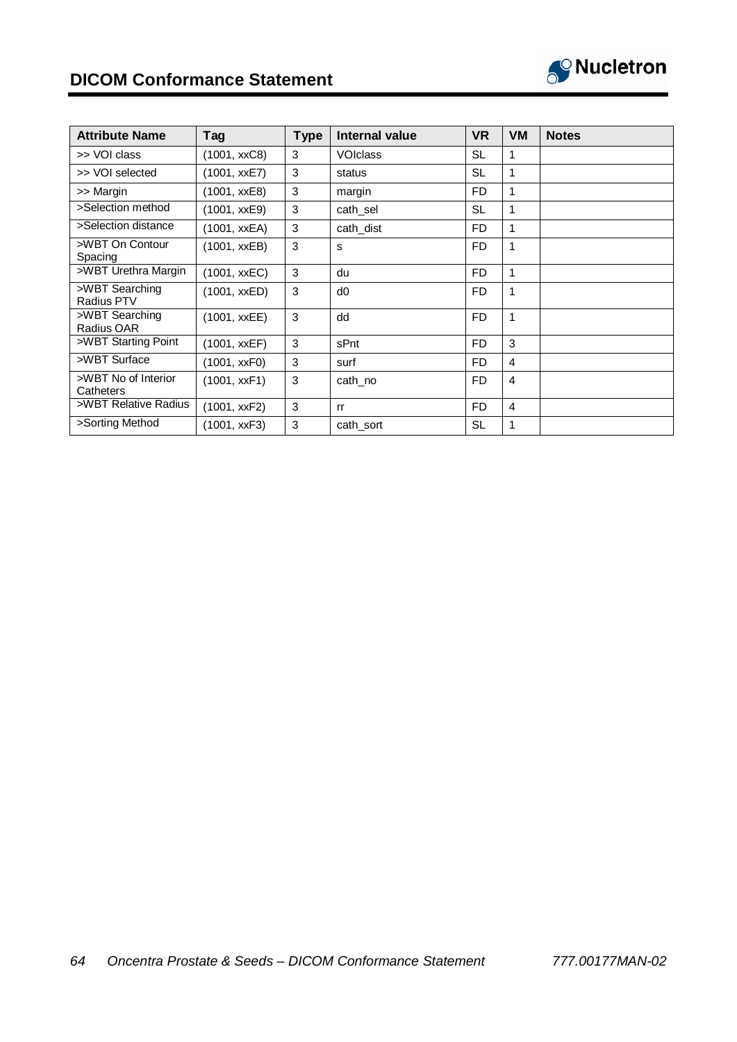| Attribute Name | Tag | Type | Internal value | VR | VM | Notes |
|---|---|---|---|---|---|---|
| >> VOI class | (1001, xxC8) | 3 | VOIclass | SL | 1 | |
| >> VOI selected | (1001, xxE7) | 3 | status | SL | 1 | |
| >> Margin | (1001, xxE8) | 3 | margin | FD | 1 | |
| >Selection method | (1001, xxE9) | 3 | cath_sel | SL | 1 | |
| >Selection distance | (1001, xxEA) | 3 | cath_dist | FD | 1 | |
| >WBT On Contour Spacing | (1001, xxEB) | 3 | s | FD | 1 | |
| >WBT Urethra Margin | (1001, xxEC) | 3 | du | FD | 1 | |
| >WBT Searching Radius PTV | (1001, xxED) | 3 | d0 | FD | 1 | |
| >WBT Searching Radius OAR | (1001, xxEE) | 3 | dd | FD | 1 | |
| >WBT Starting Point | (1001, xxEF) | 3 | sPnt | FD | 3 | |
| >WBT Surface | (1001, xxF0) | 3 | surf | FD | 4 | |
| >WBT No of Interior Catheters | (1001, xxF1) | 3 | cath_no | FD | 4 | |
| >WBT Relative Radius | (1001, xxF2) | 3 | rr | FD | 4 | |
| >Sorting Method | (1001, xxF3) | 3 | cath_sort | SL | 1 | |